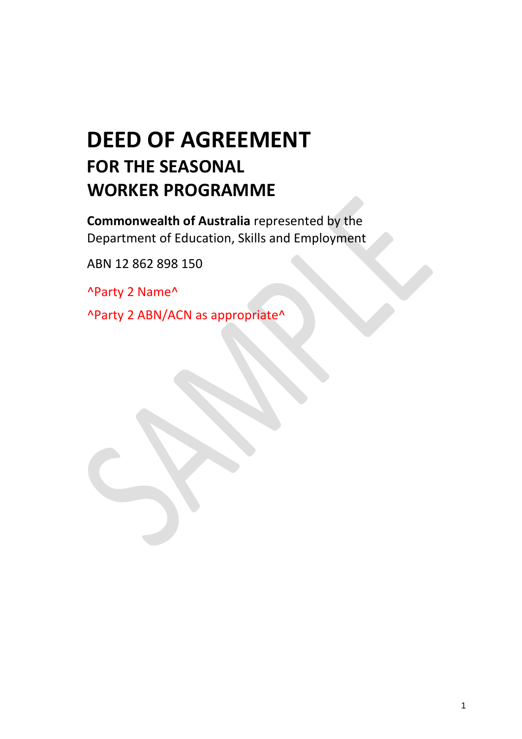# DEED OF AGREEMENT

## FOR THE SEASONAL WORKER PROGRAMME

**Commonwealth of Australia** represented by the Department of Education, Skills and Employment

ABN 12 862 898 150

^Party 2 Name^

^Party 2 ABN/ACN as appropriate^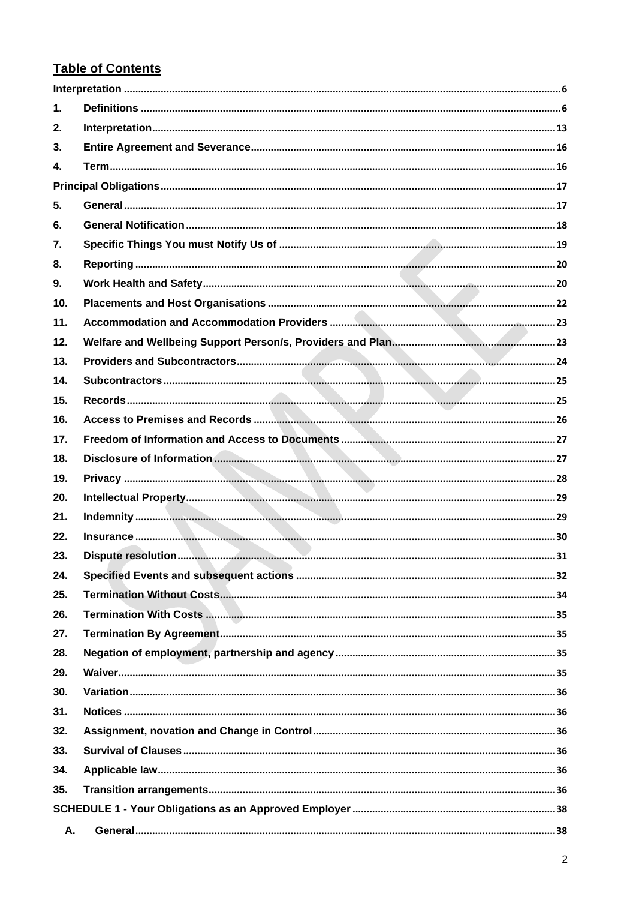## Table of Contents

Interpretation ... 6

1. Definitions ... 6
2. Interpretation ... 13
3. Entire Agreement and Severance ... 16
4. Term ... 16

Principal Obligations ... 17

5. General ... 17
6. General Notification ... 18
7. Specific Things You must Notify Us of ... 19
8. Reporting ... 20
9. Work Health and Safety ... 20
10. Placements and Host Organisations ... 22
11. Accommodation and Accommodation Providers ... 23
12. Welfare and Wellbeing Support Person/s, Providers and Plan ... 23
13. Providers and Subcontractors ... 24
14. Subcontractors ... 25
15. Records ... 25
16. Access to Premises and Records ... 26
17. Freedom of Information and Access to Documents ... 27
18. Disclosure of Information ... 27
19. Privacy ... 28
20. Intellectual Property ... 29
21. Indemnity ... 29
22. Insurance ... 30
23. Dispute resolution ... 31
24. Specified Events and subsequent actions ... 32
25. Termination Without Costs ... 34
26. Termination With Costs ... 35
27. Termination By Agreement ... 35
28. Negation of employment, partnership and agency ... 35
29. Waiver ... 35
30. Variation ... 36
31. Notices ... 36
32. Assignment, novation and Change in Control ... 36
33. Survival of Clauses ... 36
34. Applicable law ... 36
35. Transition arrangements ... 36

SCHEDULE 1 - Your Obligations as an Approved Employer ... 38

A. General ... 38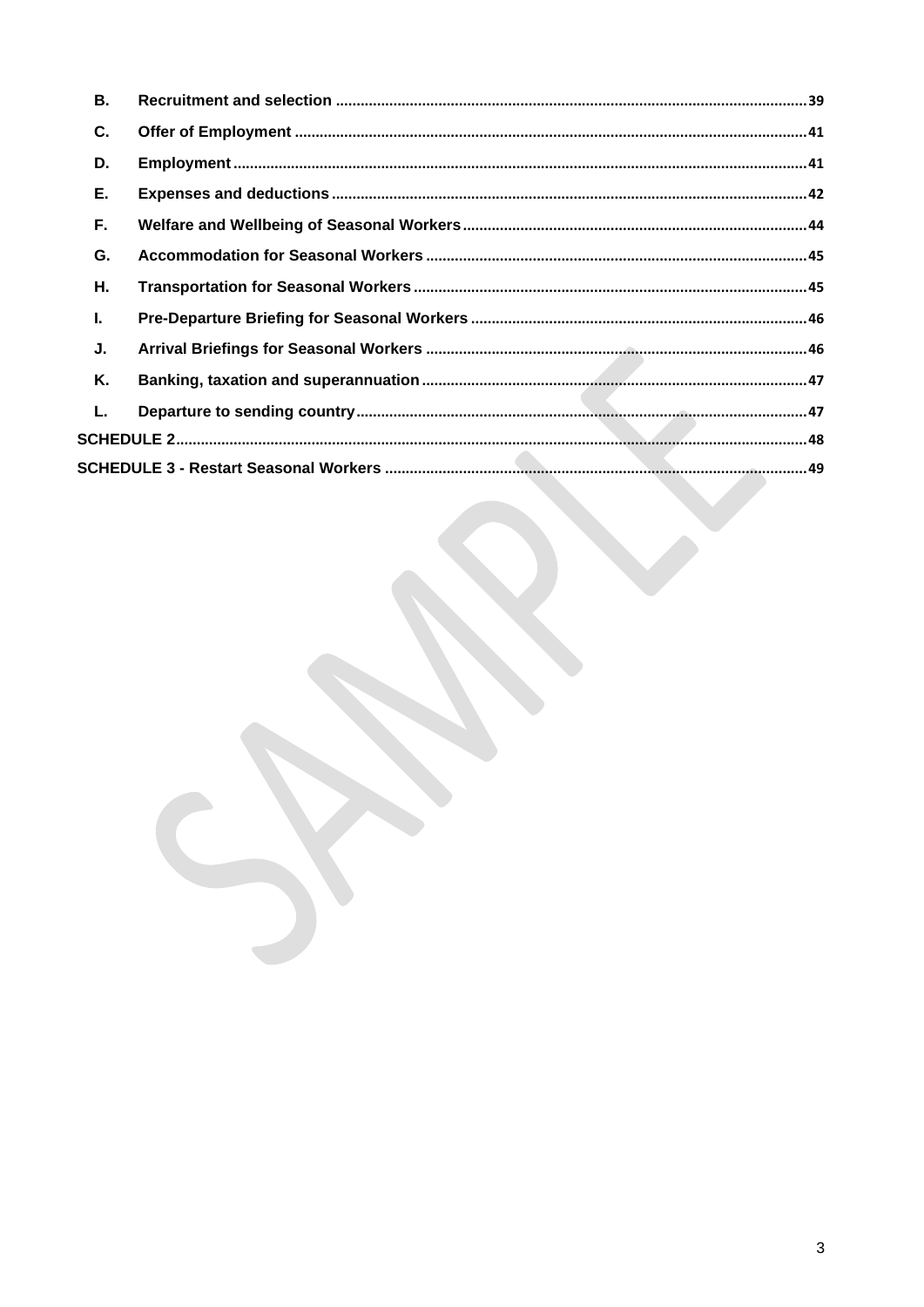| | | |
|---|---|---|
| **B.** | **Recruitment and selection** | 39 |
| **C.** | **Offer of Employment** | 41 |
| **D.** | **Employment** | 41 |
| **E.** | **Expenses and deductions** | 42 |
| **F.** | **Welfare and Wellbeing of Seasonal Workers** | 44 |
| **G.** | **Accommodation for Seasonal Workers** | 45 |
| **H.** | **Transportation for Seasonal Workers** | 45 |
| **I.** | **Pre-Departure Briefing for Seasonal Workers** | 46 |
| **J.** | **Arrival Briefings for Seasonal Workers** | 46 |
| **K.** | **Banking, taxation and superannuation** | 47 |
| **L.** | **Departure to sending country** | 47 |
| **SCHEDULE 2** | | 48 |
| **SCHEDULE 3 - Restart Seasonal Workers** | | 49 |

SAMPLE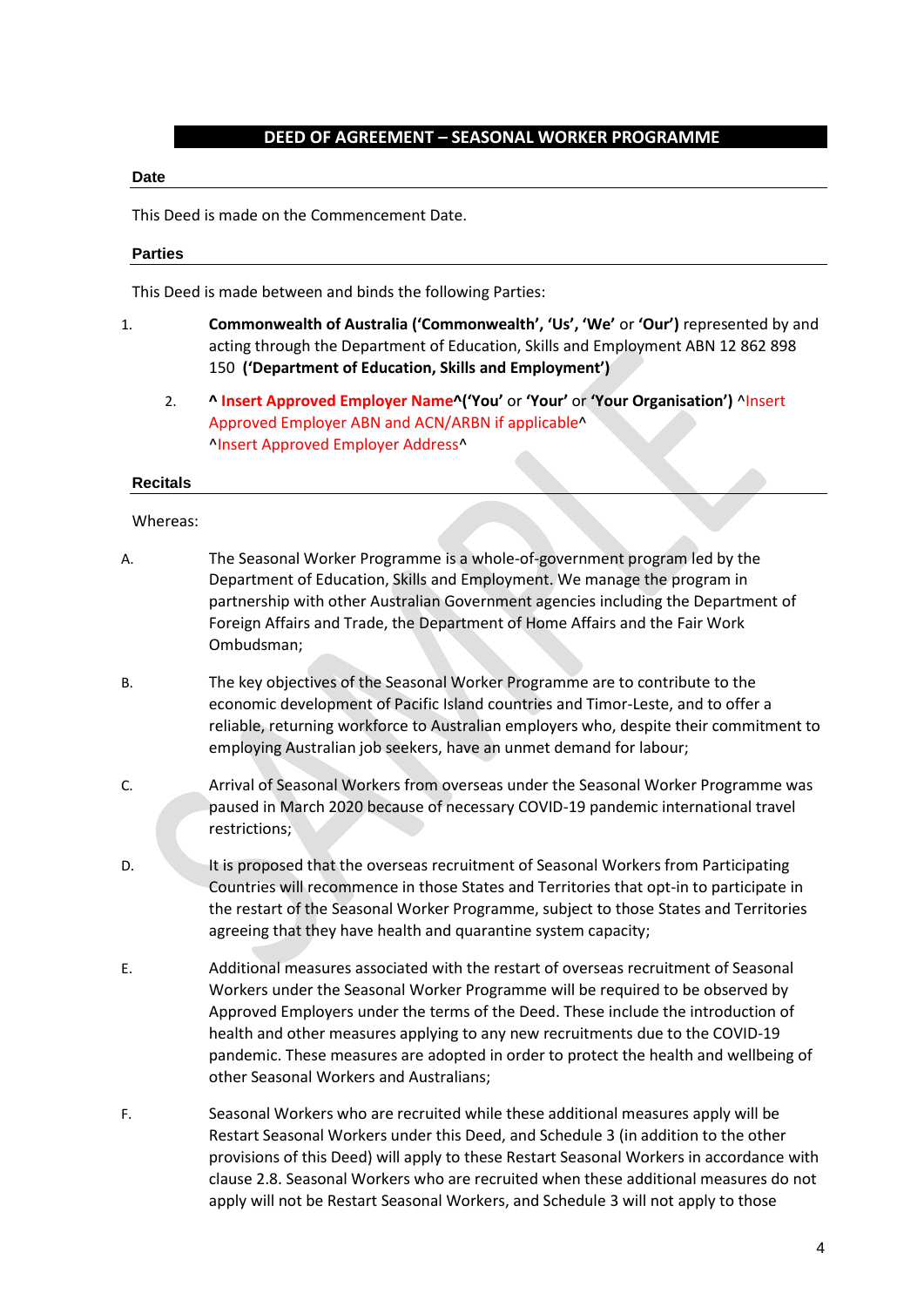# DEED OF AGREEMENT – SEASONAL WORKER PROGRAMME

**Date**

This Deed is made on the Commencement Date.

**Parties**

This Deed is made between and binds the following Parties:

1. **Commonwealth of Australia ('Commonwealth', 'Us', 'We'** or **'Our')** represented by and acting through the Department of Education, Skills and Employment ABN 12 862 898 150 **('Department of Education, Skills and Employment')**

2. **^ Insert Approved Employer Name^('You'** or **'Your'** or **'Your Organisation')** ^Insert Approved Employer ABN and ACN/ARBN if applicable^
^Insert Approved Employer Address^

**Recitals**

Whereas:

A. The Seasonal Worker Programme is a whole-of-government program led by the Department of Education, Skills and Employment. We manage the program in partnership with other Australian Government agencies including the Department of Foreign Affairs and Trade, the Department of Home Affairs and the Fair Work Ombudsman;

B. The key objectives of the Seasonal Worker Programme are to contribute to the economic development of Pacific Island countries and Timor-Leste, and to offer a reliable, returning workforce to Australian employers who, despite their commitment to employing Australian job seekers, have an unmet demand for labour;

C. Arrival of Seasonal Workers from overseas under the Seasonal Worker Programme was paused in March 2020 because of necessary COVID-19 pandemic international travel restrictions;

D. It is proposed that the overseas recruitment of Seasonal Workers from Participating Countries will recommence in those States and Territories that opt-in to participate in the restart of the Seasonal Worker Programme, subject to those States and Territories agreeing that they have health and quarantine system capacity;

E. Additional measures associated with the restart of overseas recruitment of Seasonal Workers under the Seasonal Worker Programme will be required to be observed by Approved Employers under the terms of the Deed. These include the introduction of health and other measures applying to any new recruitments due to the COVID-19 pandemic. These measures are adopted in order to protect the health and wellbeing of other Seasonal Workers and Australians;

F. Seasonal Workers who are recruited while these additional measures apply will be Restart Seasonal Workers under this Deed, and Schedule 3 (in addition to the other provisions of this Deed) will apply to these Restart Seasonal Workers in accordance with clause 2.8. Seasonal Workers who are recruited when these additional measures do not apply will not be Restart Seasonal Workers, and Schedule 3 will not apply to those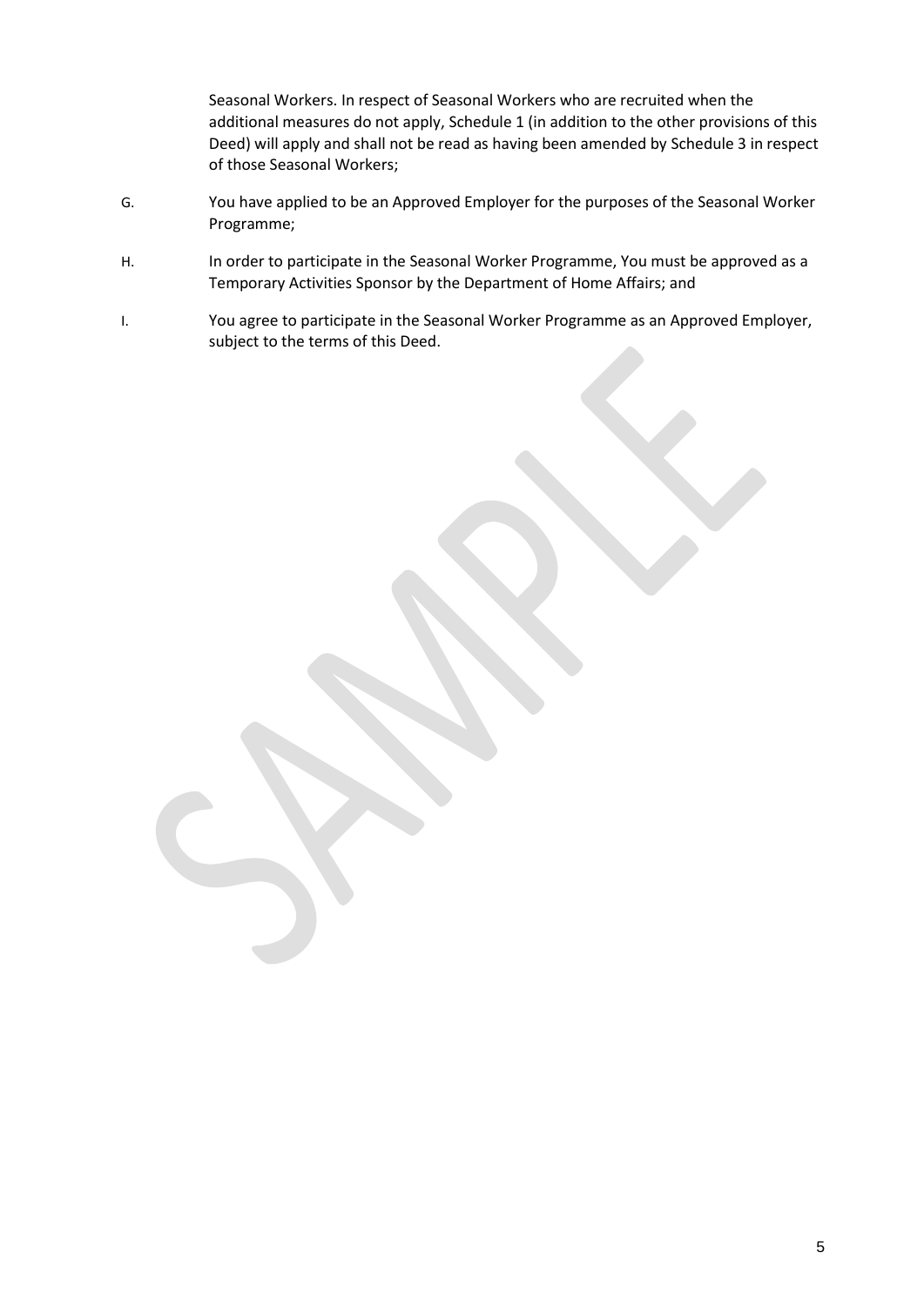Seasonal Workers. In respect of Seasonal Workers who are recruited when the additional measures do not apply, Schedule 1 (in addition to the other provisions of this Deed) will apply and shall not be read as having been amended by Schedule 3 in respect of those Seasonal Workers;

G. You have applied to be an Approved Employer for the purposes of the Seasonal Worker Programme;

H. In order to participate in the Seasonal Worker Programme, You must be approved as a Temporary Activities Sponsor by the Department of Home Affairs; and

I. You agree to participate in the Seasonal Worker Programme as an Approved Employer, subject to the terms of this Deed.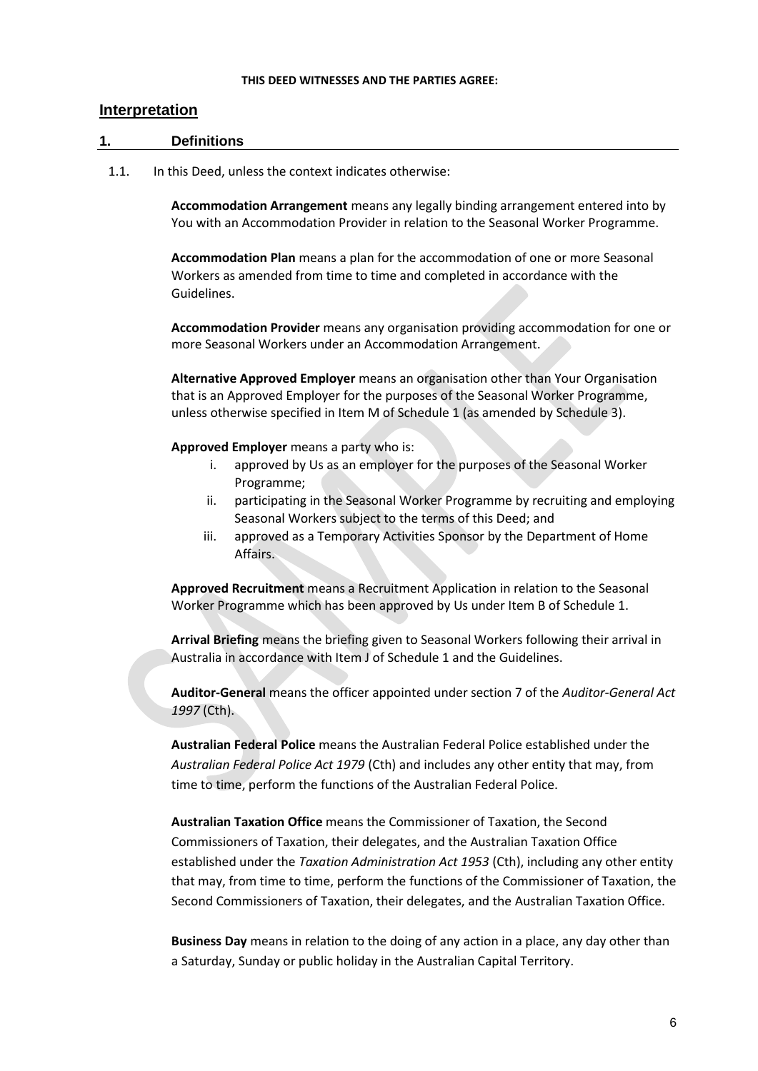**THIS DEED WITNESSES AND THE PARTIES AGREE:**

## Interpretation

### 1. Definitions

1.1. In this Deed, unless the context indicates otherwise:

**Accommodation Arrangement** means any legally binding arrangement entered into by You with an Accommodation Provider in relation to the Seasonal Worker Programme.

**Accommodation Plan** means a plan for the accommodation of one or more Seasonal Workers as amended from time to time and completed in accordance with the Guidelines.

**Accommodation Provider** means any organisation providing accommodation for one or more Seasonal Workers under an Accommodation Arrangement.

**Alternative Approved Employer** means an organisation other than Your Organisation that is an Approved Employer for the purposes of the Seasonal Worker Programme, unless otherwise specified in Item M of Schedule 1 (as amended by Schedule 3).

**Approved Employer** means a party who is:

i. approved by Us as an employer for the purposes of the Seasonal Worker Programme;
ii. participating in the Seasonal Worker Programme by recruiting and employing Seasonal Workers subject to the terms of this Deed; and
iii. approved as a Temporary Activities Sponsor by the Department of Home Affairs.

**Approved Recruitment** means a Recruitment Application in relation to the Seasonal Worker Programme which has been approved by Us under Item B of Schedule 1.

**Arrival Briefing** means the briefing given to Seasonal Workers following their arrival in Australia in accordance with Item J of Schedule 1 and the Guidelines.

**Auditor-General** means the officer appointed under section 7 of the *Auditor-General Act 1997* (Cth).

**Australian Federal Police** means the Australian Federal Police established under the *Australian Federal Police Act 1979* (Cth) and includes any other entity that may, from time to time, perform the functions of the Australian Federal Police.

**Australian Taxation Office** means the Commissioner of Taxation, the Second Commissioners of Taxation, their delegates, and the Australian Taxation Office established under the *Taxation Administration Act 1953* (Cth), including any other entity that may, from time to time, perform the functions of the Commissioner of Taxation, the Second Commissioners of Taxation, their delegates, and the Australian Taxation Office.

**Business Day** means in relation to the doing of any action in a place, any day other than a Saturday, Sunday or public holiday in the Australian Capital Territory.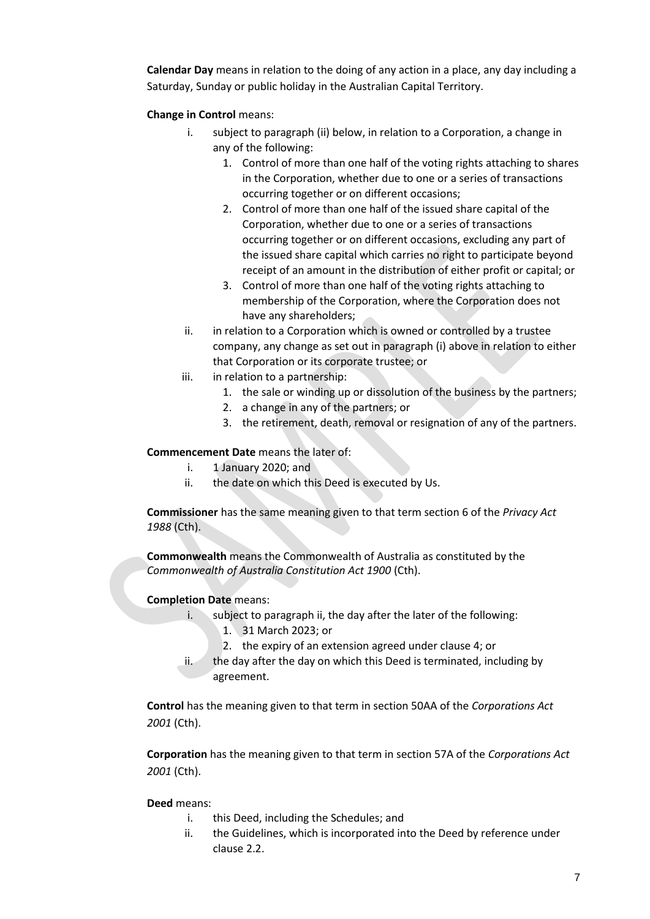**Calendar Day** means in relation to the doing of any action in a place, any day including a Saturday, Sunday or public holiday in the Australian Capital Territory.

**Change in Control** means:

i. subject to paragraph (ii) below, in relation to a Corporation, a change in any of the following:
   1. Control of more than one half of the voting rights attaching to shares in the Corporation, whether due to one or a series of transactions occurring together or on different occasions;
   2. Control of more than one half of the issued share capital of the Corporation, whether due to one or a series of transactions occurring together or on different occasions, excluding any part of the issued share capital which carries no right to participate beyond receipt of an amount in the distribution of either profit or capital; or
   3. Control of more than one half of the voting rights attaching to membership of the Corporation, where the Corporation does not have any shareholders;

ii. in relation to a Corporation which is owned or controlled by a trustee company, any change as set out in paragraph (i) above in relation to either that Corporation or its corporate trustee; or

iii. in relation to a partnership:
   1. the sale or winding up or dissolution of the business by the partners;
   2. a change in any of the partners; or
   3. the retirement, death, removal or resignation of any of the partners.

**Commencement Date** means the later of:

i. 1 January 2020; and
ii. the date on which this Deed is executed by Us.

**Commissioner** has the same meaning given to that term section 6 of the *Privacy Act 1988* (Cth).

**Commonwealth** means the Commonwealth of Australia as constituted by the *Commonwealth of Australia Constitution Act 1900* (Cth).

**Completion Date** means:

i. subject to paragraph ii, the day after the later of the following:
   1. 31 March 2023; or
   2. the expiry of an extension agreed under clause 4; or
ii. the day after the day on which this Deed is terminated, including by agreement.

**Control** has the meaning given to that term in section 50AA of the *Corporations Act 2001* (Cth).

**Corporation** has the meaning given to that term in section 57A of the *Corporations Act 2001* (Cth).

**Deed** means:

i. this Deed, including the Schedules; and
ii. the Guidelines, which is incorporated into the Deed by reference under clause 2.2.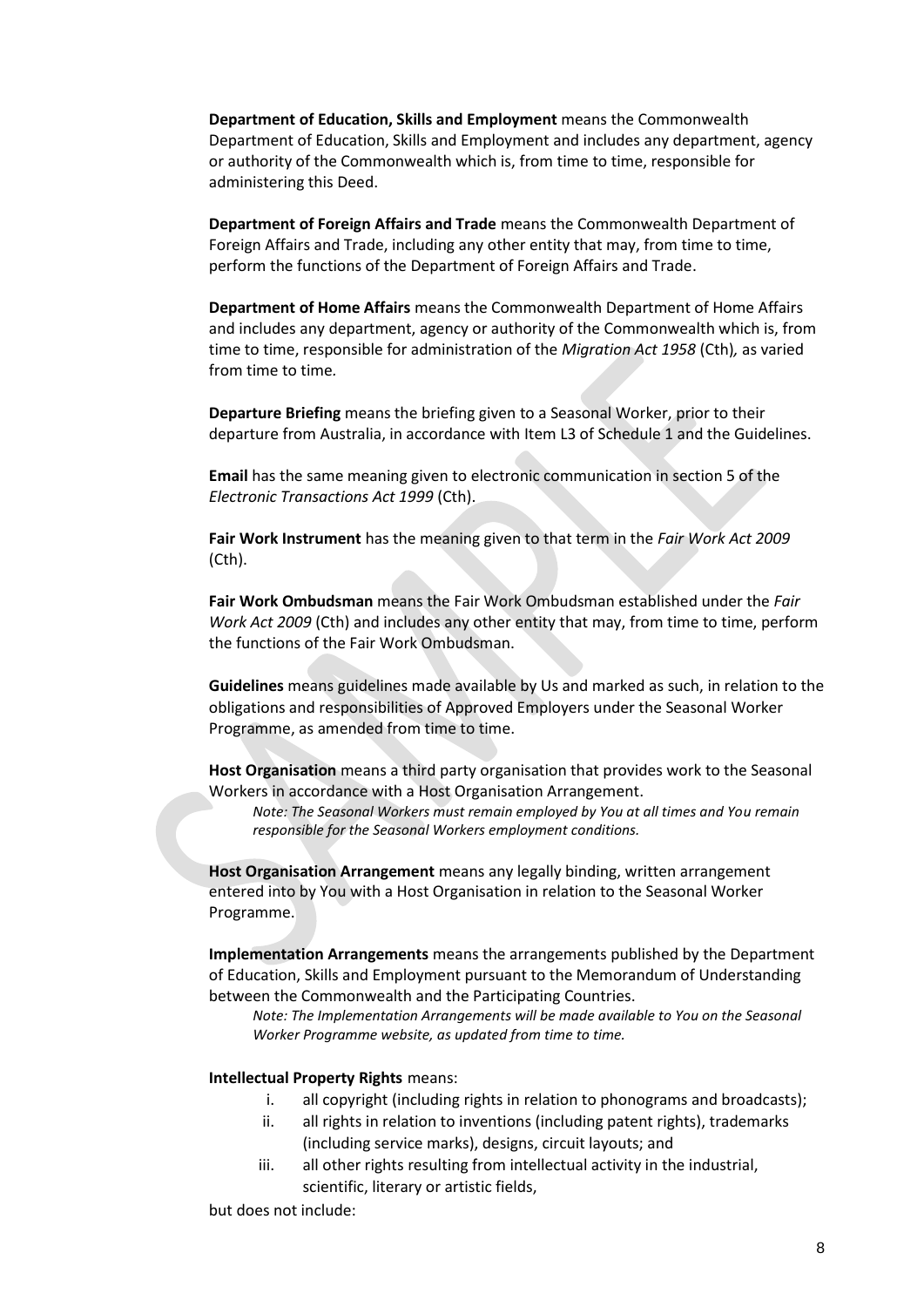**Department of Education, Skills and Employment** means the Commonwealth Department of Education, Skills and Employment and includes any department, agency or authority of the Commonwealth which is, from time to time, responsible for administering this Deed.

**Department of Foreign Affairs and Trade** means the Commonwealth Department of Foreign Affairs and Trade, including any other entity that may, from time to time, perform the functions of the Department of Foreign Affairs and Trade.

**Department of Home Affairs** means the Commonwealth Department of Home Affairs and includes any department, agency or authority of the Commonwealth which is, from time to time, responsible for administration of the *Migration Act 1958* (Cth)*,* as varied from time to time.

**Departure Briefing** means the briefing given to a Seasonal Worker, prior to their departure from Australia, in accordance with Item L3 of Schedule 1 and the Guidelines.

**Email** has the same meaning given to electronic communication in section 5 of the *Electronic Transactions Act 1999* (Cth).

**Fair Work Instrument** has the meaning given to that term in the *Fair Work Act 2009* (Cth).

**Fair Work Ombudsman** means the Fair Work Ombudsman established under the *Fair Work Act 2009* (Cth) and includes any other entity that may, from time to time, perform the functions of the Fair Work Ombudsman.

**Guidelines** means guidelines made available by Us and marked as such, in relation to the obligations and responsibilities of Approved Employers under the Seasonal Worker Programme, as amended from time to time.

**Host Organisation** means a third party organisation that provides work to the Seasonal Workers in accordance with a Host Organisation Arrangement.

*Note: The Seasonal Workers must remain employed by You at all times and You remain responsible for the Seasonal Workers employment conditions.*

**Host Organisation Arrangement** means any legally binding, written arrangement entered into by You with a Host Organisation in relation to the Seasonal Worker Programme.

**Implementation Arrangements** means the arrangements published by the Department of Education, Skills and Employment pursuant to the Memorandum of Understanding between the Commonwealth and the Participating Countries.

*Note: The Implementation Arrangements will be made available to You on the Seasonal Worker Programme website, as updated from time to time.*

**Intellectual Property Rights** means:

i. all copyright (including rights in relation to phonograms and broadcasts);
ii. all rights in relation to inventions (including patent rights), trademarks (including service marks), designs, circuit layouts; and
iii. all other rights resulting from intellectual activity in the industrial, scientific, literary or artistic fields,

but does not include: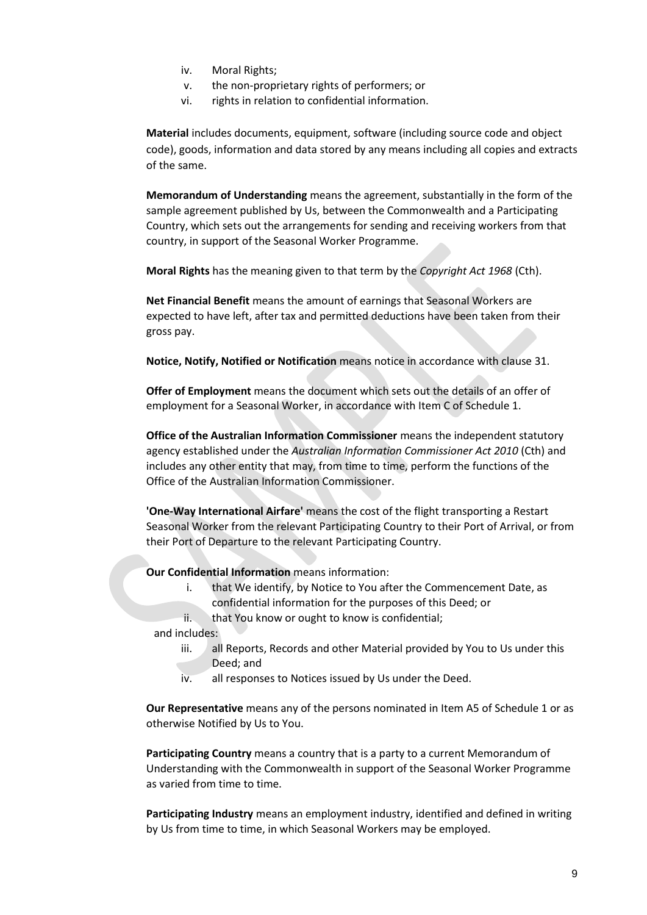iv. Moral Rights;
v. the non-proprietary rights of performers; or
vi. rights in relation to confidential information.

**Material** includes documents, equipment, software (including source code and object code), goods, information and data stored by any means including all copies and extracts of the same.

**Memorandum of Understanding** means the agreement, substantially in the form of the sample agreement published by Us, between the Commonwealth and a Participating Country, which sets out the arrangements for sending and receiving workers from that country, in support of the Seasonal Worker Programme.

**Moral Rights** has the meaning given to that term by the *Copyright Act 1968* (Cth).

**Net Financial Benefit** means the amount of earnings that Seasonal Workers are expected to have left, after tax and permitted deductions have been taken from their gross pay.

**Notice, Notify, Notified or Notification** means notice in accordance with clause 31.

**Offer of Employment** means the document which sets out the details of an offer of employment for a Seasonal Worker, in accordance with Item C of Schedule 1.

**Office of the Australian Information Commissioner** means the independent statutory agency established under the *Australian Information Commissioner Act 2010* (Cth) and includes any other entity that may, from time to time, perform the functions of the Office of the Australian Information Commissioner.

**'One-Way International Airfare'** means the cost of the flight transporting a Restart Seasonal Worker from the relevant Participating Country to their Port of Arrival, or from their Port of Departure to the relevant Participating Country.

**Our Confidential Information** means information:

i. that We identify, by Notice to You after the Commencement Date, as confidential information for the purposes of this Deed; or
ii. that You know or ought to know is confidential;

and includes:

iii. all Reports, Records and other Material provided by You to Us under this Deed; and
iv. all responses to Notices issued by Us under the Deed.

**Our Representative** means any of the persons nominated in Item A5 of Schedule 1 or as otherwise Notified by Us to You.

**Participating Country** means a country that is a party to a current Memorandum of Understanding with the Commonwealth in support of the Seasonal Worker Programme as varied from time to time.

**Participating Industry** means an employment industry, identified and defined in writing by Us from time to time, in which Seasonal Workers may be employed.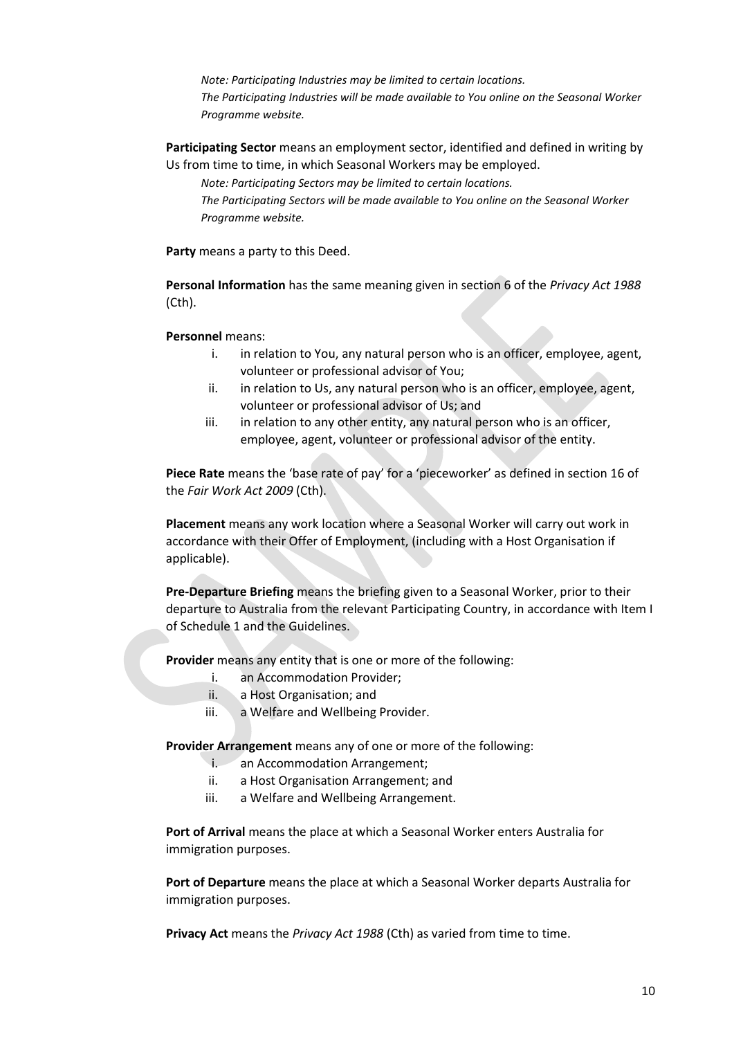*Note: Participating Industries may be limited to certain locations.*
*The Participating Industries will be made available to You online on the Seasonal Worker Programme website.*

**Participating Sector** means an employment sector, identified and defined in writing by Us from time to time, in which Seasonal Workers may be employed.

*Note: Participating Sectors may be limited to certain locations.*
*The Participating Sectors will be made available to You online on the Seasonal Worker Programme website.*

**Party** means a party to this Deed.

**Personal Information** has the same meaning given in section 6 of the *Privacy Act 1988* (Cth).

**Personnel** means:

i. in relation to You, any natural person who is an officer, employee, agent, volunteer or professional advisor of You;
ii. in relation to Us, any natural person who is an officer, employee, agent, volunteer or professional advisor of Us; and
iii. in relation to any other entity, any natural person who is an officer, employee, agent, volunteer or professional advisor of the entity.

**Piece Rate** means the 'base rate of pay' for a 'pieceworker' as defined in section 16 of the *Fair Work Act 2009* (Cth).

**Placement** means any work location where a Seasonal Worker will carry out work in accordance with their Offer of Employment, (including with a Host Organisation if applicable).

**Pre-Departure Briefing** means the briefing given to a Seasonal Worker, prior to their departure to Australia from the relevant Participating Country, in accordance with Item I of Schedule 1 and the Guidelines.

**Provider** means any entity that is one or more of the following:

i. an Accommodation Provider;
ii. a Host Organisation; and
iii. a Welfare and Wellbeing Provider.

**Provider Arrangement** means any of one or more of the following:

i. an Accommodation Arrangement;
ii. a Host Organisation Arrangement; and
iii. a Welfare and Wellbeing Arrangement.

**Port of Arrival** means the place at which a Seasonal Worker enters Australia for immigration purposes.

**Port of Departure** means the place at which a Seasonal Worker departs Australia for immigration purposes.

**Privacy Act** means the *Privacy Act 1988* (Cth) as varied from time to time.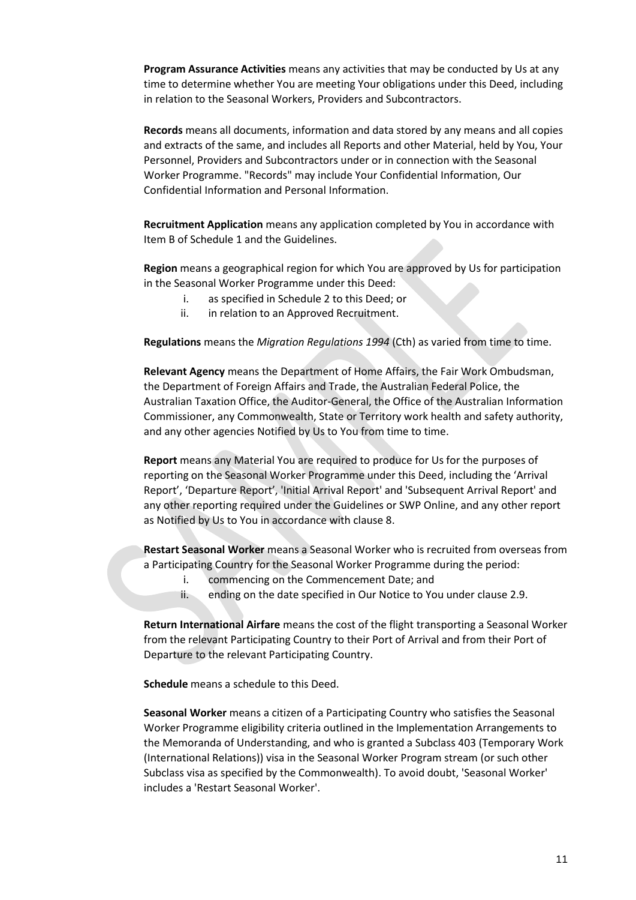**Program Assurance Activities** means any activities that may be conducted by Us at any time to determine whether You are meeting Your obligations under this Deed, including in relation to the Seasonal Workers, Providers and Subcontractors.

**Records** means all documents, information and data stored by any means and all copies and extracts of the same, and includes all Reports and other Material, held by You, Your Personnel, Providers and Subcontractors under or in connection with the Seasonal Worker Programme. "Records" may include Your Confidential Information, Our Confidential Information and Personal Information.

**Recruitment Application** means any application completed by You in accordance with Item B of Schedule 1 and the Guidelines.

**Region** means a geographical region for which You are approved by Us for participation in the Seasonal Worker Programme under this Deed:

i. as specified in Schedule 2 to this Deed; or
ii. in relation to an Approved Recruitment.

**Regulations** means the *Migration Regulations 1994* (Cth) as varied from time to time.

**Relevant Agency** means the Department of Home Affairs, the Fair Work Ombudsman, the Department of Foreign Affairs and Trade, the Australian Federal Police, the Australian Taxation Office, the Auditor-General, the Office of the Australian Information Commissioner, any Commonwealth, State or Territory work health and safety authority, and any other agencies Notified by Us to You from time to time.

**Report** means any Material You are required to produce for Us for the purposes of reporting on the Seasonal Worker Programme under this Deed, including the 'Arrival Report', 'Departure Report', 'Initial Arrival Report' and 'Subsequent Arrival Report' and any other reporting required under the Guidelines or SWP Online, and any other report as Notified by Us to You in accordance with clause 8.

**Restart Seasonal Worker** means a Seasonal Worker who is recruited from overseas from a Participating Country for the Seasonal Worker Programme during the period:

i. commencing on the Commencement Date; and
ii. ending on the date specified in Our Notice to You under clause 2.9.

**Return International Airfare** means the cost of the flight transporting a Seasonal Worker from the relevant Participating Country to their Port of Arrival and from their Port of Departure to the relevant Participating Country.

**Schedule** means a schedule to this Deed.

**Seasonal Worker** means a citizen of a Participating Country who satisfies the Seasonal Worker Programme eligibility criteria outlined in the Implementation Arrangements to the Memoranda of Understanding, and who is granted a Subclass 403 (Temporary Work (International Relations)) visa in the Seasonal Worker Program stream (or such other Subclass visa as specified by the Commonwealth). To avoid doubt, 'Seasonal Worker' includes a 'Restart Seasonal Worker'.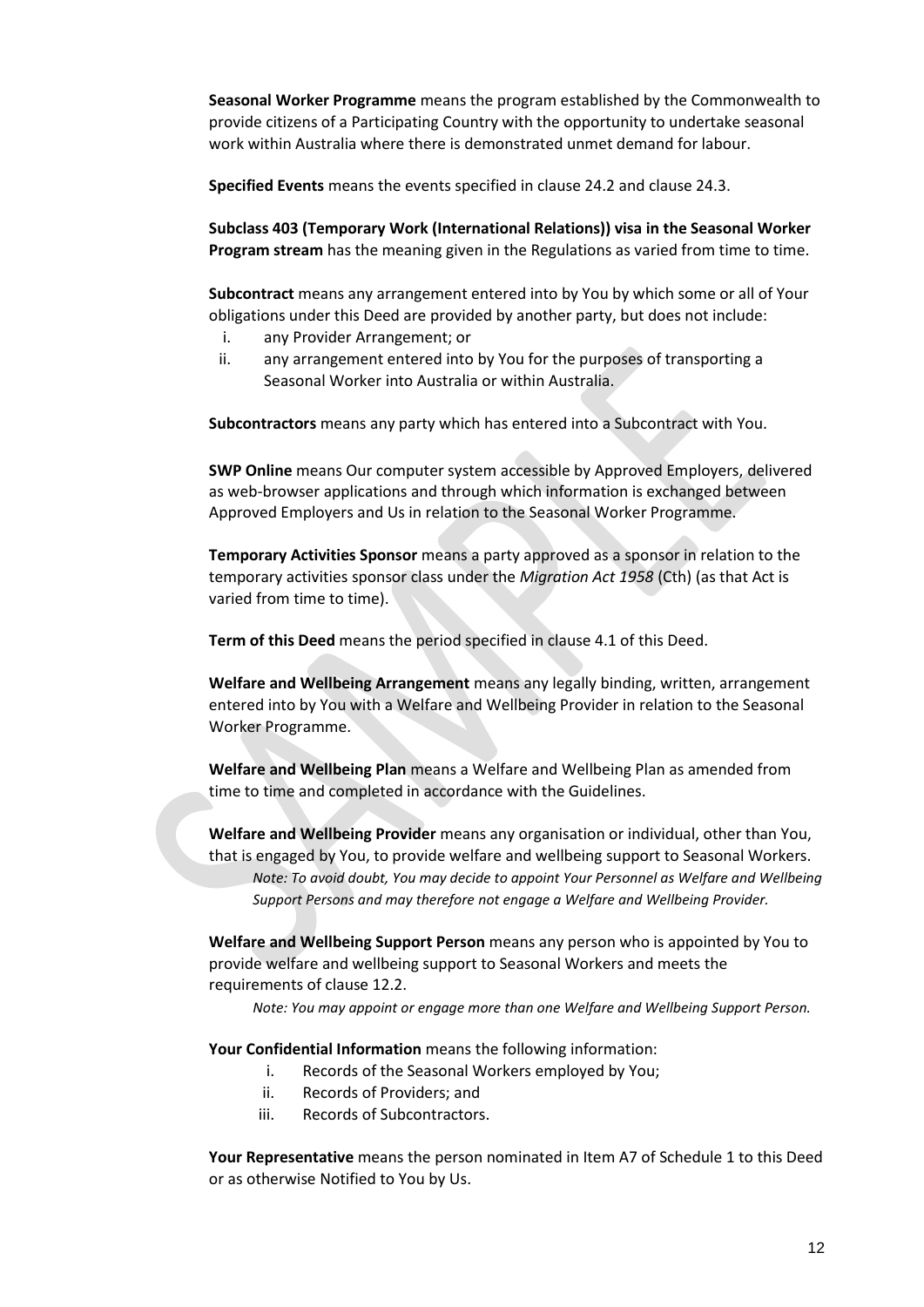**Seasonal Worker Programme** means the program established by the Commonwealth to provide citizens of a Participating Country with the opportunity to undertake seasonal work within Australia where there is demonstrated unmet demand for labour.

**Specified Events** means the events specified in clause 24.2 and clause 24.3.

**Subclass 403 (Temporary Work (International Relations)) visa in the Seasonal Worker Program stream** has the meaning given in the Regulations as varied from time to time.

**Subcontract** means any arrangement entered into by You by which some or all of Your obligations under this Deed are provided by another party, but does not include:

i. any Provider Arrangement; or
ii. any arrangement entered into by You for the purposes of transporting a Seasonal Worker into Australia or within Australia.

**Subcontractors** means any party which has entered into a Subcontract with You.

**SWP Online** means Our computer system accessible by Approved Employers, delivered as web-browser applications and through which information is exchanged between Approved Employers and Us in relation to the Seasonal Worker Programme.

**Temporary Activities Sponsor** means a party approved as a sponsor in relation to the temporary activities sponsor class under the *Migration Act 1958* (Cth) (as that Act is varied from time to time).

**Term of this Deed** means the period specified in clause 4.1 of this Deed.

**Welfare and Wellbeing Arrangement** means any legally binding, written, arrangement entered into by You with a Welfare and Wellbeing Provider in relation to the Seasonal Worker Programme.

**Welfare and Wellbeing Plan** means a Welfare and Wellbeing Plan as amended from time to time and completed in accordance with the Guidelines.

**Welfare and Wellbeing Provider** means any organisation or individual, other than You, that is engaged by You, to provide welfare and wellbeing support to Seasonal Workers.

*Note: To avoid doubt, You may decide to appoint Your Personnel as Welfare and Wellbeing Support Persons and may therefore not engage a Welfare and Wellbeing Provider.*

**Welfare and Wellbeing Support Person** means any person who is appointed by You to provide welfare and wellbeing support to Seasonal Workers and meets the requirements of clause 12.2.

*Note: You may appoint or engage more than one Welfare and Wellbeing Support Person.*

**Your Confidential Information** means the following information:

i. Records of the Seasonal Workers employed by You;
ii. Records of Providers; and
iii. Records of Subcontractors.

**Your Representative** means the person nominated in Item A7 of Schedule 1 to this Deed or as otherwise Notified to You by Us.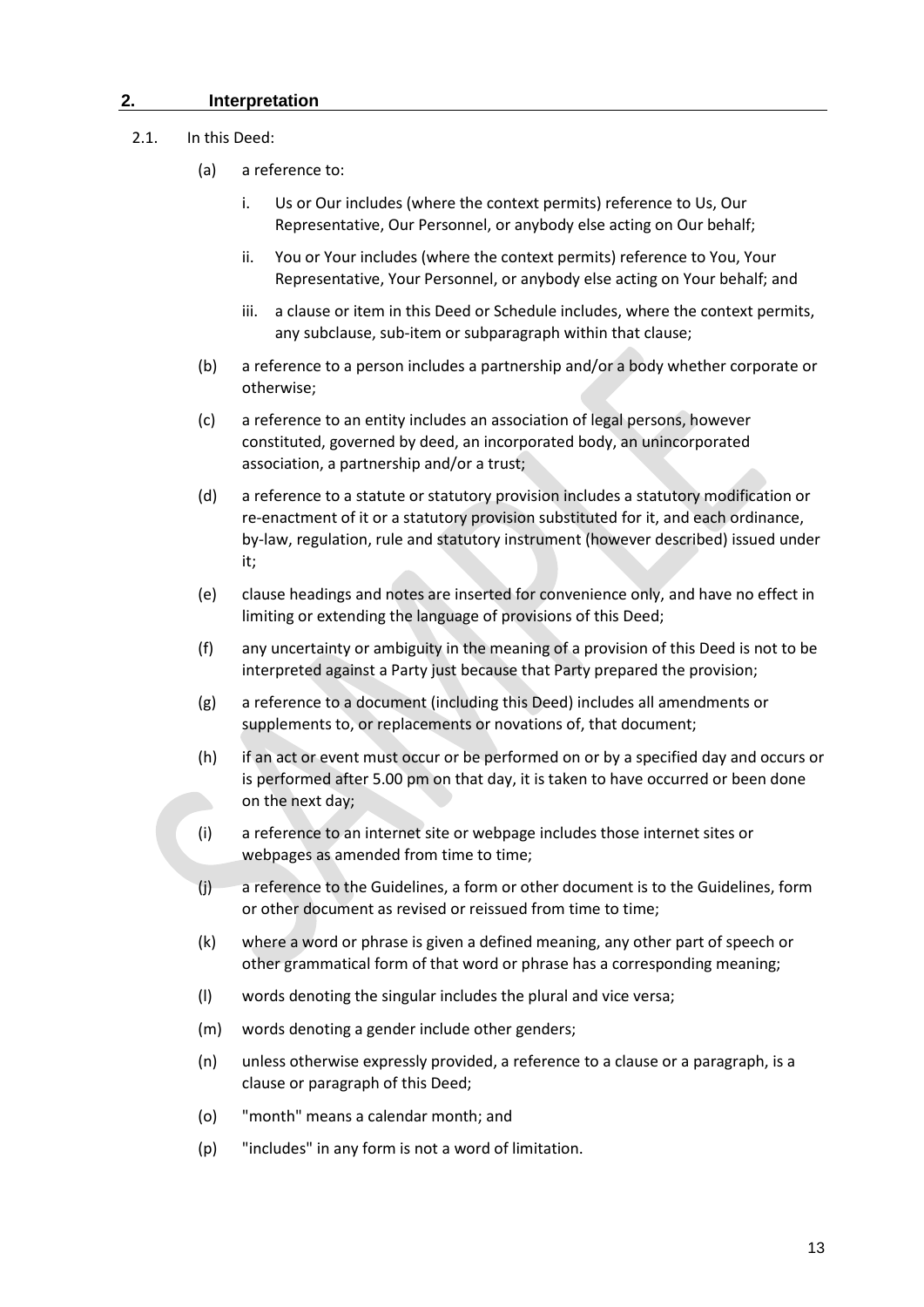## 2. Interpretation

2.1. In this Deed:

(a) a reference to:

i. Us or Our includes (where the context permits) reference to Us, Our Representative, Our Personnel, or anybody else acting on Our behalf;

ii. You or Your includes (where the context permits) reference to You, Your Representative, Your Personnel, or anybody else acting on Your behalf; and

iii. a clause or item in this Deed or Schedule includes, where the context permits, any subclause, sub-item or subparagraph within that clause;

(b) a reference to a person includes a partnership and/or a body whether corporate or otherwise;

(c) a reference to an entity includes an association of legal persons, however constituted, governed by deed, an incorporated body, an unincorporated association, a partnership and/or a trust;

(d) a reference to a statute or statutory provision includes a statutory modification or re-enactment of it or a statutory provision substituted for it, and each ordinance, by-law, regulation, rule and statutory instrument (however described) issued under it;

(e) clause headings and notes are inserted for convenience only, and have no effect in limiting or extending the language of provisions of this Deed;

(f) any uncertainty or ambiguity in the meaning of a provision of this Deed is not to be interpreted against a Party just because that Party prepared the provision;

(g) a reference to a document (including this Deed) includes all amendments or supplements to, or replacements or novations of, that document;

(h) if an act or event must occur or be performed on or by a specified day and occurs or is performed after 5.00 pm on that day, it is taken to have occurred or been done on the next day;

(i) a reference to an internet site or webpage includes those internet sites or webpages as amended from time to time;

(j) a reference to the Guidelines, a form or other document is to the Guidelines, form or other document as revised or reissued from time to time;

(k) where a word or phrase is given a defined meaning, any other part of speech or other grammatical form of that word or phrase has a corresponding meaning;

(l) words denoting the singular includes the plural and vice versa;

(m) words denoting a gender include other genders;

(n) unless otherwise expressly provided, a reference to a clause or a paragraph, is a clause or paragraph of this Deed;

(o) "month" means a calendar month; and

(p) "includes" in any form is not a word of limitation.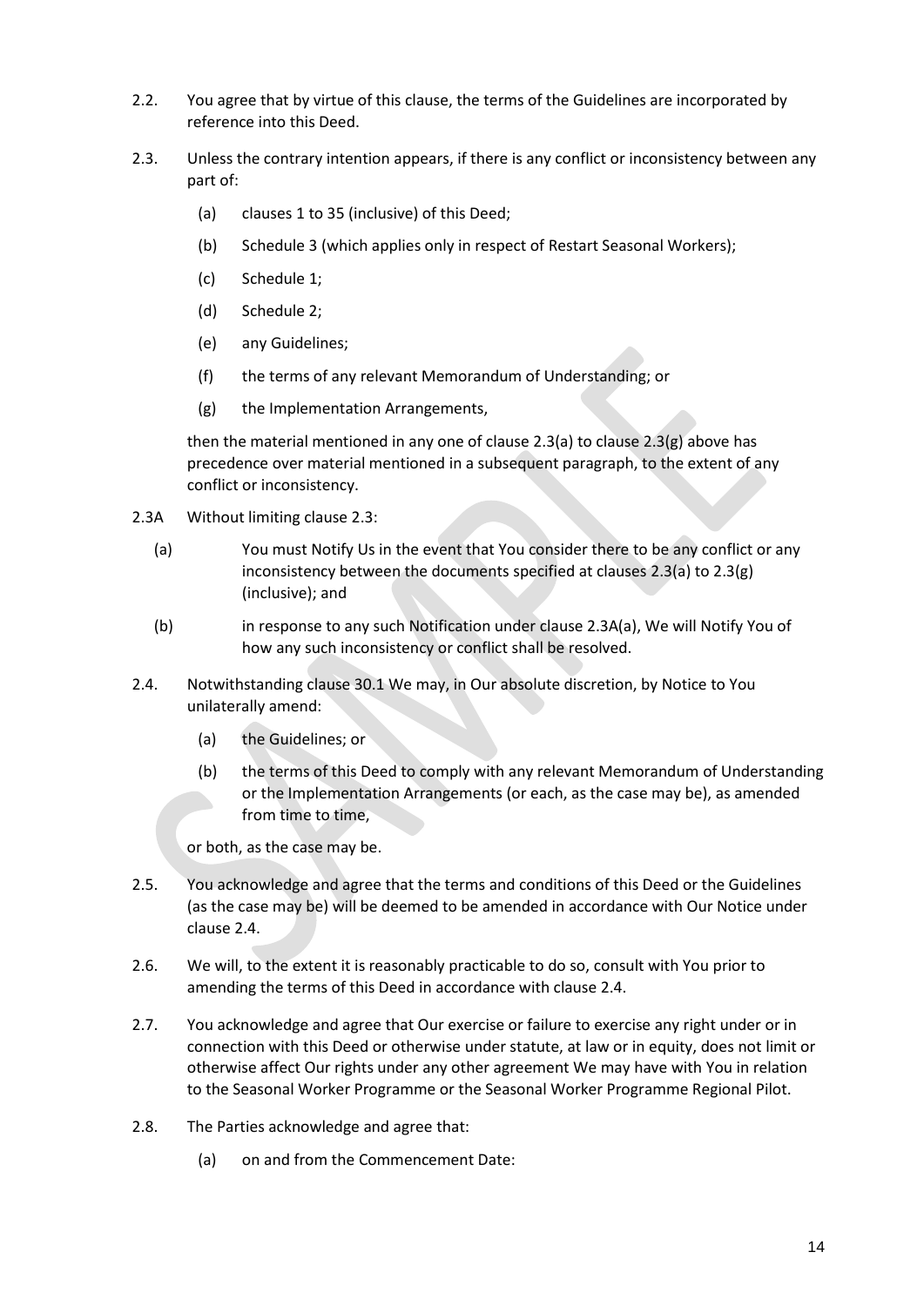2.2. You agree that by virtue of this clause, the terms of the Guidelines are incorporated by reference into this Deed.

2.3. Unless the contrary intention appears, if there is any conflict or inconsistency between any part of:

   (a) clauses 1 to 35 (inclusive) of this Deed;

   (b) Schedule 3 (which applies only in respect of Restart Seasonal Workers);

   (c) Schedule 1;

   (d) Schedule 2;

   (e) any Guidelines;

   (f) the terms of any relevant Memorandum of Understanding; or

   (g) the Implementation Arrangements,

   then the material mentioned in any one of clause 2.3(a) to clause 2.3(g) above has precedence over material mentioned in a subsequent paragraph, to the extent of any conflict or inconsistency.

2.3A Without limiting clause 2.3:

   (a) You must Notify Us in the event that You consider there to be any conflict or any inconsistency between the documents specified at clauses 2.3(a) to 2.3(g) (inclusive); and

   (b) in response to any such Notification under clause 2.3A(a), We will Notify You of how any such inconsistency or conflict shall be resolved.

2.4. Notwithstanding clause 30.1 We may, in Our absolute discretion, by Notice to You unilaterally amend:

   (a) the Guidelines; or

   (b) the terms of this Deed to comply with any relevant Memorandum of Understanding or the Implementation Arrangements (or each, as the case may be), as amended from time to time,

   or both, as the case may be.

2.5. You acknowledge and agree that the terms and conditions of this Deed or the Guidelines (as the case may be) will be deemed to be amended in accordance with Our Notice under clause 2.4.

2.6. We will, to the extent it is reasonably practicable to do so, consult with You prior to amending the terms of this Deed in accordance with clause 2.4.

2.7. You acknowledge and agree that Our exercise or failure to exercise any right under or in connection with this Deed or otherwise under statute, at law or in equity, does not limit or otherwise affect Our rights under any other agreement We may have with You in relation to the Seasonal Worker Programme or the Seasonal Worker Programme Regional Pilot.

2.8. The Parties acknowledge and agree that:

   (a) on and from the Commencement Date: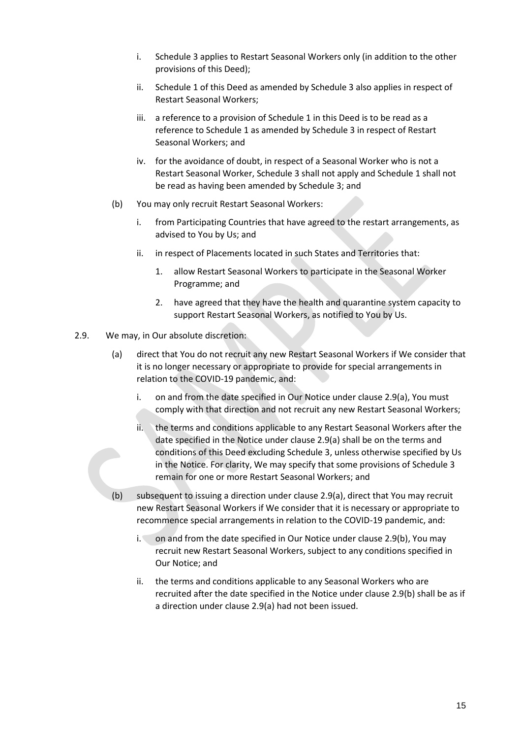i. Schedule 3 applies to Restart Seasonal Workers only (in addition to the other provisions of this Deed);

   ii. Schedule 1 of this Deed as amended by Schedule 3 also applies in respect of Restart Seasonal Workers;

   iii. a reference to a provision of Schedule 1 in this Deed is to be read as a reference to Schedule 1 as amended by Schedule 3 in respect of Restart Seasonal Workers; and

   iv. for the avoidance of doubt, in respect of a Seasonal Worker who is not a Restart Seasonal Worker, Schedule 3 shall not apply and Schedule 1 shall not be read as having been amended by Schedule 3; and

(b) You may only recruit Restart Seasonal Workers:

   i. from Participating Countries that have agreed to the restart arrangements, as advised to You by Us; and

   ii. in respect of Placements located in such States and Territories that:

      1. allow Restart Seasonal Workers to participate in the Seasonal Worker Programme; and

      2. have agreed that they have the health and quarantine system capacity to support Restart Seasonal Workers, as notified to You by Us.

2.9. We may, in Our absolute discretion:

(a) direct that You do not recruit any new Restart Seasonal Workers if We consider that it is no longer necessary or appropriate to provide for special arrangements in relation to the COVID-19 pandemic, and:

   i. on and from the date specified in Our Notice under clause 2.9(a), You must comply with that direction and not recruit any new Restart Seasonal Workers;

   ii. the terms and conditions applicable to any Restart Seasonal Workers after the date specified in the Notice under clause 2.9(a) shall be on the terms and conditions of this Deed excluding Schedule 3, unless otherwise specified by Us in the Notice. For clarity, We may specify that some provisions of Schedule 3 remain for one or more Restart Seasonal Workers; and

(b) subsequent to issuing a direction under clause 2.9(a), direct that You may recruit new Restart Seasonal Workers if We consider that it is necessary or appropriate to recommence special arrangements in relation to the COVID-19 pandemic, and:

   i. on and from the date specified in Our Notice under clause 2.9(b), You may recruit new Restart Seasonal Workers, subject to any conditions specified in Our Notice; and

   ii. the terms and conditions applicable to any Seasonal Workers who are recruited after the date specified in the Notice under clause 2.9(b) shall be as if a direction under clause 2.9(a) had not been issued.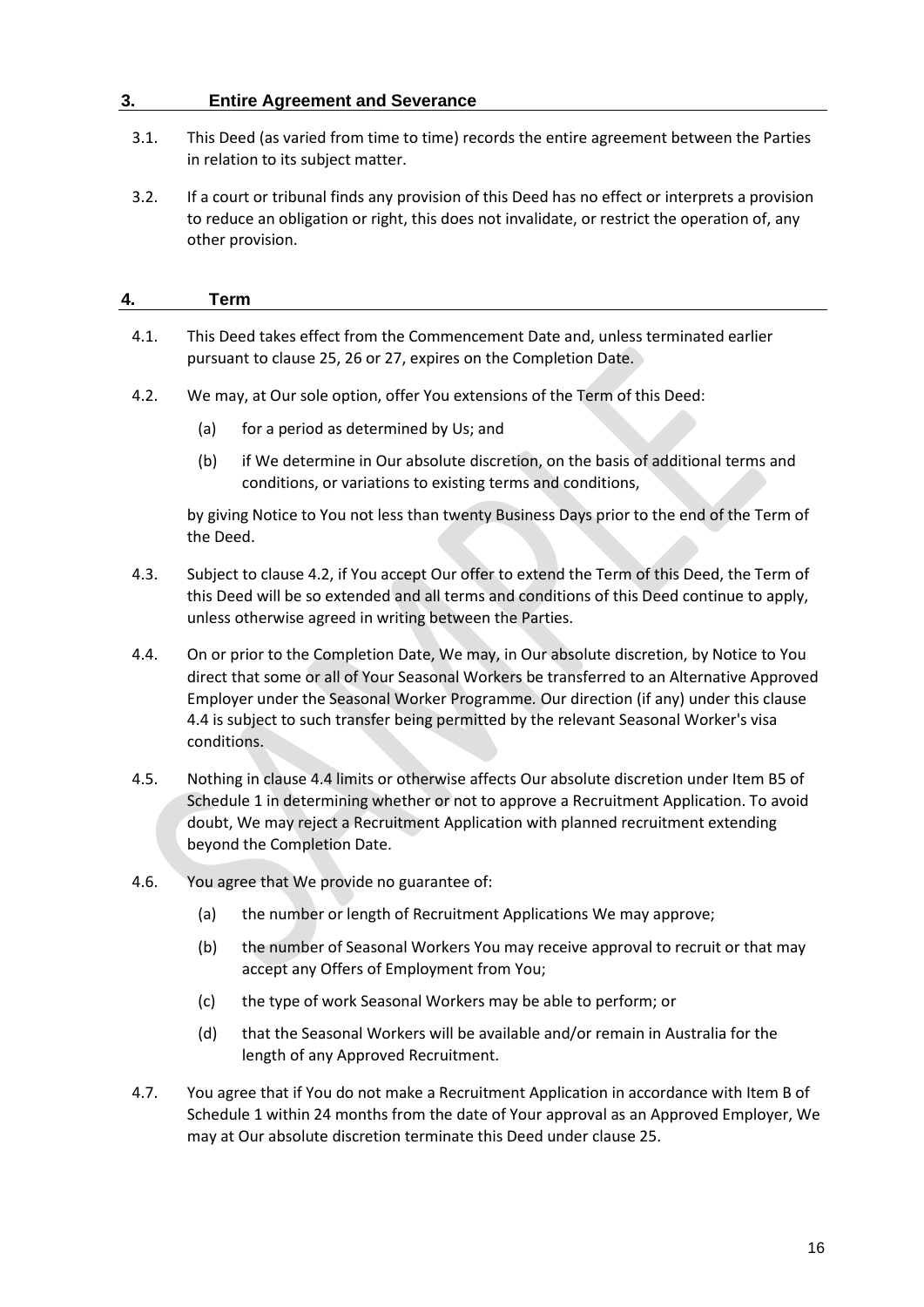## 3. Entire Agreement and Severance

3.1. This Deed (as varied from time to time) records the entire agreement between the Parties in relation to its subject matter.

3.2. If a court or tribunal finds any provision of this Deed has no effect or interprets a provision to reduce an obligation or right, this does not invalidate, or restrict the operation of, any other provision.

## 4. Term

4.1. This Deed takes effect from the Commencement Date and, unless terminated earlier pursuant to clause 25, 26 or 27, expires on the Completion Date.

4.2. We may, at Our sole option, offer You extensions of the Term of this Deed:

(a) for a period as determined by Us; and

(b) if We determine in Our absolute discretion, on the basis of additional terms and conditions, or variations to existing terms and conditions,

by giving Notice to You not less than twenty Business Days prior to the end of the Term of the Deed.

4.3. Subject to clause 4.2, if You accept Our offer to extend the Term of this Deed, the Term of this Deed will be so extended and all terms and conditions of this Deed continue to apply, unless otherwise agreed in writing between the Parties.

4.4. On or prior to the Completion Date, We may, in Our absolute discretion, by Notice to You direct that some or all of Your Seasonal Workers be transferred to an Alternative Approved Employer under the Seasonal Worker Programme. Our direction (if any) under this clause 4.4 is subject to such transfer being permitted by the relevant Seasonal Worker's visa conditions.

4.5. Nothing in clause 4.4 limits or otherwise affects Our absolute discretion under Item B5 of Schedule 1 in determining whether or not to approve a Recruitment Application. To avoid doubt, We may reject a Recruitment Application with planned recruitment extending beyond the Completion Date.

4.6. You agree that We provide no guarantee of:

(a) the number or length of Recruitment Applications We may approve;

(b) the number of Seasonal Workers You may receive approval to recruit or that may accept any Offers of Employment from You;

(c) the type of work Seasonal Workers may be able to perform; or

(d) that the Seasonal Workers will be available and/or remain in Australia for the length of any Approved Recruitment.

4.7. You agree that if You do not make a Recruitment Application in accordance with Item B of Schedule 1 within 24 months from the date of Your approval as an Approved Employer, We may at Our absolute discretion terminate this Deed under clause 25.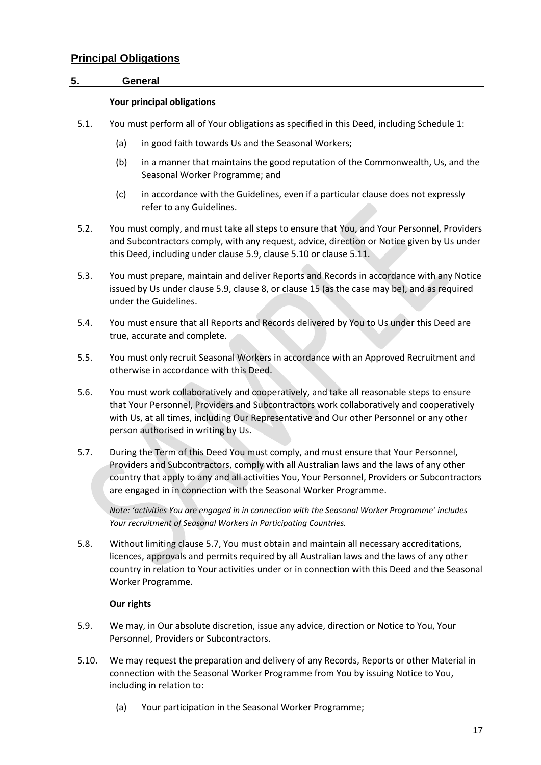# Principal Obligations

## 5. General

**Your principal obligations**

5.1. You must perform all of Your obligations as specified in this Deed, including Schedule 1:

(a) in good faith towards Us and the Seasonal Workers;

(b) in a manner that maintains the good reputation of the Commonwealth, Us, and the Seasonal Worker Programme; and

(c) in accordance with the Guidelines, even if a particular clause does not expressly refer to any Guidelines.

5.2. You must comply, and must take all steps to ensure that You, and Your Personnel, Providers and Subcontractors comply, with any request, advice, direction or Notice given by Us under this Deed, including under clause 5.9, clause 5.10 or clause 5.11.

5.3. You must prepare, maintain and deliver Reports and Records in accordance with any Notice issued by Us under clause 5.9, clause 8, or clause 15 (as the case may be), and as required under the Guidelines.

5.4. You must ensure that all Reports and Records delivered by You to Us under this Deed are true, accurate and complete.

5.5. You must only recruit Seasonal Workers in accordance with an Approved Recruitment and otherwise in accordance with this Deed.

5.6. You must work collaboratively and cooperatively, and take all reasonable steps to ensure that Your Personnel, Providers and Subcontractors work collaboratively and cooperatively with Us, at all times, including Our Representative and Our other Personnel or any other person authorised in writing by Us.

5.7. During the Term of this Deed You must comply, and must ensure that Your Personnel, Providers and Subcontractors, comply with all Australian laws and the laws of any other country that apply to any and all activities You, Your Personnel, Providers or Subcontractors are engaged in in connection with the Seasonal Worker Programme.

*Note: 'activities You are engaged in in connection with the Seasonal Worker Programme' includes Your recruitment of Seasonal Workers in Participating Countries.*

5.8. Without limiting clause 5.7, You must obtain and maintain all necessary accreditations, licences, approvals and permits required by all Australian laws and the laws of any other country in relation to Your activities under or in connection with this Deed and the Seasonal Worker Programme.

**Our rights**

5.9. We may, in Our absolute discretion, issue any advice, direction or Notice to You, Your Personnel, Providers or Subcontractors.

5.10. We may request the preparation and delivery of any Records, Reports or other Material in connection with the Seasonal Worker Programme from You by issuing Notice to You, including in relation to:

(a) Your participation in the Seasonal Worker Programme;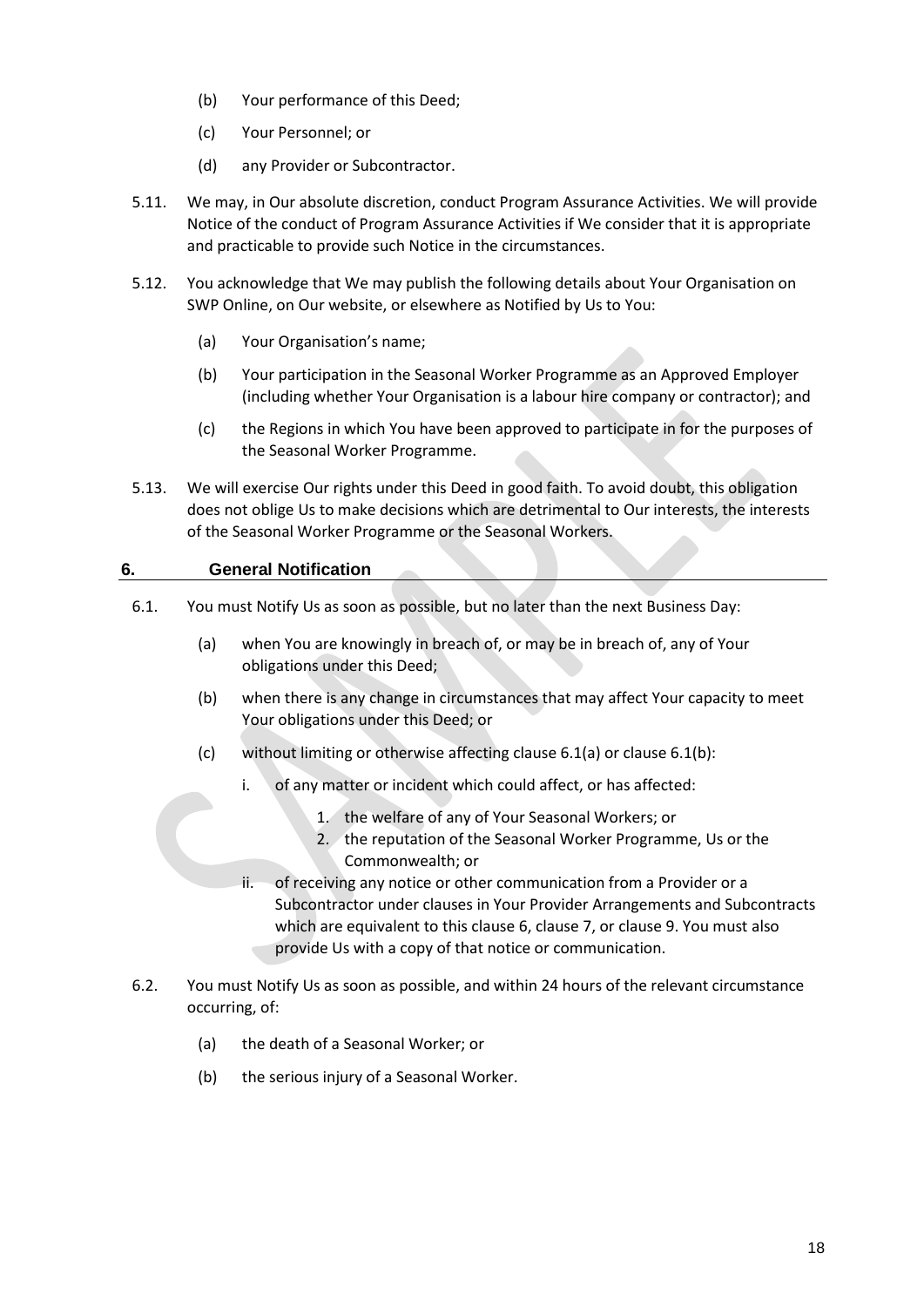(b) Your performance of this Deed;

(c) Your Personnel; or

(d) any Provider or Subcontractor.

5.11. We may, in Our absolute discretion, conduct Program Assurance Activities. We will provide Notice of the conduct of Program Assurance Activities if We consider that it is appropriate and practicable to provide such Notice in the circumstances.

5.12. You acknowledge that We may publish the following details about Your Organisation on SWP Online, on Our website, or elsewhere as Notified by Us to You:

(a) Your Organisation's name;

(b) Your participation in the Seasonal Worker Programme as an Approved Employer (including whether Your Organisation is a labour hire company or contractor); and

(c) the Regions in which You have been approved to participate in for the purposes of the Seasonal Worker Programme.

5.13. We will exercise Our rights under this Deed in good faith. To avoid doubt, this obligation does not oblige Us to make decisions which are detrimental to Our interests, the interests of the Seasonal Worker Programme or the Seasonal Workers.

## 6. General Notification

6.1. You must Notify Us as soon as possible, but no later than the next Business Day:

(a) when You are knowingly in breach of, or may be in breach of, any of Your obligations under this Deed;

(b) when there is any change in circumstances that may affect Your capacity to meet Your obligations under this Deed; or

(c) without limiting or otherwise affecting clause 6.1(a) or clause 6.1(b):

i. of any matter or incident which could affect, or has affected:

1. the welfare of any of Your Seasonal Workers; or
2. the reputation of the Seasonal Worker Programme, Us or the Commonwealth; or

ii. of receiving any notice or other communication from a Provider or a Subcontractor under clauses in Your Provider Arrangements and Subcontracts which are equivalent to this clause 6, clause 7, or clause 9. You must also provide Us with a copy of that notice or communication.

6.2. You must Notify Us as soon as possible, and within 24 hours of the relevant circumstance occurring, of:

(a) the death of a Seasonal Worker; or

(b) the serious injury of a Seasonal Worker.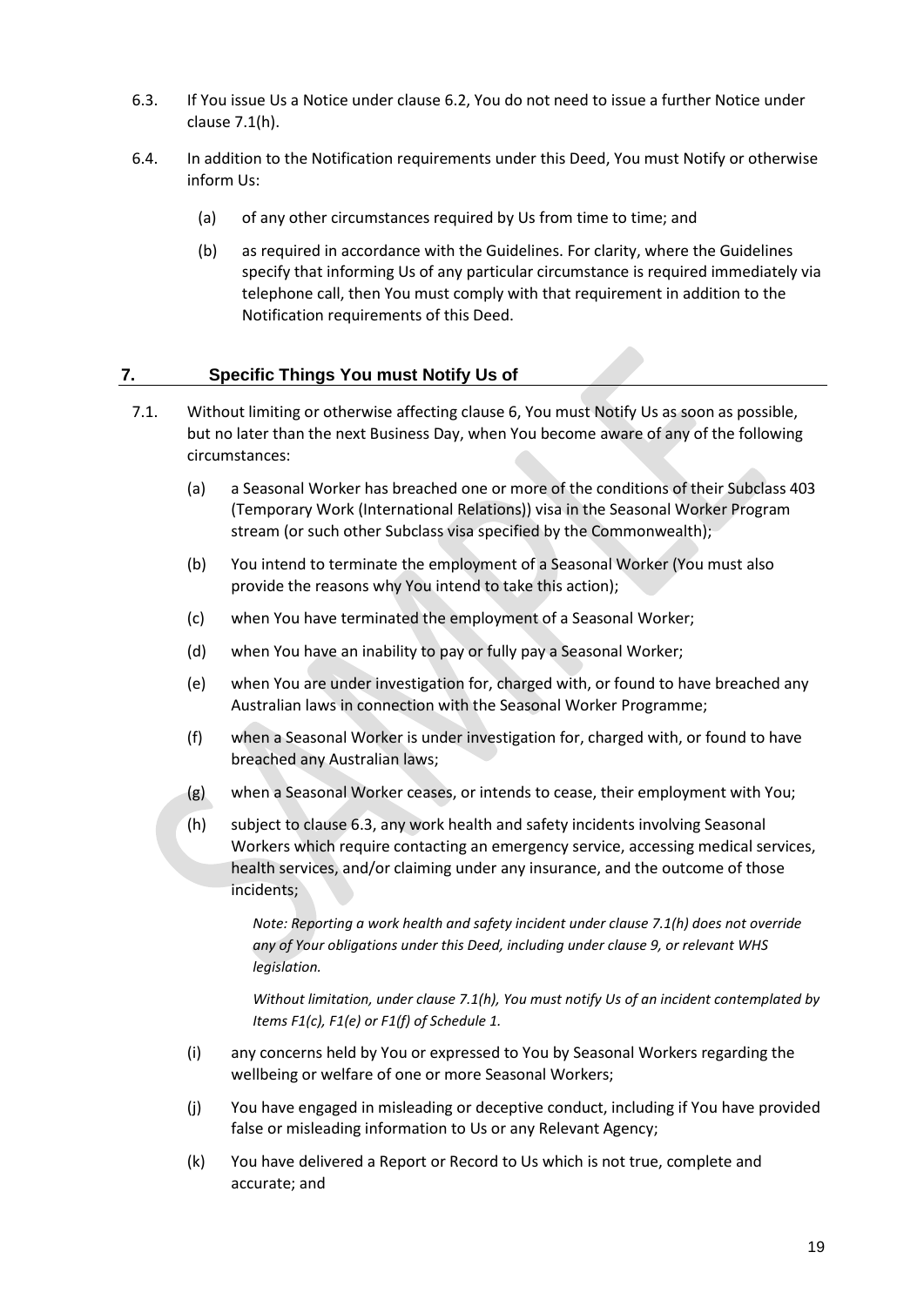6.3. If You issue Us a Notice under clause 6.2, You do not need to issue a further Notice under clause 7.1(h).

6.4. In addition to the Notification requirements under this Deed, You must Notify or otherwise inform Us:

(a) of any other circumstances required by Us from time to time; and

(b) as required in accordance with the Guidelines. For clarity, where the Guidelines specify that informing Us of any particular circumstance is required immediately via telephone call, then You must comply with that requirement in addition to the Notification requirements of this Deed.

## 7. Specific Things You must Notify Us of

7.1. Without limiting or otherwise affecting clause 6, You must Notify Us as soon as possible, but no later than the next Business Day, when You become aware of any of the following circumstances:

(a) a Seasonal Worker has breached one or more of the conditions of their Subclass 403 (Temporary Work (International Relations)) visa in the Seasonal Worker Program stream (or such other Subclass visa specified by the Commonwealth);

(b) You intend to terminate the employment of a Seasonal Worker (You must also provide the reasons why You intend to take this action);

(c) when You have terminated the employment of a Seasonal Worker;

(d) when You have an inability to pay or fully pay a Seasonal Worker;

(e) when You are under investigation for, charged with, or found to have breached any Australian laws in connection with the Seasonal Worker Programme;

(f) when a Seasonal Worker is under investigation for, charged with, or found to have breached any Australian laws;

(g) when a Seasonal Worker ceases, or intends to cease, their employment with You;

(h) subject to clause 6.3, any work health and safety incidents involving Seasonal Workers which require contacting an emergency service, accessing medical services, health services, and/or claiming under any insurance, and the outcome of those incidents;

*Note: Reporting a work health and safety incident under clause 7.1(h) does not override any of Your obligations under this Deed, including under clause 9, or relevant WHS legislation.*

*Without limitation, under clause 7.1(h), You must notify Us of an incident contemplated by Items F1(c), F1(e) or F1(f) of Schedule 1.*

(i) any concerns held by You or expressed to You by Seasonal Workers regarding the wellbeing or welfare of one or more Seasonal Workers;

(j) You have engaged in misleading or deceptive conduct, including if You have provided false or misleading information to Us or any Relevant Agency;

(k) You have delivered a Report or Record to Us which is not true, complete and accurate; and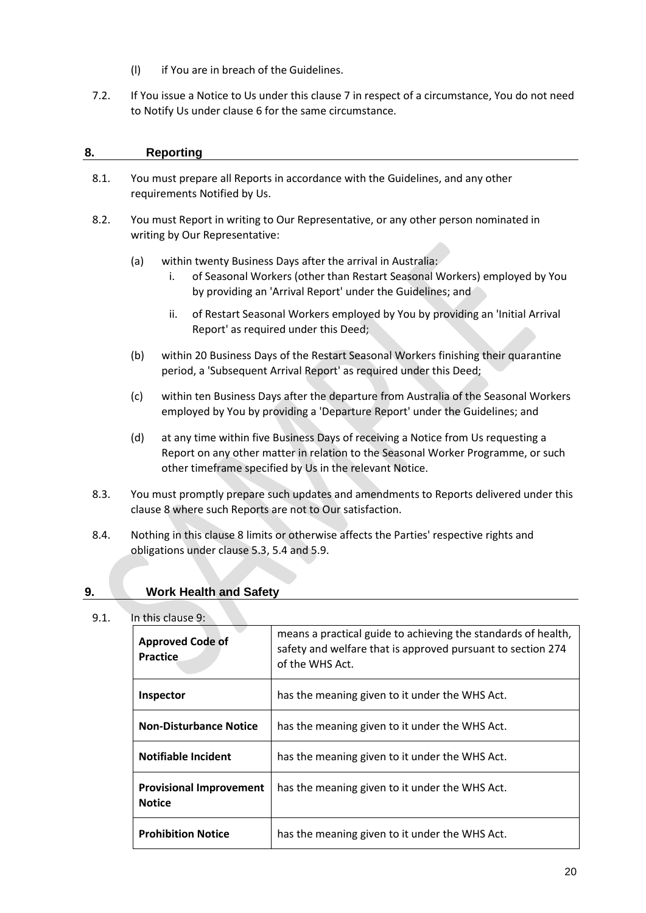(l) if You are in breach of the Guidelines.

7.2. If You issue a Notice to Us under this clause 7 in respect of a circumstance, You do not need to Notify Us under clause 6 for the same circumstance.

## 8. Reporting

8.1. You must prepare all Reports in accordance with the Guidelines, and any other requirements Notified by Us.

8.2. You must Report in writing to Our Representative, or any other person nominated in writing by Our Representative:

(a) within twenty Business Days after the arrival in Australia:

i. of Seasonal Workers (other than Restart Seasonal Workers) employed by You by providing an 'Arrival Report' under the Guidelines; and

ii. of Restart Seasonal Workers employed by You by providing an 'Initial Arrival Report' as required under this Deed;

(b) within 20 Business Days of the Restart Seasonal Workers finishing their quarantine period, a 'Subsequent Arrival Report' as required under this Deed;

(c) within ten Business Days after the departure from Australia of the Seasonal Workers employed by You by providing a 'Departure Report' under the Guidelines; and

(d) at any time within five Business Days of receiving a Notice from Us requesting a Report on any other matter in relation to the Seasonal Worker Programme, or such other timeframe specified by Us in the relevant Notice.

8.3. You must promptly prepare such updates and amendments to Reports delivered under this clause 8 where such Reports are not to Our satisfaction.

8.4. Nothing in this clause 8 limits or otherwise affects the Parties' respective rights and obligations under clause 5.3, 5.4 and 5.9.

## 9. Work Health and Safety

9.1. In this clause 9:

| | |
|---|---|
| **Approved Code of Practice** | means a practical guide to achieving the standards of health, safety and welfare that is approved pursuant to section 274 of the WHS Act. |
| **Inspector** | has the meaning given to it under the WHS Act. |
| **Non-Disturbance Notice** | has the meaning given to it under the WHS Act. |
| **Notifiable Incident** | has the meaning given to it under the WHS Act. |
| **Provisional Improvement Notice** | has the meaning given to it under the WHS Act. |
| **Prohibition Notice** | has the meaning given to it under the WHS Act. |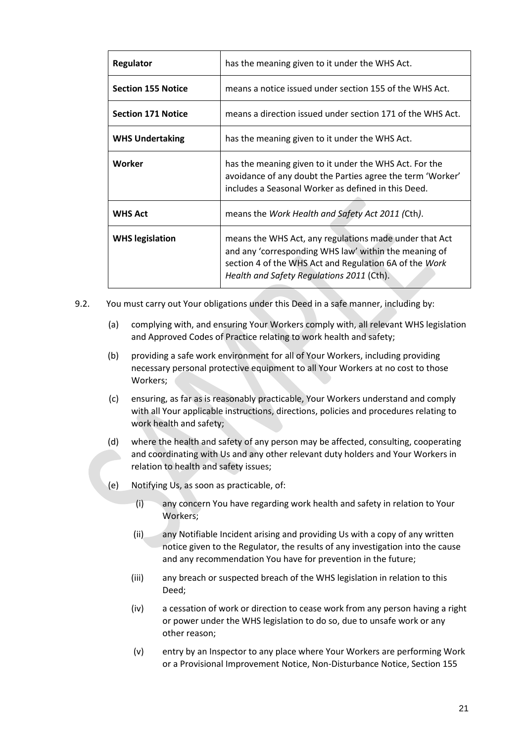| Regulator | has the meaning given to it under the WHS Act. |
| --- | --- |
| **Section 155 Notice** | means a notice issued under section 155 of the WHS Act. |
| **Section 171 Notice** | means a direction issued under section 171 of the WHS Act. |
| **WHS Undertaking** | has the meaning given to it under the WHS Act. |
| **Worker** | has the meaning given to it under the WHS Act. For the avoidance of any doubt the Parties agree the term 'Worker' includes a Seasonal Worker as defined in this Deed. |
| **WHS Act** | means the *Work Health and Safety Act 2011 (*Cth*)*. |
| **WHS legislation** | means the WHS Act, any regulations made under that Act and any 'corresponding WHS law' within the meaning of section 4 of the WHS Act and Regulation 6A of the *Work Health and Safety Regulations 2011* (Cth). |

9.2. You must carry out Your obligations under this Deed in a safe manner, including by:

(a) complying with, and ensuring Your Workers comply with, all relevant WHS legislation and Approved Codes of Practice relating to work health and safety;

(b) providing a safe work environment for all of Your Workers, including providing necessary personal protective equipment to all Your Workers at no cost to those Workers;

(c) ensuring, as far as is reasonably practicable, Your Workers understand and comply with all Your applicable instructions, directions, policies and procedures relating to work health and safety;

(d) where the health and safety of any person may be affected, consulting, cooperating and coordinating with Us and any other relevant duty holders and Your Workers in relation to health and safety issues;

(e) Notifying Us, as soon as practicable, of:

(i) any concern You have regarding work health and safety in relation to Your Workers;

(ii) any Notifiable Incident arising and providing Us with a copy of any written notice given to the Regulator, the results of any investigation into the cause and any recommendation You have for prevention in the future;

(iii) any breach or suspected breach of the WHS legislation in relation to this Deed;

(iv) a cessation of work or direction to cease work from any person having a right or power under the WHS legislation to do so, due to unsafe work or any other reason;

(v) entry by an Inspector to any place where Your Workers are performing Work or a Provisional Improvement Notice, Non-Disturbance Notice, Section 155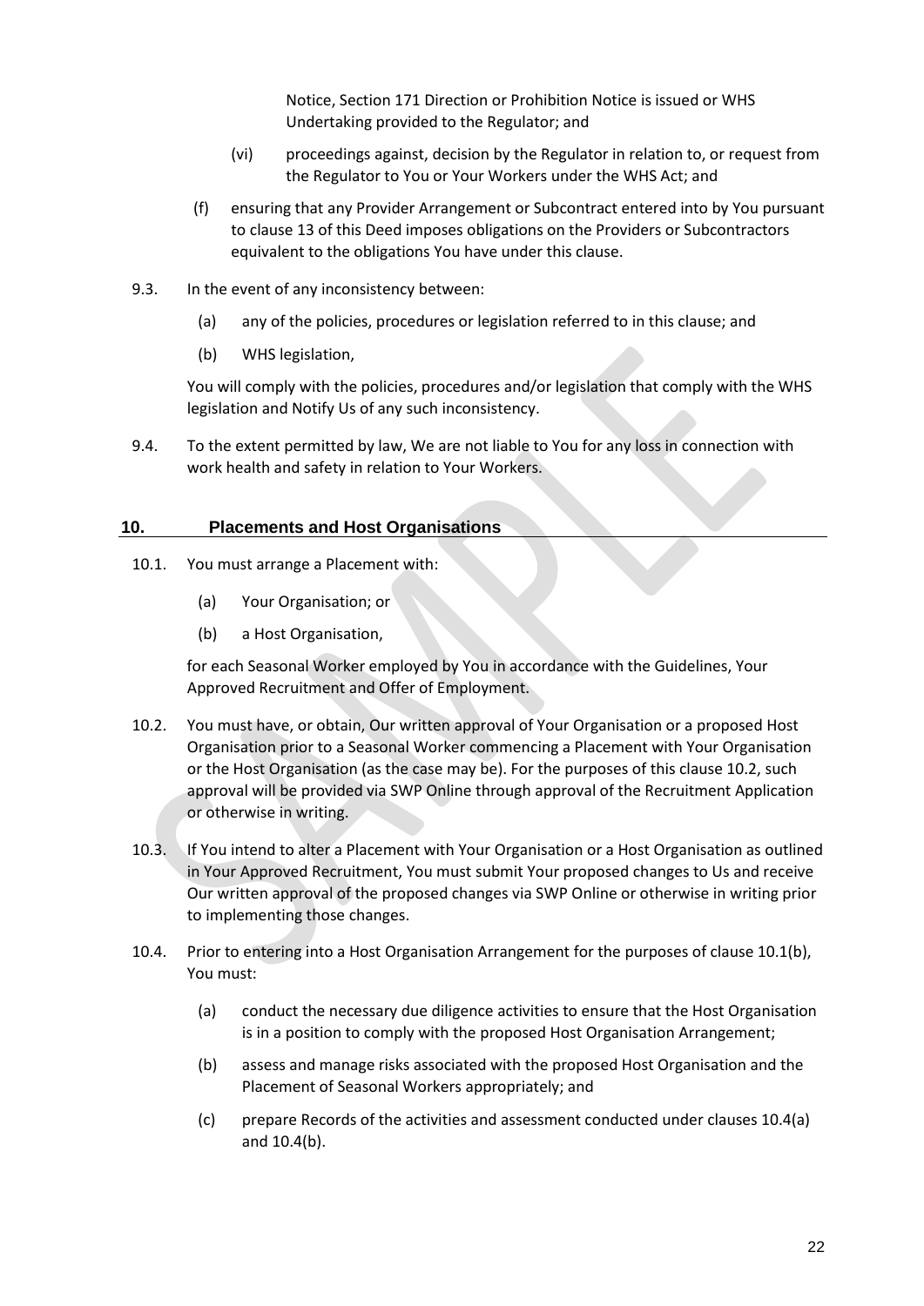Notice, Section 171 Direction or Prohibition Notice is issued or WHS Undertaking provided to the Regulator; and

(vi) proceedings against, decision by the Regulator in relation to, or request from the Regulator to You or Your Workers under the WHS Act; and

(f) ensuring that any Provider Arrangement or Subcontract entered into by You pursuant to clause 13 of this Deed imposes obligations on the Providers or Subcontractors equivalent to the obligations You have under this clause.

9.3. In the event of any inconsistency between:

(a) any of the policies, procedures or legislation referred to in this clause; and

(b) WHS legislation,

You will comply with the policies, procedures and/or legislation that comply with the WHS legislation and Notify Us of any such inconsistency.

9.4. To the extent permitted by law, We are not liable to You for any loss in connection with work health and safety in relation to Your Workers.

## 10. Placements and Host Organisations

10.1. You must arrange a Placement with:

(a) Your Organisation; or

(b) a Host Organisation,

for each Seasonal Worker employed by You in accordance with the Guidelines, Your Approved Recruitment and Offer of Employment.

10.2. You must have, or obtain, Our written approval of Your Organisation or a proposed Host Organisation prior to a Seasonal Worker commencing a Placement with Your Organisation or the Host Organisation (as the case may be). For the purposes of this clause 10.2, such approval will be provided via SWP Online through approval of the Recruitment Application or otherwise in writing.

10.3. If You intend to alter a Placement with Your Organisation or a Host Organisation as outlined in Your Approved Recruitment, You must submit Your proposed changes to Us and receive Our written approval of the proposed changes via SWP Online or otherwise in writing prior to implementing those changes.

10.4. Prior to entering into a Host Organisation Arrangement for the purposes of clause 10.1(b), You must:

(a) conduct the necessary due diligence activities to ensure that the Host Organisation is in a position to comply with the proposed Host Organisation Arrangement;

(b) assess and manage risks associated with the proposed Host Organisation and the Placement of Seasonal Workers appropriately; and

(c) prepare Records of the activities and assessment conducted under clauses 10.4(a) and 10.4(b).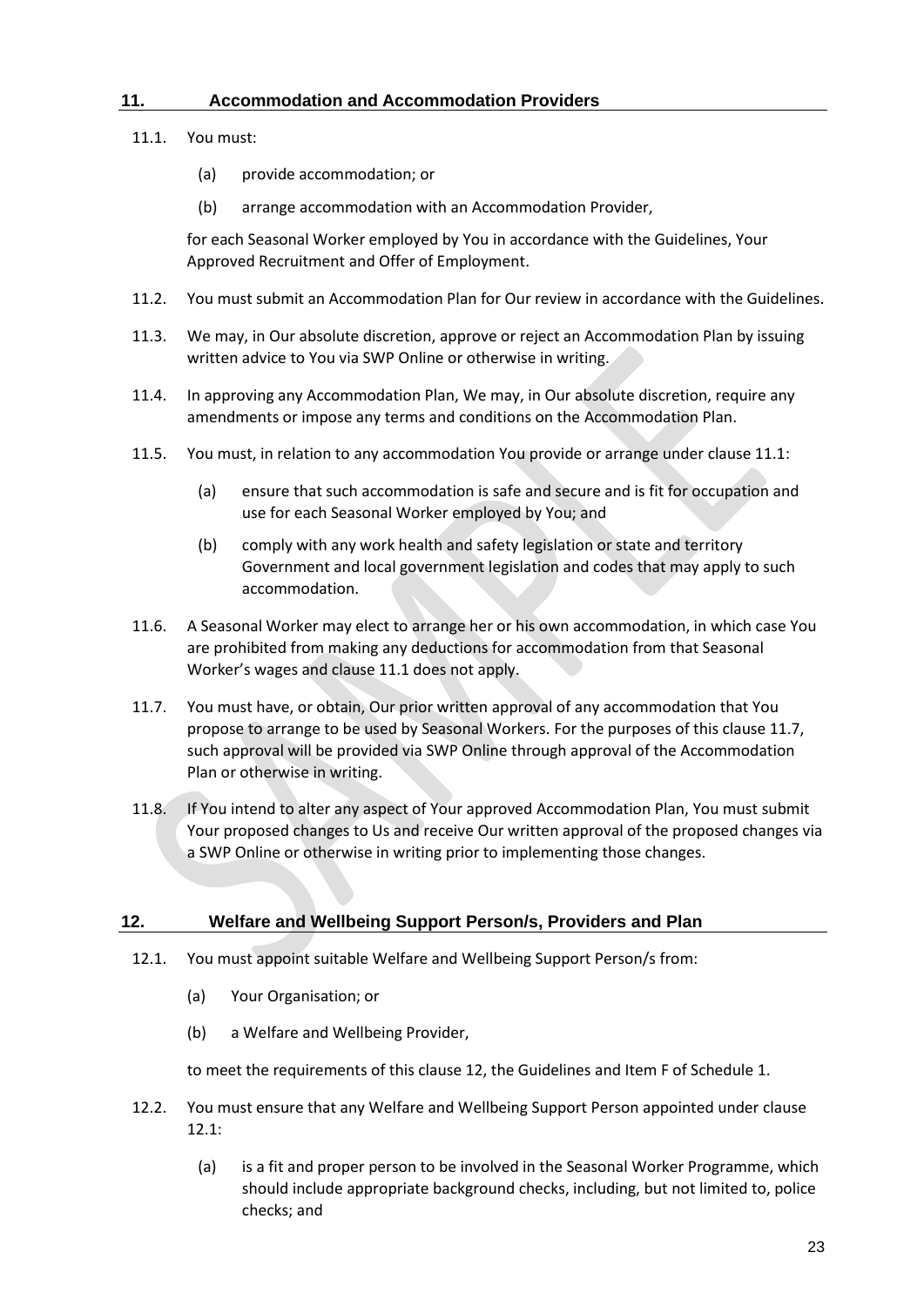## 11. Accommodation and Accommodation Providers

11.1. You must:

(a) provide accommodation; or

(b) arrange accommodation with an Accommodation Provider,

for each Seasonal Worker employed by You in accordance with the Guidelines, Your Approved Recruitment and Offer of Employment.

11.2. You must submit an Accommodation Plan for Our review in accordance with the Guidelines.

11.3. We may, in Our absolute discretion, approve or reject an Accommodation Plan by issuing written advice to You via SWP Online or otherwise in writing.

11.4. In approving any Accommodation Plan, We may, in Our absolute discretion, require any amendments or impose any terms and conditions on the Accommodation Plan.

11.5. You must, in relation to any accommodation You provide or arrange under clause 11.1:

(a) ensure that such accommodation is safe and secure and is fit for occupation and use for each Seasonal Worker employed by You; and

(b) comply with any work health and safety legislation or state and territory Government and local government legislation and codes that may apply to such accommodation.

11.6. A Seasonal Worker may elect to arrange her or his own accommodation, in which case You are prohibited from making any deductions for accommodation from that Seasonal Worker's wages and clause 11.1 does not apply.

11.7. You must have, or obtain, Our prior written approval of any accommodation that You propose to arrange to be used by Seasonal Workers. For the purposes of this clause 11.7, such approval will be provided via SWP Online through approval of the Accommodation Plan or otherwise in writing.

11.8. If You intend to alter any aspect of Your approved Accommodation Plan, You must submit Your proposed changes to Us and receive Our written approval of the proposed changes via a SWP Online or otherwise in writing prior to implementing those changes.

## 12. Welfare and Wellbeing Support Person/s, Providers and Plan

12.1. You must appoint suitable Welfare and Wellbeing Support Person/s from:

(a) Your Organisation; or

(b) a Welfare and Wellbeing Provider,

to meet the requirements of this clause 12, the Guidelines and Item F of Schedule 1.

12.2. You must ensure that any Welfare and Wellbeing Support Person appointed under clause 12.1:

(a) is a fit and proper person to be involved in the Seasonal Worker Programme, which should include appropriate background checks, including, but not limited to, police checks; and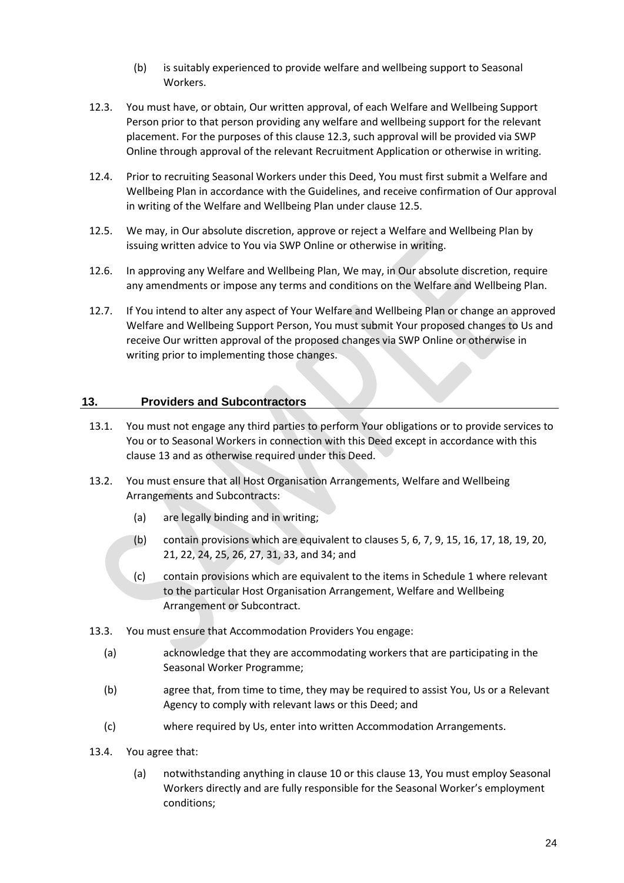(b) is suitably experienced to provide welfare and wellbeing support to Seasonal Workers.

12.3. You must have, or obtain, Our written approval, of each Welfare and Wellbeing Support Person prior to that person providing any welfare and wellbeing support for the relevant placement. For the purposes of this clause 12.3, such approval will be provided via SWP Online through approval of the relevant Recruitment Application or otherwise in writing.

12.4. Prior to recruiting Seasonal Workers under this Deed, You must first submit a Welfare and Wellbeing Plan in accordance with the Guidelines, and receive confirmation of Our approval in writing of the Welfare and Wellbeing Plan under clause 12.5.

12.5. We may, in Our absolute discretion, approve or reject a Welfare and Wellbeing Plan by issuing written advice to You via SWP Online or otherwise in writing.

12.6. In approving any Welfare and Wellbeing Plan, We may, in Our absolute discretion, require any amendments or impose any terms and conditions on the Welfare and Wellbeing Plan.

12.7. If You intend to alter any aspect of Your Welfare and Wellbeing Plan or change an approved Welfare and Wellbeing Support Person, You must submit Your proposed changes to Us and receive Our written approval of the proposed changes via SWP Online or otherwise in writing prior to implementing those changes.

## 13. Providers and Subcontractors

13.1. You must not engage any third parties to perform Your obligations or to provide services to You or to Seasonal Workers in connection with this Deed except in accordance with this clause 13 and as otherwise required under this Deed.

13.2. You must ensure that all Host Organisation Arrangements, Welfare and Wellbeing Arrangements and Subcontracts:

(a) are legally binding and in writing;

(b) contain provisions which are equivalent to clauses 5, 6, 7, 9, 15, 16, 17, 18, 19, 20, 21, 22, 24, 25, 26, 27, 31, 33, and 34; and

(c) contain provisions which are equivalent to the items in Schedule 1 where relevant to the particular Host Organisation Arrangement, Welfare and Wellbeing Arrangement or Subcontract.

13.3. You must ensure that Accommodation Providers You engage:

(a) acknowledge that they are accommodating workers that are participating in the Seasonal Worker Programme;

(b) agree that, from time to time, they may be required to assist You, Us or a Relevant Agency to comply with relevant laws or this Deed; and

(c) where required by Us, enter into written Accommodation Arrangements.

13.4. You agree that:

(a) notwithstanding anything in clause 10 or this clause 13, You must employ Seasonal Workers directly and are fully responsible for the Seasonal Worker's employment conditions;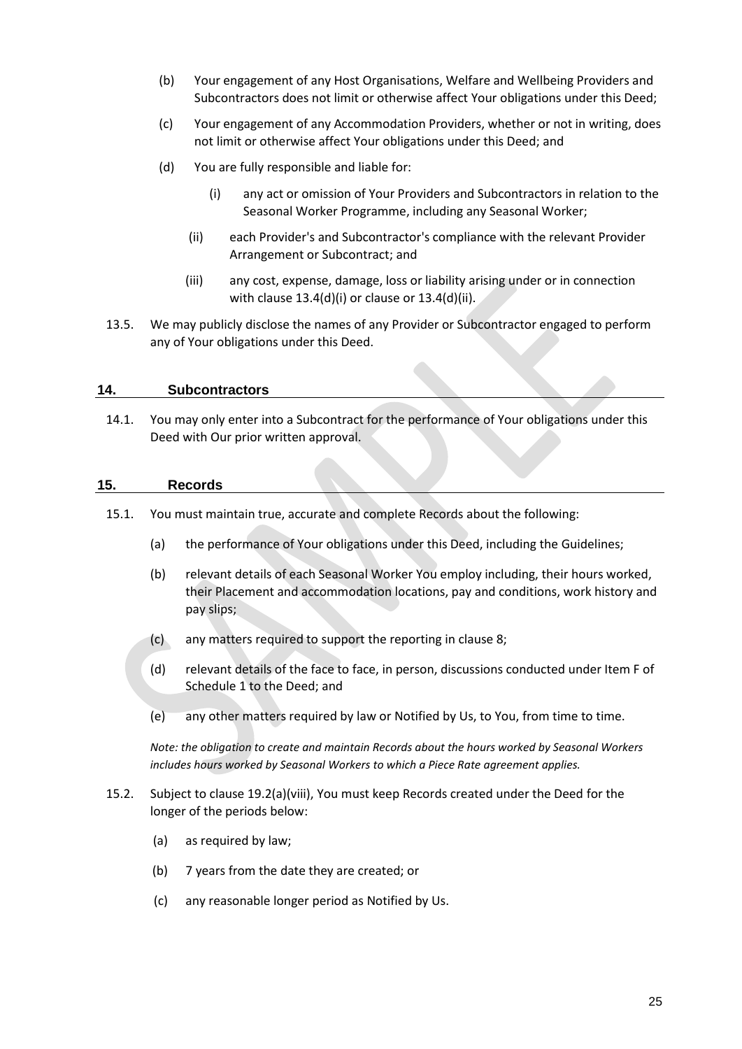(b) Your engagement of any Host Organisations, Welfare and Wellbeing Providers and Subcontractors does not limit or otherwise affect Your obligations under this Deed;

(c) Your engagement of any Accommodation Providers, whether or not in writing, does not limit or otherwise affect Your obligations under this Deed; and

(d) You are fully responsible and liable for:

   (i) any act or omission of Your Providers and Subcontractors in relation to the Seasonal Worker Programme, including any Seasonal Worker;

   (ii) each Provider's and Subcontractor's compliance with the relevant Provider Arrangement or Subcontract; and

   (iii) any cost, expense, damage, loss or liability arising under or in connection with clause 13.4(d)(i) or clause or 13.4(d)(ii).

13.5. We may publicly disclose the names of any Provider or Subcontractor engaged to perform any of Your obligations under this Deed.

## 14. Subcontractors

14.1. You may only enter into a Subcontract for the performance of Your obligations under this Deed with Our prior written approval.

## 15. Records

15.1. You must maintain true, accurate and complete Records about the following:

(a) the performance of Your obligations under this Deed, including the Guidelines;

(b) relevant details of each Seasonal Worker You employ including, their hours worked, their Placement and accommodation locations, pay and conditions, work history and pay slips;

(c) any matters required to support the reporting in clause 8;

(d) relevant details of the face to face, in person, discussions conducted under Item F of Schedule 1 to the Deed; and

(e) any other matters required by law or Notified by Us, to You, from time to time.

*Note: the obligation to create and maintain Records about the hours worked by Seasonal Workers includes hours worked by Seasonal Workers to which a Piece Rate agreement applies.*

15.2. Subject to clause 19.2(a)(viii), You must keep Records created under the Deed for the longer of the periods below:

(a) as required by law;

(b) 7 years from the date they are created; or

(c) any reasonable longer period as Notified by Us.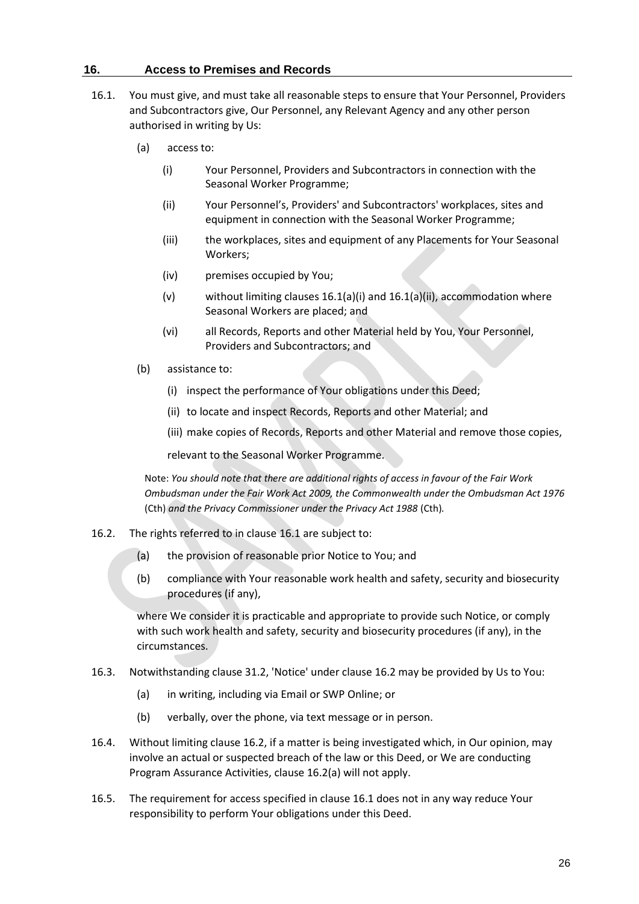## 16. Access to Premises and Records

16.1. You must give, and must take all reasonable steps to ensure that Your Personnel, Providers and Subcontractors give, Our Personnel, any Relevant Agency and any other person authorised in writing by Us:

(a) access to:

(i) Your Personnel, Providers and Subcontractors in connection with the Seasonal Worker Programme;

(ii) Your Personnel's, Providers' and Subcontractors' workplaces, sites and equipment in connection with the Seasonal Worker Programme;

(iii) the workplaces, sites and equipment of any Placements for Your Seasonal Workers;

(iv) premises occupied by You;

(v) without limiting clauses 16.1(a)(i) and 16.1(a)(ii), accommodation where Seasonal Workers are placed; and

(vi) all Records, Reports and other Material held by You, Your Personnel, Providers and Subcontractors; and

(b) assistance to:

(i) inspect the performance of Your obligations under this Deed;

(ii) to locate and inspect Records, Reports and other Material; and

(iii) make copies of Records, Reports and other Material and remove those copies,

relevant to the Seasonal Worker Programme.

Note: *You should note that there are additional rights of access in favour of the Fair Work Ombudsman under the Fair Work Act 2009, the Commonwealth under the Ombudsman Act 1976* (Cth) *and the Privacy Commissioner under the Privacy Act 1988* (Cth)*.*

16.2. The rights referred to in clause 16.1 are subject to:

(a) the provision of reasonable prior Notice to You; and

(b) compliance with Your reasonable work health and safety, security and biosecurity procedures (if any),

where We consider it is practicable and appropriate to provide such Notice, or comply with such work health and safety, security and biosecurity procedures (if any), in the circumstances.

16.3. Notwithstanding clause 31.2, 'Notice' under clause 16.2 may be provided by Us to You:

(a) in writing, including via Email or SWP Online; or

(b) verbally, over the phone, via text message or in person.

16.4. Without limiting clause 16.2, if a matter is being investigated which, in Our opinion, may involve an actual or suspected breach of the law or this Deed, or We are conducting Program Assurance Activities, clause 16.2(a) will not apply.

16.5. The requirement for access specified in clause 16.1 does not in any way reduce Your responsibility to perform Your obligations under this Deed.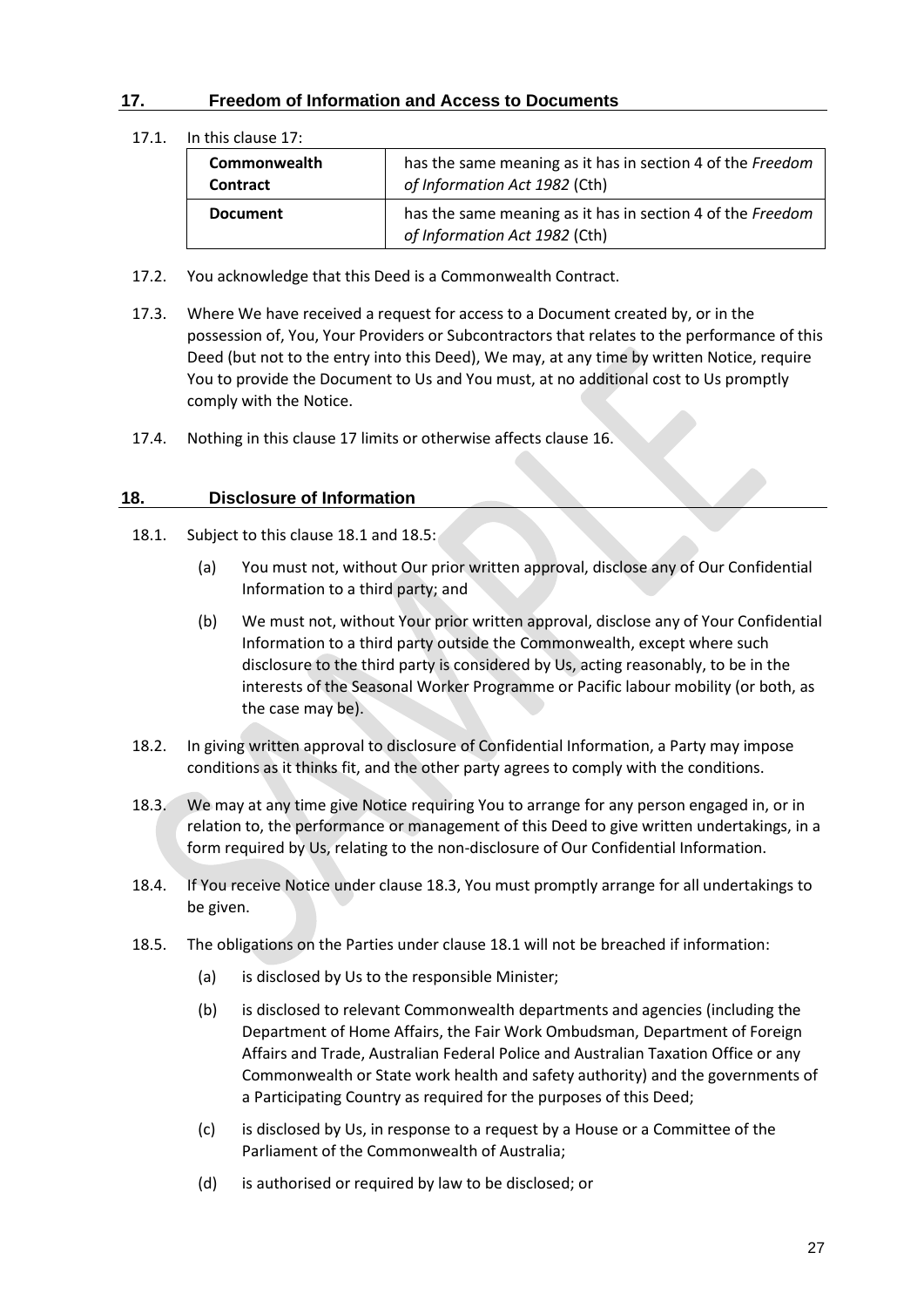## 17. Freedom of Information and Access to Documents

17.1. In this clause 17:

| | |
|---|---|
| **Commonwealth Contract** | has the same meaning as it has in section 4 of the *Freedom of Information Act 1982* (Cth) |
| **Document** | has the same meaning as it has in section 4 of the *Freedom of Information Act 1982* (Cth) |

17.2. You acknowledge that this Deed is a Commonwealth Contract.

17.3. Where We have received a request for access to a Document created by, or in the possession of, You, Your Providers or Subcontractors that relates to the performance of this Deed (but not to the entry into this Deed), We may, at any time by written Notice, require You to provide the Document to Us and You must, at no additional cost to Us promptly comply with the Notice.

17.4. Nothing in this clause 17 limits or otherwise affects clause 16.

## 18. Disclosure of Information

18.1. Subject to this clause 18.1 and 18.5:

(a) You must not, without Our prior written approval, disclose any of Our Confidential Information to a third party; and

(b) We must not, without Your prior written approval, disclose any of Your Confidential Information to a third party outside the Commonwealth, except where such disclosure to the third party is considered by Us, acting reasonably, to be in the interests of the Seasonal Worker Programme or Pacific labour mobility (or both, as the case may be).

18.2. In giving written approval to disclosure of Confidential Information, a Party may impose conditions as it thinks fit, and the other party agrees to comply with the conditions.

18.3. We may at any time give Notice requiring You to arrange for any person engaged in, or in relation to, the performance or management of this Deed to give written undertakings, in a form required by Us, relating to the non-disclosure of Our Confidential Information.

18.4. If You receive Notice under clause 18.3, You must promptly arrange for all undertakings to be given.

18.5. The obligations on the Parties under clause 18.1 will not be breached if information:

(a) is disclosed by Us to the responsible Minister;

(b) is disclosed to relevant Commonwealth departments and agencies (including the Department of Home Affairs, the Fair Work Ombudsman, Department of Foreign Affairs and Trade, Australian Federal Police and Australian Taxation Office or any Commonwealth or State work health and safety authority) and the governments of a Participating Country as required for the purposes of this Deed;

(c) is disclosed by Us, in response to a request by a House or a Committee of the Parliament of the Commonwealth of Australia;

(d) is authorised or required by law to be disclosed; or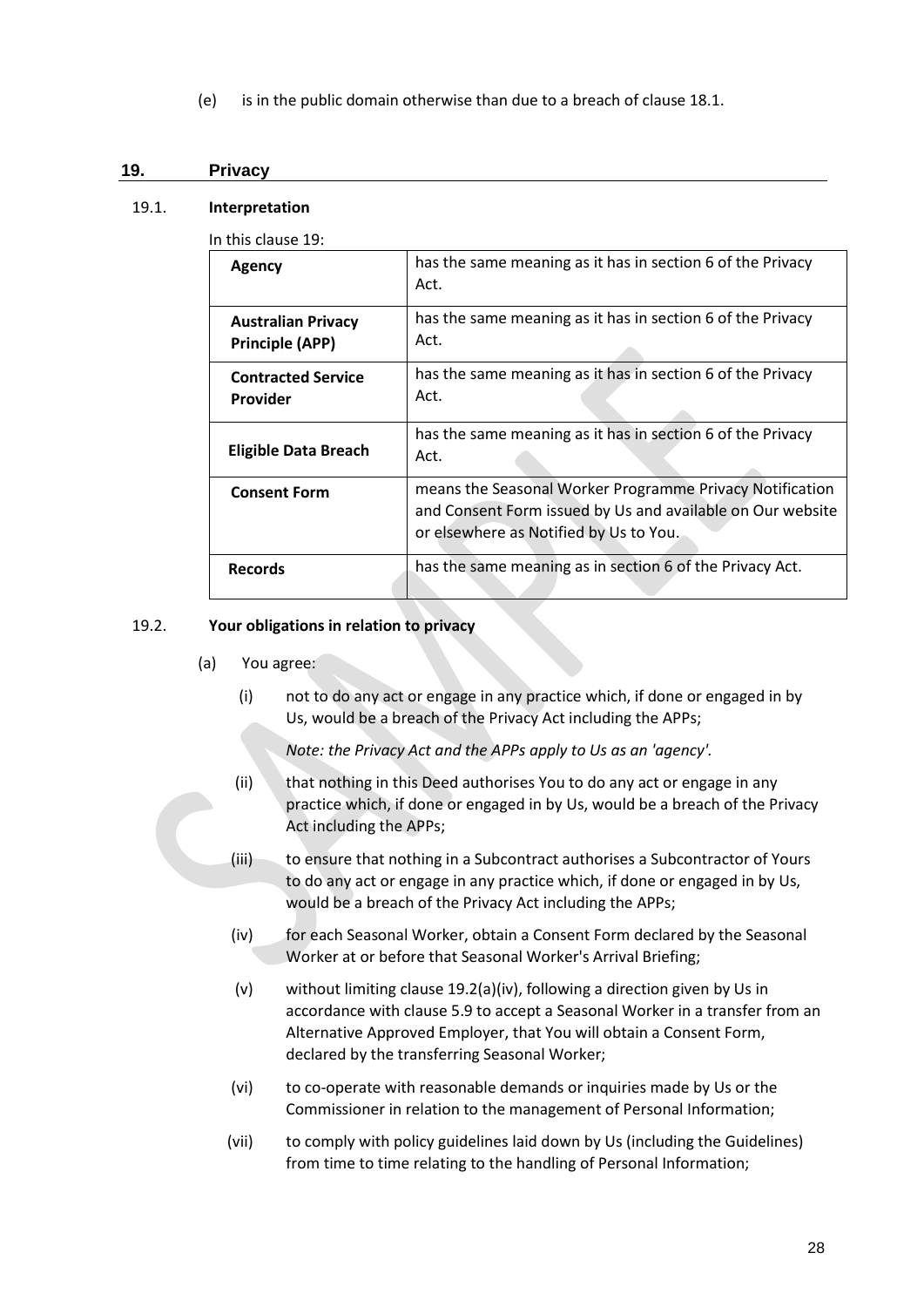(e) is in the public domain otherwise than due to a breach of clause 18.1.

## 19. Privacy

### 19.1. Interpretation

In this clause 19:

| | |
|---|---|
| **Agency** | has the same meaning as it has in section 6 of the Privacy Act. |
| **Australian Privacy Principle (APP)** | has the same meaning as it has in section 6 of the Privacy Act. |
| **Contracted Service Provider** | has the same meaning as it has in section 6 of the Privacy Act. |
| **Eligible Data Breach** | has the same meaning as it has in section 6 of the Privacy Act. |
| **Consent Form** | means the Seasonal Worker Programme Privacy Notification and Consent Form issued by Us and available on Our website or elsewhere as Notified by Us to You. |
| **Records** | has the same meaning as in section 6 of the Privacy Act. |

### 19.2. Your obligations in relation to privacy

(a) You agree:

(i) not to do any act or engage in any practice which, if done or engaged in by Us, would be a breach of the Privacy Act including the APPs;

*Note: the Privacy Act and the APPs apply to Us as an 'agency'.*

(ii) that nothing in this Deed authorises You to do any act or engage in any practice which, if done or engaged in by Us, would be a breach of the Privacy Act including the APPs;

(iii) to ensure that nothing in a Subcontract authorises a Subcontractor of Yours to do any act or engage in any practice which, if done or engaged in by Us, would be a breach of the Privacy Act including the APPs;

(iv) for each Seasonal Worker, obtain a Consent Form declared by the Seasonal Worker at or before that Seasonal Worker's Arrival Briefing;

(v) without limiting clause 19.2(a)(iv), following a direction given by Us in accordance with clause 5.9 to accept a Seasonal Worker in a transfer from an Alternative Approved Employer, that You will obtain a Consent Form, declared by the transferring Seasonal Worker;

(vi) to co-operate with reasonable demands or inquiries made by Us or the Commissioner in relation to the management of Personal Information;

(vii) to comply with policy guidelines laid down by Us (including the Guidelines) from time to time relating to the handling of Personal Information;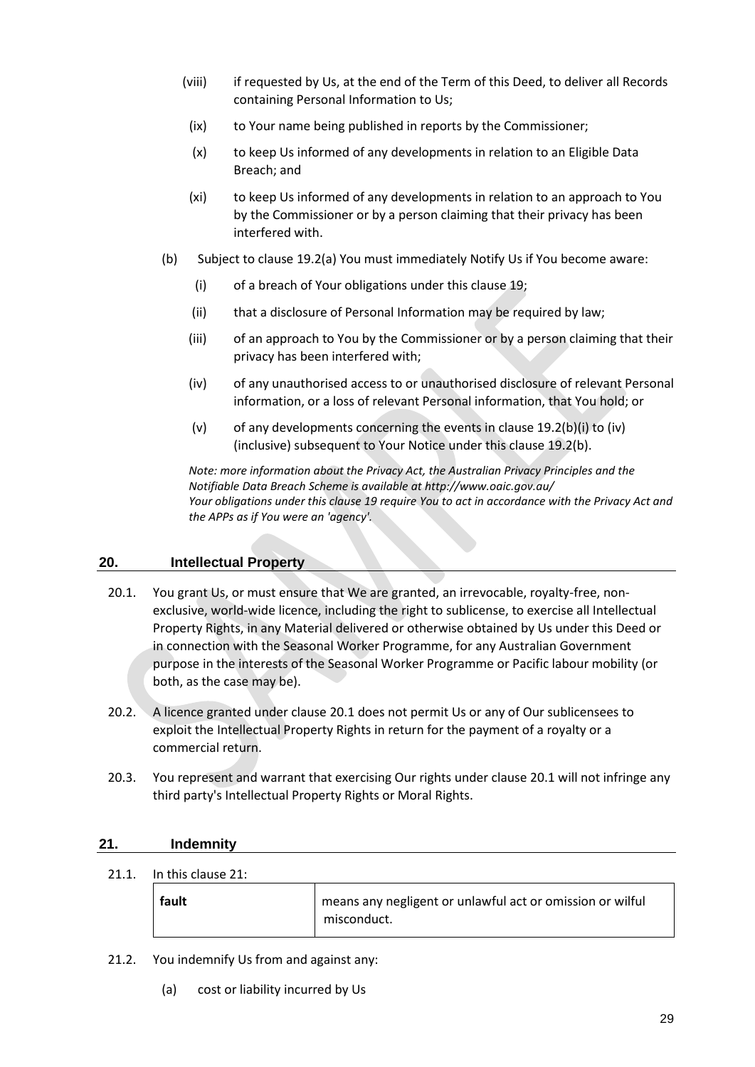(viii) if requested by Us, at the end of the Term of this Deed, to deliver all Records containing Personal Information to Us;

(ix) to Your name being published in reports by the Commissioner;

(x) to keep Us informed of any developments in relation to an Eligible Data Breach; and

(xi) to keep Us informed of any developments in relation to an approach to You by the Commissioner or by a person claiming that their privacy has been interfered with.

(b) Subject to clause 19.2(a) You must immediately Notify Us if You become aware:

(i) of a breach of Your obligations under this clause 19;

(ii) that a disclosure of Personal Information may be required by law;

(iii) of an approach to You by the Commissioner or by a person claiming that their privacy has been interfered with;

(iv) of any unauthorised access to or unauthorised disclosure of relevant Personal information, or a loss of relevant Personal information, that You hold; or

(v) of any developments concerning the events in clause 19.2(b)(i) to (iv) (inclusive) subsequent to Your Notice under this clause 19.2(b).

*Note: more information about the Privacy Act, the Australian Privacy Principles and the Notifiable Data Breach Scheme is available at http://www.oaic.gov.au/*
*Your obligations under this clause 19 require You to act in accordance with the Privacy Act and the APPs as if You were an 'agency'.*

## 20. Intellectual Property

20.1. You grant Us, or must ensure that We are granted, an irrevocable, royalty-free, non-exclusive, world-wide licence, including the right to sublicense, to exercise all Intellectual Property Rights, in any Material delivered or otherwise obtained by Us under this Deed or in connection with the Seasonal Worker Programme, for any Australian Government purpose in the interests of the Seasonal Worker Programme or Pacific labour mobility (or both, as the case may be).

20.2. A licence granted under clause 20.1 does not permit Us or any of Our sublicensees to exploit the Intellectual Property Rights in return for the payment of a royalty or a commercial return.

20.3. You represent and warrant that exercising Our rights under clause 20.1 will not infringe any third party's Intellectual Property Rights or Moral Rights.

## 21. Indemnity

21.1. In this clause 21:

| | |
|---|---|
| **fault** | means any negligent or unlawful act or omission or wilful misconduct. |

21.2. You indemnify Us from and against any:

(a) cost or liability incurred by Us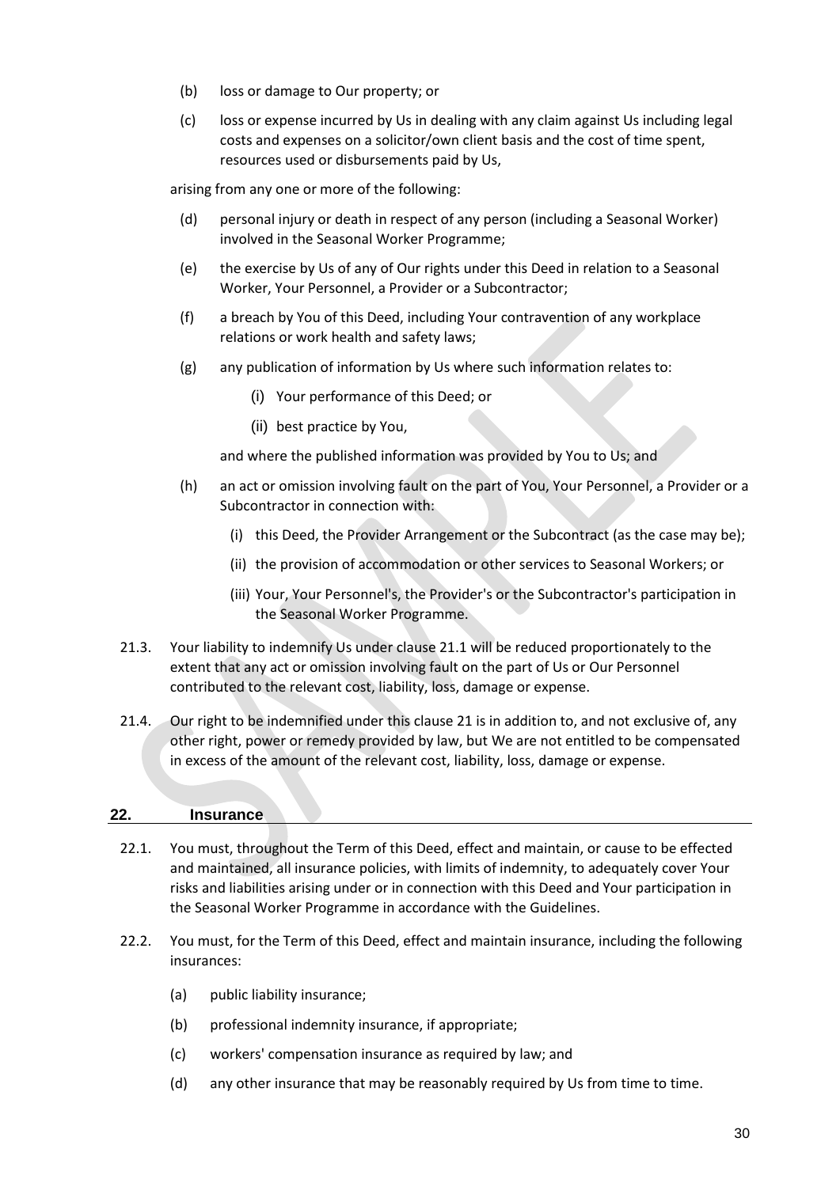(b) loss or damage to Our property; or

(c) loss or expense incurred by Us in dealing with any claim against Us including legal costs and expenses on a solicitor/own client basis and the cost of time spent, resources used or disbursements paid by Us,

arising from any one or more of the following:

(d) personal injury or death in respect of any person (including a Seasonal Worker) involved in the Seasonal Worker Programme;

(e) the exercise by Us of any of Our rights under this Deed in relation to a Seasonal Worker, Your Personnel, a Provider or a Subcontractor;

(f) a breach by You of this Deed, including Your contravention of any workplace relations or work health and safety laws;

(g) any publication of information by Us where such information relates to:

  (i) Your performance of this Deed; or

  (ii) best practice by You,

and where the published information was provided by You to Us; and

(h) an act or omission involving fault on the part of You, Your Personnel, a Provider or a Subcontractor in connection with:

  (i) this Deed, the Provider Arrangement or the Subcontract (as the case may be);

  (ii) the provision of accommodation or other services to Seasonal Workers; or

  (iii) Your, Your Personnel's, the Provider's or the Subcontractor's participation in the Seasonal Worker Programme.

21.3. Your liability to indemnify Us under clause 21.1 will be reduced proportionately to the extent that any act or omission involving fault on the part of Us or Our Personnel contributed to the relevant cost, liability, loss, damage or expense.

21.4. Our right to be indemnified under this clause 21 is in addition to, and not exclusive of, any other right, power or remedy provided by law, but We are not entitled to be compensated in excess of the amount of the relevant cost, liability, loss, damage or expense.

## 22. Insurance

22.1. You must, throughout the Term of this Deed, effect and maintain, or cause to be effected and maintained, all insurance policies, with limits of indemnity, to adequately cover Your risks and liabilities arising under or in connection with this Deed and Your participation in the Seasonal Worker Programme in accordance with the Guidelines.

22.2. You must, for the Term of this Deed, effect and maintain insurance, including the following insurances:

(a) public liability insurance;

(b) professional indemnity insurance, if appropriate;

(c) workers' compensation insurance as required by law; and

(d) any other insurance that may be reasonably required by Us from time to time.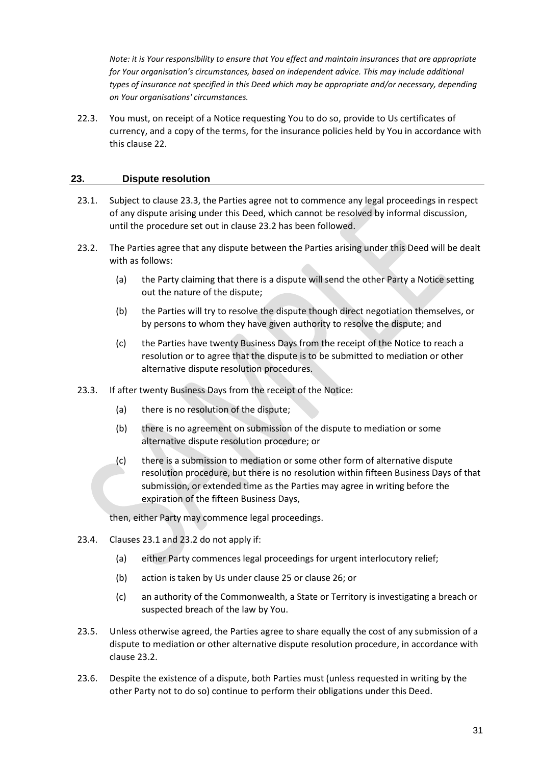*Note: it is Your responsibility to ensure that You effect and maintain insurances that are appropriate for Your organisation's circumstances, based on independent advice. This may include additional types of insurance not specified in this Deed which may be appropriate and/or necessary, depending on Your organisations' circumstances.*

22.3. You must, on receipt of a Notice requesting You to do so, provide to Us certificates of currency, and a copy of the terms, for the insurance policies held by You in accordance with this clause 22.

## 23. Dispute resolution

23.1. Subject to clause 23.3, the Parties agree not to commence any legal proceedings in respect of any dispute arising under this Deed, which cannot be resolved by informal discussion, until the procedure set out in clause 23.2 has been followed.

23.2. The Parties agree that any dispute between the Parties arising under this Deed will be dealt with as follows:

- (a) the Party claiming that there is a dispute will send the other Party a Notice setting out the nature of the dispute;
- (b) the Parties will try to resolve the dispute though direct negotiation themselves, or by persons to whom they have given authority to resolve the dispute; and
- (c) the Parties have twenty Business Days from the receipt of the Notice to reach a resolution or to agree that the dispute is to be submitted to mediation or other alternative dispute resolution procedures.

23.3. If after twenty Business Days from the receipt of the Notice:

- (a) there is no resolution of the dispute;
- (b) there is no agreement on submission of the dispute to mediation or some alternative dispute resolution procedure; or
- (c) there is a submission to mediation or some other form of alternative dispute resolution procedure, but there is no resolution within fifteen Business Days of that submission, or extended time as the Parties may agree in writing before the expiration of the fifteen Business Days,

then, either Party may commence legal proceedings.

23.4. Clauses 23.1 and 23.2 do not apply if:

- (a) either Party commences legal proceedings for urgent interlocutory relief;
- (b) action is taken by Us under clause 25 or clause 26; or
- (c) an authority of the Commonwealth, a State or Territory is investigating a breach or suspected breach of the law by You.

23.5. Unless otherwise agreed, the Parties agree to share equally the cost of any submission of a dispute to mediation or other alternative dispute resolution procedure, in accordance with clause 23.2.

23.6. Despite the existence of a dispute, both Parties must (unless requested in writing by the other Party not to do so) continue to perform their obligations under this Deed.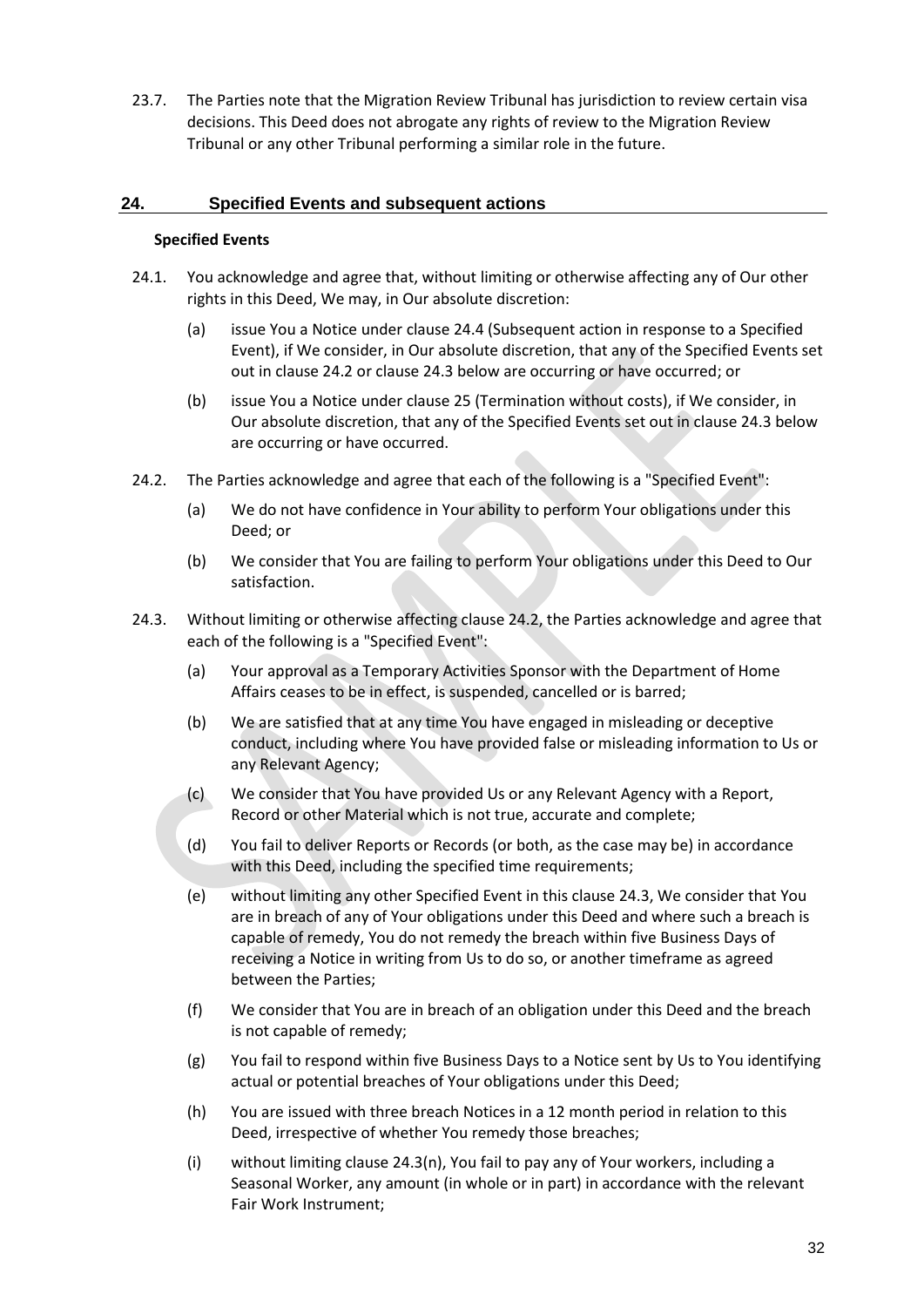23.7. The Parties note that the Migration Review Tribunal has jurisdiction to review certain visa decisions. This Deed does not abrogate any rights of review to the Migration Review Tribunal or any other Tribunal performing a similar role in the future.

## 24. Specified Events and subsequent actions

**Specified Events**

24.1. You acknowledge and agree that, without limiting or otherwise affecting any of Our other rights in this Deed, We may, in Our absolute discretion:

(a) issue You a Notice under clause 24.4 (Subsequent action in response to a Specified Event), if We consider, in Our absolute discretion, that any of the Specified Events set out in clause 24.2 or clause 24.3 below are occurring or have occurred; or

(b) issue You a Notice under clause 25 (Termination without costs), if We consider, in Our absolute discretion, that any of the Specified Events set out in clause 24.3 below are occurring or have occurred.

24.2. The Parties acknowledge and agree that each of the following is a "Specified Event":

(a) We do not have confidence in Your ability to perform Your obligations under this Deed; or

(b) We consider that You are failing to perform Your obligations under this Deed to Our satisfaction.

24.3. Without limiting or otherwise affecting clause 24.2, the Parties acknowledge and agree that each of the following is a "Specified Event":

(a) Your approval as a Temporary Activities Sponsor with the Department of Home Affairs ceases to be in effect, is suspended, cancelled or is barred;

(b) We are satisfied that at any time You have engaged in misleading or deceptive conduct, including where You have provided false or misleading information to Us or any Relevant Agency;

(c) We consider that You have provided Us or any Relevant Agency with a Report, Record or other Material which is not true, accurate and complete;

(d) You fail to deliver Reports or Records (or both, as the case may be) in accordance with this Deed, including the specified time requirements;

(e) without limiting any other Specified Event in this clause 24.3, We consider that You are in breach of any of Your obligations under this Deed and where such a breach is capable of remedy, You do not remedy the breach within five Business Days of receiving a Notice in writing from Us to do so, or another timeframe as agreed between the Parties;

(f) We consider that You are in breach of an obligation under this Deed and the breach is not capable of remedy;

(g) You fail to respond within five Business Days to a Notice sent by Us to You identifying actual or potential breaches of Your obligations under this Deed;

(h) You are issued with three breach Notices in a 12 month period in relation to this Deed, irrespective of whether You remedy those breaches;

(i) without limiting clause 24.3(n), You fail to pay any of Your workers, including a Seasonal Worker, any amount (in whole or in part) in accordance with the relevant Fair Work Instrument;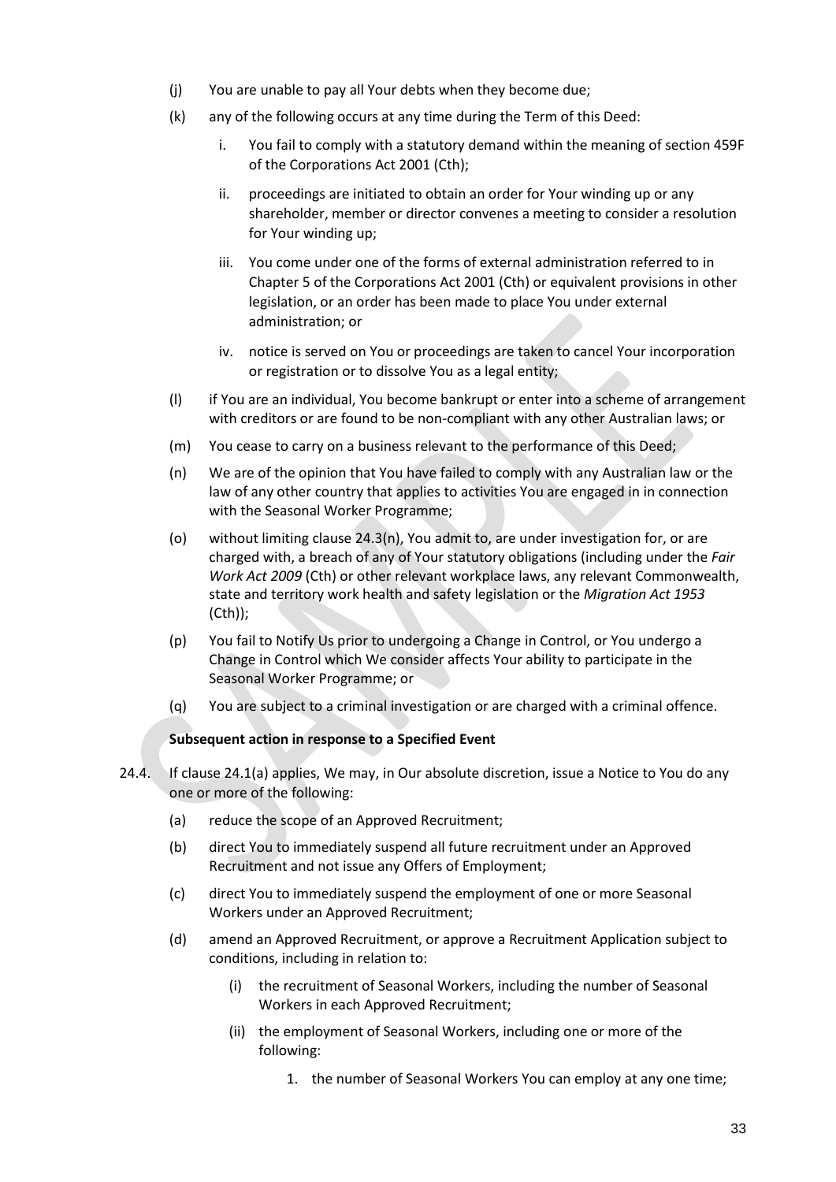(j) You are unable to pay all Your debts when they become due;

(k) any of the following occurs at any time during the Term of this Deed:

   i. You fail to comply with a statutory demand within the meaning of section 459F of the Corporations Act 2001 (Cth);

   ii. proceedings are initiated to obtain an order for Your winding up or any shareholder, member or director convenes a meeting to consider a resolution for Your winding up;

   iii. You come under one of the forms of external administration referred to in Chapter 5 of the Corporations Act 2001 (Cth) or equivalent provisions in other legislation, or an order has been made to place You under external administration; or

   iv. notice is served on You or proceedings are taken to cancel Your incorporation or registration or to dissolve You as a legal entity;

(l) if You are an individual, You become bankrupt or enter into a scheme of arrangement with creditors or are found to be non-compliant with any other Australian laws; or

(m) You cease to carry on a business relevant to the performance of this Deed;

(n) We are of the opinion that You have failed to comply with any Australian law or the law of any other country that applies to activities You are engaged in in connection with the Seasonal Worker Programme;

(o) without limiting clause 24.3(n), You admit to, are under investigation for, or are charged with, a breach of any of Your statutory obligations (including under the *Fair Work Act 2009* (Cth) or other relevant workplace laws, any relevant Commonwealth, state and territory work health and safety legislation or the *Migration Act 1953* (Cth));

(p) You fail to Notify Us prior to undergoing a Change in Control, or You undergo a Change in Control which We consider affects Your ability to participate in the Seasonal Worker Programme; or

(q) You are subject to a criminal investigation or are charged with a criminal offence.

**Subsequent action in response to a Specified Event**

24.4. If clause 24.1(a) applies, We may, in Our absolute discretion, issue a Notice to You do any one or more of the following:

(a) reduce the scope of an Approved Recruitment;

(b) direct You to immediately suspend all future recruitment under an Approved Recruitment and not issue any Offers of Employment;

(c) direct You to immediately suspend the employment of one or more Seasonal Workers under an Approved Recruitment;

(d) amend an Approved Recruitment, or approve a Recruitment Application subject to conditions, including in relation to:

   (i) the recruitment of Seasonal Workers, including the number of Seasonal Workers in each Approved Recruitment;

   (ii) the employment of Seasonal Workers, including one or more of the following:

      1. the number of Seasonal Workers You can employ at any one time;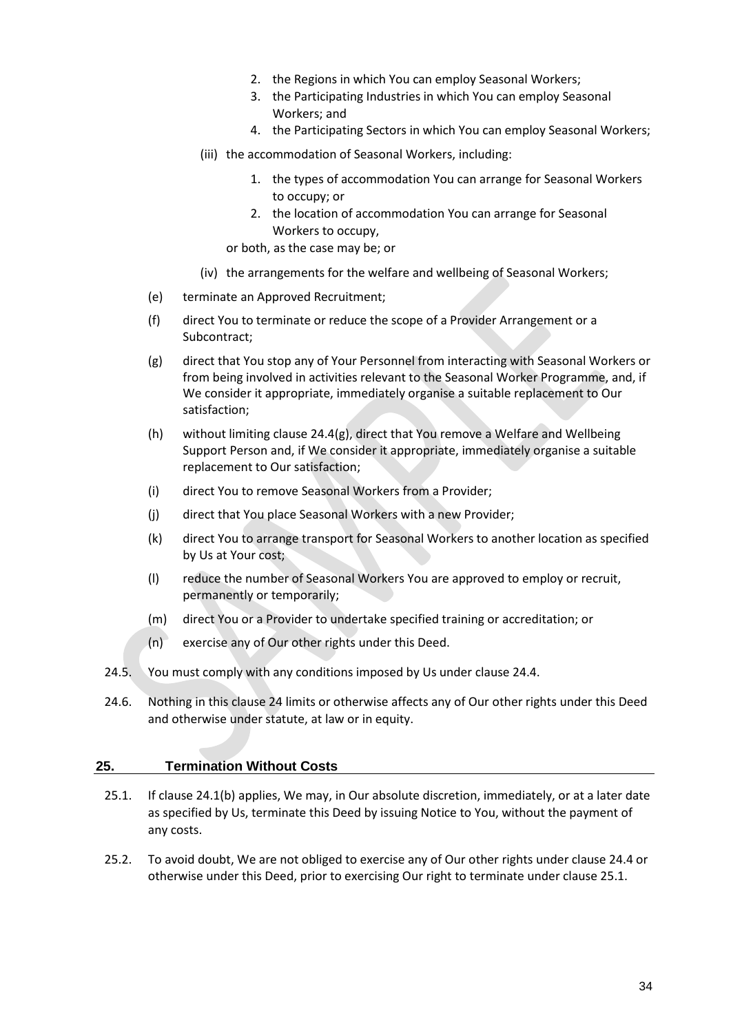2. the Regions in which You can employ Seasonal Workers;
3. the Participating Industries in which You can employ Seasonal Workers; and
4. the Participating Sectors in which You can employ Seasonal Workers;

(iii) the accommodation of Seasonal Workers, including:

1. the types of accommodation You can arrange for Seasonal Workers to occupy; or
2. the location of accommodation You can arrange for Seasonal Workers to occupy,

or both, as the case may be; or

(iv) the arrangements for the welfare and wellbeing of Seasonal Workers;

(e) terminate an Approved Recruitment;

(f) direct You to terminate or reduce the scope of a Provider Arrangement or a Subcontract;

(g) direct that You stop any of Your Personnel from interacting with Seasonal Workers or from being involved in activities relevant to the Seasonal Worker Programme, and, if We consider it appropriate, immediately organise a suitable replacement to Our satisfaction;

(h) without limiting clause 24.4(g), direct that You remove a Welfare and Wellbeing Support Person and, if We consider it appropriate, immediately organise a suitable replacement to Our satisfaction;

(i) direct You to remove Seasonal Workers from a Provider;

(j) direct that You place Seasonal Workers with a new Provider;

(k) direct You to arrange transport for Seasonal Workers to another location as specified by Us at Your cost;

(l) reduce the number of Seasonal Workers You are approved to employ or recruit, permanently or temporarily;

(m) direct You or a Provider to undertake specified training or accreditation; or

(n) exercise any of Our other rights under this Deed.

24.5. You must comply with any conditions imposed by Us under clause 24.4.

24.6. Nothing in this clause 24 limits or otherwise affects any of Our other rights under this Deed and otherwise under statute, at law or in equity.

## 25. Termination Without Costs

25.1. If clause 24.1(b) applies, We may, in Our absolute discretion, immediately, or at a later date as specified by Us, terminate this Deed by issuing Notice to You, without the payment of any costs.

25.2. To avoid doubt, We are not obliged to exercise any of Our other rights under clause 24.4 or otherwise under this Deed, prior to exercising Our right to terminate under clause 25.1.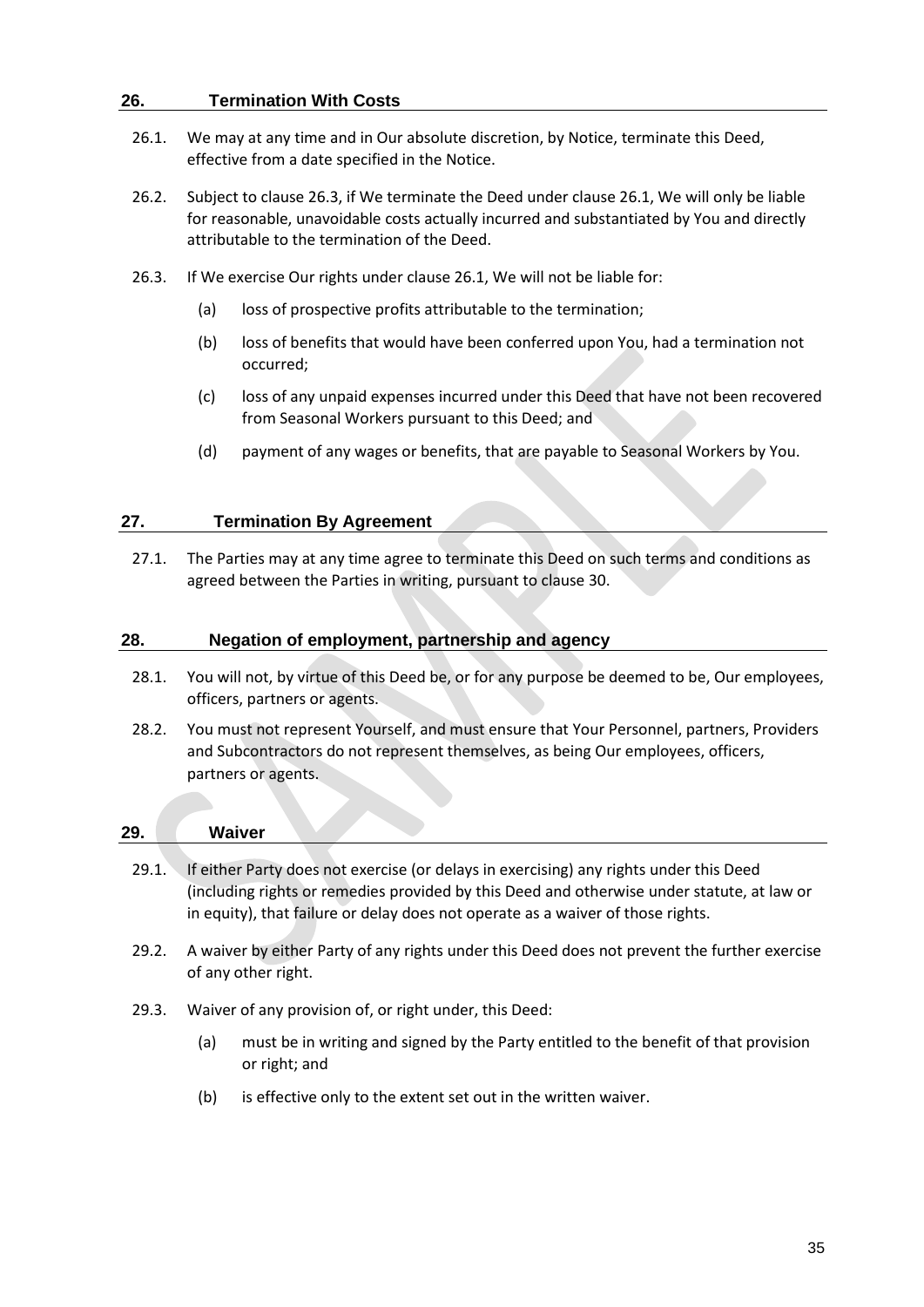## 26. Termination With Costs

26.1. We may at any time and in Our absolute discretion, by Notice, terminate this Deed, effective from a date specified in the Notice.

26.2. Subject to clause 26.3, if We terminate the Deed under clause 26.1, We will only be liable for reasonable, unavoidable costs actually incurred and substantiated by You and directly attributable to the termination of the Deed.

26.3. If We exercise Our rights under clause 26.1, We will not be liable for:

(a) loss of prospective profits attributable to the termination;

(b) loss of benefits that would have been conferred upon You, had a termination not occurred;

(c) loss of any unpaid expenses incurred under this Deed that have not been recovered from Seasonal Workers pursuant to this Deed; and

(d) payment of any wages or benefits, that are payable to Seasonal Workers by You.

## 27. Termination By Agreement

27.1. The Parties may at any time agree to terminate this Deed on such terms and conditions as agreed between the Parties in writing, pursuant to clause 30.

## 28. Negation of employment, partnership and agency

28.1. You will not, by virtue of this Deed be, or for any purpose be deemed to be, Our employees, officers, partners or agents.

28.2. You must not represent Yourself, and must ensure that Your Personnel, partners, Providers and Subcontractors do not represent themselves, as being Our employees, officers, partners or agents.

## 29. Waiver

29.1. If either Party does not exercise (or delays in exercising) any rights under this Deed (including rights or remedies provided by this Deed and otherwise under statute, at law or in equity), that failure or delay does not operate as a waiver of those rights.

29.2. A waiver by either Party of any rights under this Deed does not prevent the further exercise of any other right.

29.3. Waiver of any provision of, or right under, this Deed:

(a) must be in writing and signed by the Party entitled to the benefit of that provision or right; and

(b) is effective only to the extent set out in the written waiver.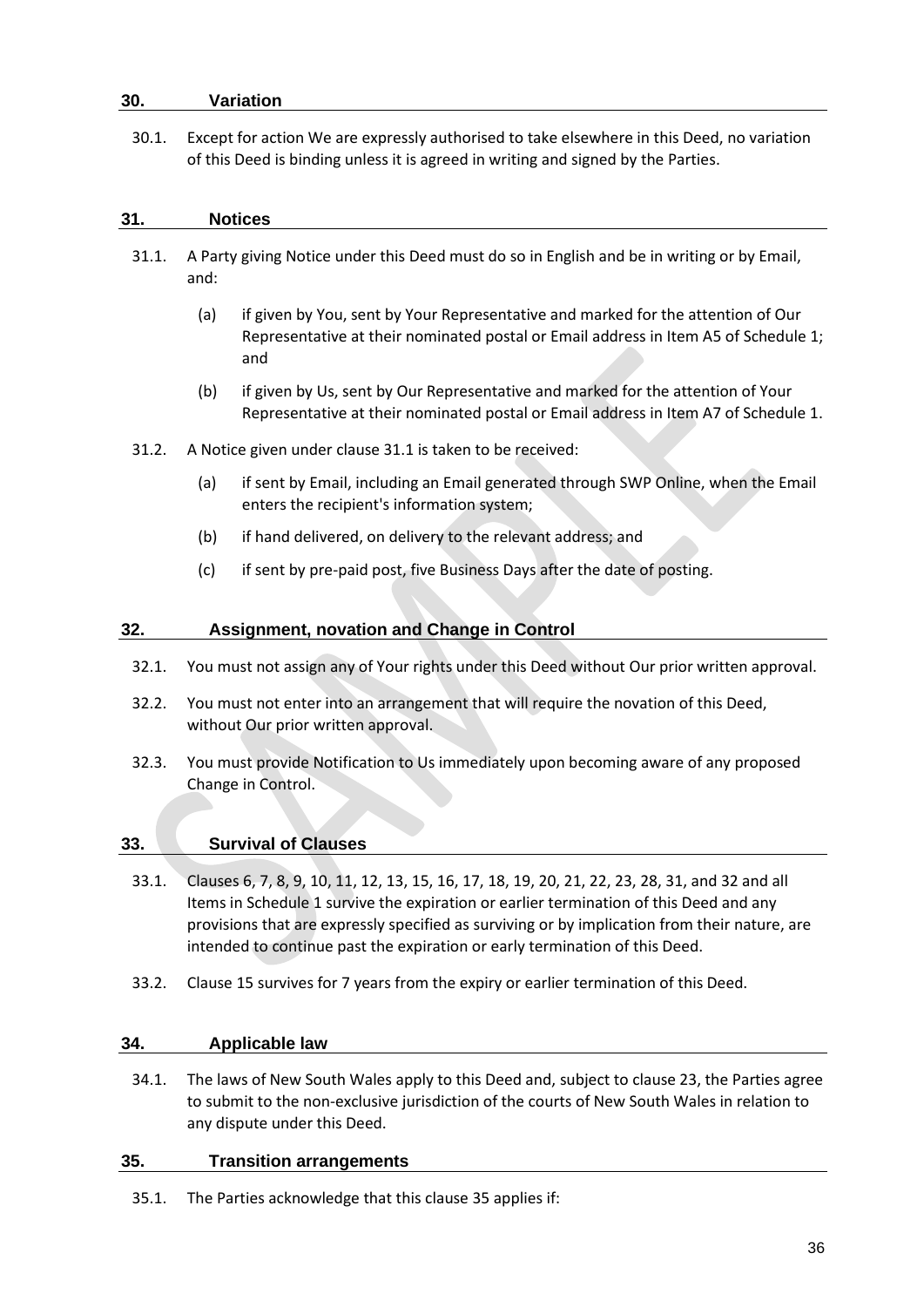## 30. Variation

30.1. Except for action We are expressly authorised to take elsewhere in this Deed, no variation of this Deed is binding unless it is agreed in writing and signed by the Parties.

## 31. Notices

31.1. A Party giving Notice under this Deed must do so in English and be in writing or by Email, and:

(a) if given by You, sent by Your Representative and marked for the attention of Our Representative at their nominated postal or Email address in Item A5 of Schedule 1; and

(b) if given by Us, sent by Our Representative and marked for the attention of Your Representative at their nominated postal or Email address in Item A7 of Schedule 1.

31.2. A Notice given under clause 31.1 is taken to be received:

(a) if sent by Email, including an Email generated through SWP Online, when the Email enters the recipient's information system;

(b) if hand delivered, on delivery to the relevant address; and

(c) if sent by pre-paid post, five Business Days after the date of posting.

## 32. Assignment, novation and Change in Control

32.1. You must not assign any of Your rights under this Deed without Our prior written approval.

32.2. You must not enter into an arrangement that will require the novation of this Deed, without Our prior written approval.

32.3. You must provide Notification to Us immediately upon becoming aware of any proposed Change in Control.

## 33. Survival of Clauses

33.1. Clauses 6, 7, 8, 9, 10, 11, 12, 13, 15, 16, 17, 18, 19, 20, 21, 22, 23, 28, 31, and 32 and all Items in Schedule 1 survive the expiration or earlier termination of this Deed and any provisions that are expressly specified as surviving or by implication from their nature, are intended to continue past the expiration or early termination of this Deed.

33.2. Clause 15 survives for 7 years from the expiry or earlier termination of this Deed.

## 34. Applicable law

34.1. The laws of New South Wales apply to this Deed and, subject to clause 23, the Parties agree to submit to the non-exclusive jurisdiction of the courts of New South Wales in relation to any dispute under this Deed.

## 35. Transition arrangements

35.1. The Parties acknowledge that this clause 35 applies if: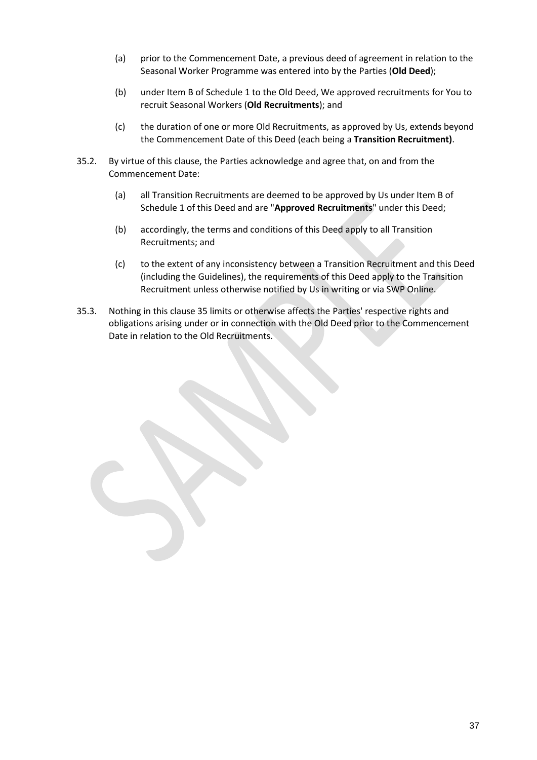(a) prior to the Commencement Date, a previous deed of agreement in relation to the Seasonal Worker Programme was entered into by the Parties (**Old Deed**);

(b) under Item B of Schedule 1 to the Old Deed, We approved recruitments for You to recruit Seasonal Workers (**Old Recruitments**); and

(c) the duration of one or more Old Recruitments, as approved by Us, extends beyond the Commencement Date of this Deed (each being a **Transition Recruitment)**.

35.2. By virtue of this clause, the Parties acknowledge and agree that, on and from the Commencement Date:

(a) all Transition Recruitments are deemed to be approved by Us under Item B of Schedule 1 of this Deed and are "**Approved Recruitments**" under this Deed;

(b) accordingly, the terms and conditions of this Deed apply to all Transition Recruitments; and

(c) to the extent of any inconsistency between a Transition Recruitment and this Deed (including the Guidelines), the requirements of this Deed apply to the Transition Recruitment unless otherwise notified by Us in writing or via SWP Online.

35.3. Nothing in this clause 35 limits or otherwise affects the Parties' respective rights and obligations arising under or in connection with the Old Deed prior to the Commencement Date in relation to the Old Recruitments.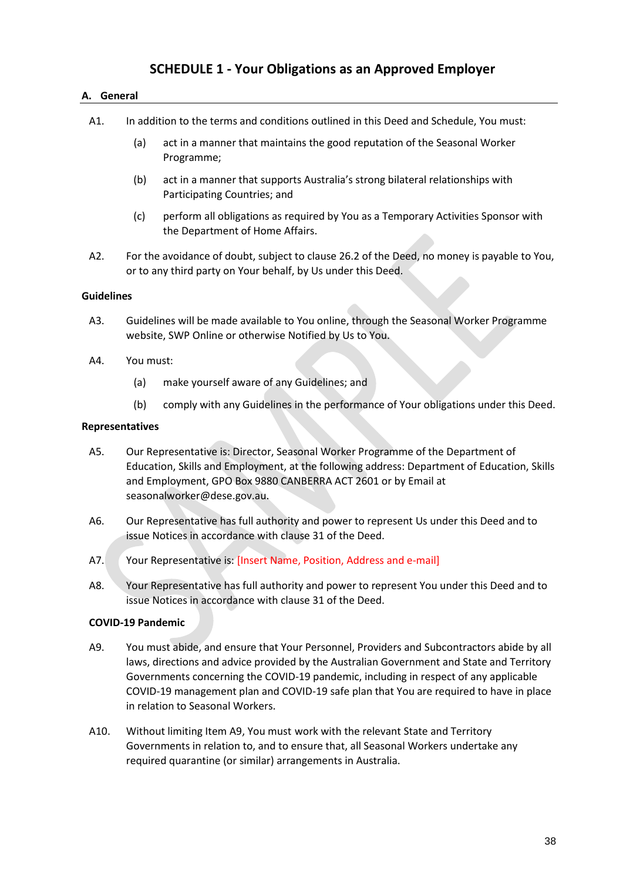# SCHEDULE 1 - Your Obligations as an Approved Employer

## A. General

A1. In addition to the terms and conditions outlined in this Deed and Schedule, You must:

(a) act in a manner that maintains the good reputation of the Seasonal Worker Programme;

(b) act in a manner that supports Australia's strong bilateral relationships with Participating Countries; and

(c) perform all obligations as required by You as a Temporary Activities Sponsor with the Department of Home Affairs.

A2. For the avoidance of doubt, subject to clause 26.2 of the Deed, no money is payable to You, or to any third party on Your behalf, by Us under this Deed.

### Guidelines

A3. Guidelines will be made available to You online, through the Seasonal Worker Programme website, SWP Online or otherwise Notified by Us to You.

A4. You must:

(a) make yourself aware of any Guidelines; and

(b) comply with any Guidelines in the performance of Your obligations under this Deed.

### Representatives

A5. Our Representative is: Director, Seasonal Worker Programme of the Department of Education, Skills and Employment, at the following address: Department of Education, Skills and Employment, GPO Box 9880 CANBERRA ACT 2601 or by Email at seasonalworker@dese.gov.au.

A6. Our Representative has full authority and power to represent Us under this Deed and to issue Notices in accordance with clause 31 of the Deed.

A7. Your Representative is: [Insert Name, Position, Address and e-mail]

A8. Your Representative has full authority and power to represent You under this Deed and to issue Notices in accordance with clause 31 of the Deed.

### COVID-19 Pandemic

A9. You must abide, and ensure that Your Personnel, Providers and Subcontractors abide by all laws, directions and advice provided by the Australian Government and State and Territory Governments concerning the COVID-19 pandemic, including in respect of any applicable COVID-19 management plan and COVID-19 safe plan that You are required to have in place in relation to Seasonal Workers.

A10. Without limiting Item A9, You must work with the relevant State and Territory Governments in relation to, and to ensure that, all Seasonal Workers undertake any required quarantine (or similar) arrangements in Australia.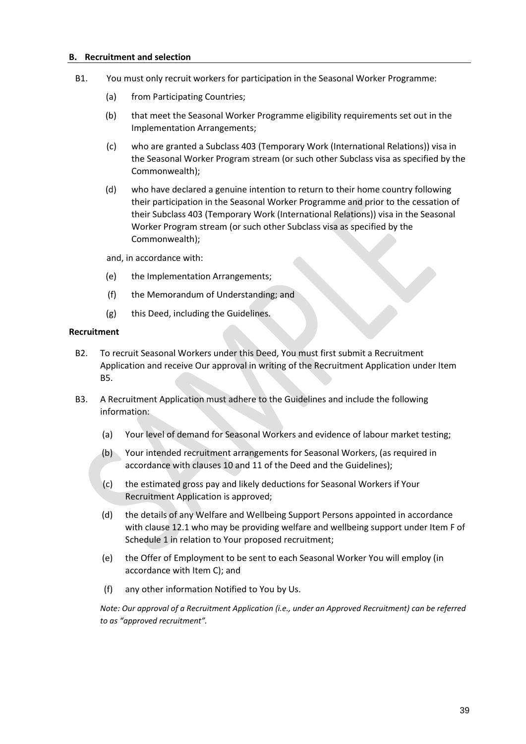## B. Recruitment and selection

B1. You must only recruit workers for participation in the Seasonal Worker Programme:

(a) from Participating Countries;

(b) that meet the Seasonal Worker Programme eligibility requirements set out in the Implementation Arrangements;

(c) who are granted a Subclass 403 (Temporary Work (International Relations)) visa in the Seasonal Worker Program stream (or such other Subclass visa as specified by the Commonwealth);

(d) who have declared a genuine intention to return to their home country following their participation in the Seasonal Worker Programme and prior to the cessation of their Subclass 403 (Temporary Work (International Relations)) visa in the Seasonal Worker Program stream (or such other Subclass visa as specified by the Commonwealth);

and, in accordance with:

(e) the Implementation Arrangements;

(f) the Memorandum of Understanding; and

(g) this Deed, including the Guidelines.

**Recruitment**

B2. To recruit Seasonal Workers under this Deed, You must first submit a Recruitment Application and receive Our approval in writing of the Recruitment Application under Item B5.

B3. A Recruitment Application must adhere to the Guidelines and include the following information:

(a) Your level of demand for Seasonal Workers and evidence of labour market testing;

(b) Your intended recruitment arrangements for Seasonal Workers, (as required in accordance with clauses 10 and 11 of the Deed and the Guidelines);

(c) the estimated gross pay and likely deductions for Seasonal Workers if Your Recruitment Application is approved;

(d) the details of any Welfare and Wellbeing Support Persons appointed in accordance with clause 12.1 who may be providing welfare and wellbeing support under Item F of Schedule 1 in relation to Your proposed recruitment;

(e) the Offer of Employment to be sent to each Seasonal Worker You will employ (in accordance with Item C); and

(f) any other information Notified to You by Us.

*Note: Our approval of a Recruitment Application (i.e., under an Approved Recruitment) can be referred to as "approved recruitment".*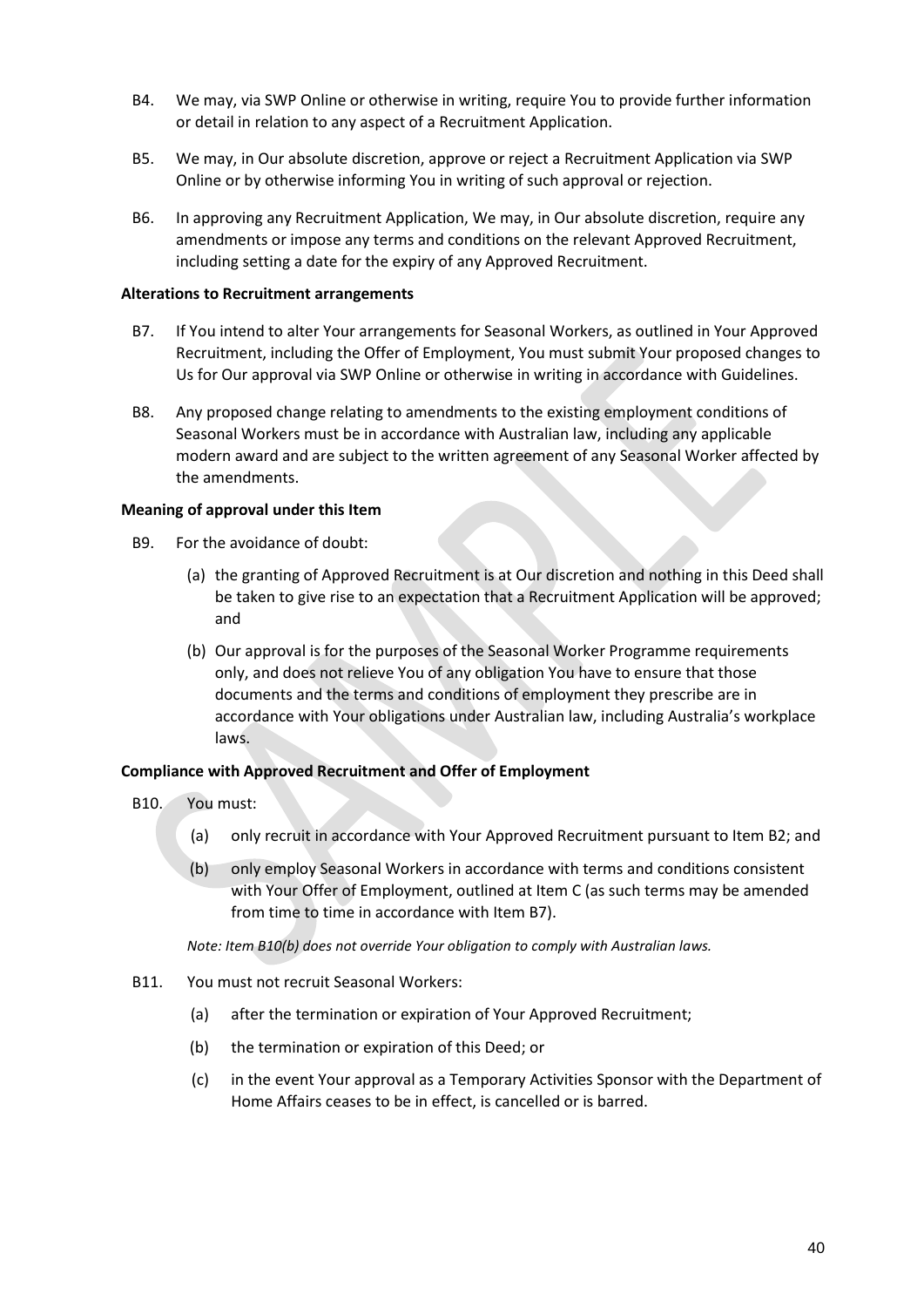B4. We may, via SWP Online or otherwise in writing, require You to provide further information or detail in relation to any aspect of a Recruitment Application.

B5. We may, in Our absolute discretion, approve or reject a Recruitment Application via SWP Online or by otherwise informing You in writing of such approval or rejection.

B6. In approving any Recruitment Application, We may, in Our absolute discretion, require any amendments or impose any terms and conditions on the relevant Approved Recruitment, including setting a date for the expiry of any Approved Recruitment.

**Alterations to Recruitment arrangements**

B7. If You intend to alter Your arrangements for Seasonal Workers, as outlined in Your Approved Recruitment, including the Offer of Employment, You must submit Your proposed changes to Us for Our approval via SWP Online or otherwise in writing in accordance with Guidelines.

B8. Any proposed change relating to amendments to the existing employment conditions of Seasonal Workers must be in accordance with Australian law, including any applicable modern award and are subject to the written agreement of any Seasonal Worker affected by the amendments.

**Meaning of approval under this Item**

B9. For the avoidance of doubt:

(a) the granting of Approved Recruitment is at Our discretion and nothing in this Deed shall be taken to give rise to an expectation that a Recruitment Application will be approved; and

(b) Our approval is for the purposes of the Seasonal Worker Programme requirements only, and does not relieve You of any obligation You have to ensure that those documents and the terms and conditions of employment they prescribe are in accordance with Your obligations under Australian law, including Australia's workplace laws.

**Compliance with Approved Recruitment and Offer of Employment**

B10. You must:

(a) only recruit in accordance with Your Approved Recruitment pursuant to Item B2; and

(b) only employ Seasonal Workers in accordance with terms and conditions consistent with Your Offer of Employment, outlined at Item C (as such terms may be amended from time to time in accordance with Item B7).

*Note: Item B10(b) does not override Your obligation to comply with Australian laws.*

B11. You must not recruit Seasonal Workers:

(a) after the termination or expiration of Your Approved Recruitment;

(b) the termination or expiration of this Deed; or

(c) in the event Your approval as a Temporary Activities Sponsor with the Department of Home Affairs ceases to be in effect, is cancelled or is barred.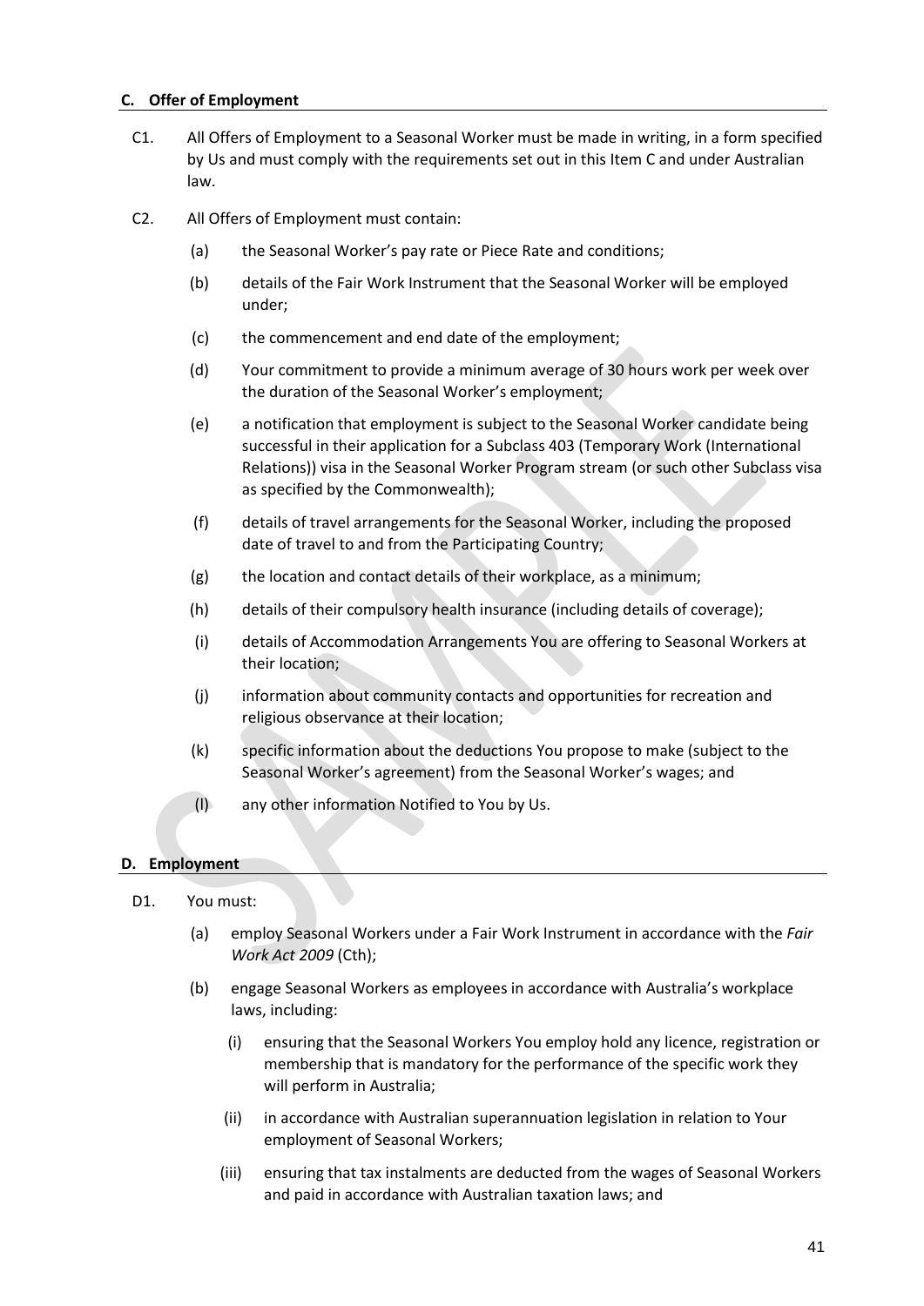## C. Offer of Employment

C1. All Offers of Employment to a Seasonal Worker must be made in writing, in a form specified by Us and must comply with the requirements set out in this Item C and under Australian law.

C2. All Offers of Employment must contain:

(a) the Seasonal Worker's pay rate or Piece Rate and conditions;

(b) details of the Fair Work Instrument that the Seasonal Worker will be employed under;

(c) the commencement and end date of the employment;

(d) Your commitment to provide a minimum average of 30 hours work per week over the duration of the Seasonal Worker's employment;

(e) a notification that employment is subject to the Seasonal Worker candidate being successful in their application for a Subclass 403 (Temporary Work (International Relations)) visa in the Seasonal Worker Program stream (or such other Subclass visa as specified by the Commonwealth);

(f) details of travel arrangements for the Seasonal Worker, including the proposed date of travel to and from the Participating Country;

(g) the location and contact details of their workplace, as a minimum;

(h) details of their compulsory health insurance (including details of coverage);

(i) details of Accommodation Arrangements You are offering to Seasonal Workers at their location;

(j) information about community contacts and opportunities for recreation and religious observance at their location;

(k) specific information about the deductions You propose to make (subject to the Seasonal Worker's agreement) from the Seasonal Worker's wages; and

(l) any other information Notified to You by Us.

## D. Employment

D1. You must:

(a) employ Seasonal Workers under a Fair Work Instrument in accordance with the *Fair Work Act 2009* (Cth);

(b) engage Seasonal Workers as employees in accordance with Australia's workplace laws, including:

(i) ensuring that the Seasonal Workers You employ hold any licence, registration or membership that is mandatory for the performance of the specific work they will perform in Australia;

(ii) in accordance with Australian superannuation legislation in relation to Your employment of Seasonal Workers;

(iii) ensuring that tax instalments are deducted from the wages of Seasonal Workers and paid in accordance with Australian taxation laws; and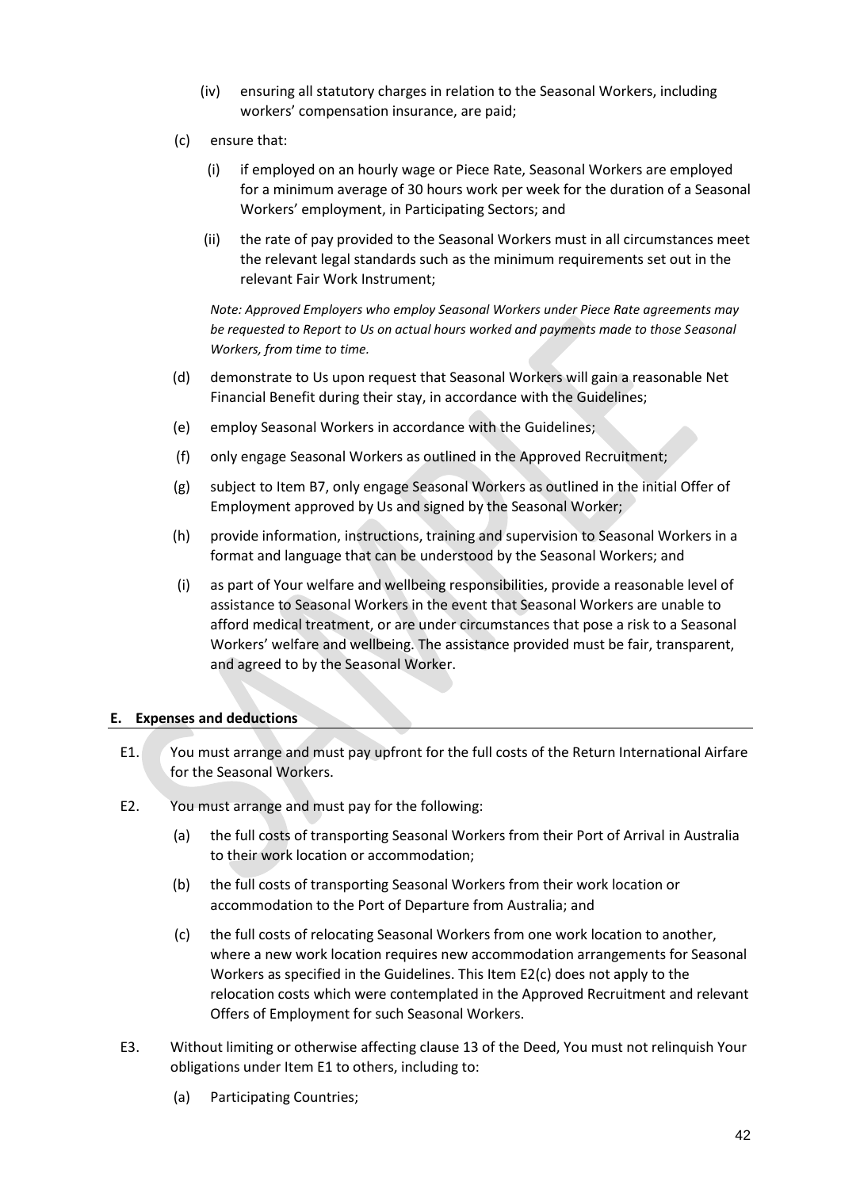(iv) ensuring all statutory charges in relation to the Seasonal Workers, including workers' compensation insurance, are paid;

(c) ensure that:

(i) if employed on an hourly wage or Piece Rate, Seasonal Workers are employed for a minimum average of 30 hours work per week for the duration of a Seasonal Workers' employment, in Participating Sectors; and

(ii) the rate of pay provided to the Seasonal Workers must in all circumstances meet the relevant legal standards such as the minimum requirements set out in the relevant Fair Work Instrument;

*Note: Approved Employers who employ Seasonal Workers under Piece Rate agreements may be requested to Report to Us on actual hours worked and payments made to those Seasonal Workers, from time to time.*

(d) demonstrate to Us upon request that Seasonal Workers will gain a reasonable Net Financial Benefit during their stay, in accordance with the Guidelines;

(e) employ Seasonal Workers in accordance with the Guidelines;

(f) only engage Seasonal Workers as outlined in the Approved Recruitment;

(g) subject to Item B7, only engage Seasonal Workers as outlined in the initial Offer of Employment approved by Us and signed by the Seasonal Worker;

(h) provide information, instructions, training and supervision to Seasonal Workers in a format and language that can be understood by the Seasonal Workers; and

(i) as part of Your welfare and wellbeing responsibilities, provide a reasonable level of assistance to Seasonal Workers in the event that Seasonal Workers are unable to afford medical treatment, or are under circumstances that pose a risk to a Seasonal Workers' welfare and wellbeing. The assistance provided must be fair, transparent, and agreed to by the Seasonal Worker.

## E. Expenses and deductions

E1. You must arrange and must pay upfront for the full costs of the Return International Airfare for the Seasonal Workers.

E2. You must arrange and must pay for the following:

(a) the full costs of transporting Seasonal Workers from their Port of Arrival in Australia to their work location or accommodation;

(b) the full costs of transporting Seasonal Workers from their work location or accommodation to the Port of Departure from Australia; and

(c) the full costs of relocating Seasonal Workers from one work location to another, where a new work location requires new accommodation arrangements for Seasonal Workers as specified in the Guidelines. This Item E2(c) does not apply to the relocation costs which were contemplated in the Approved Recruitment and relevant Offers of Employment for such Seasonal Workers.

E3. Without limiting or otherwise affecting clause 13 of the Deed, You must not relinquish Your obligations under Item E1 to others, including to:

(a) Participating Countries;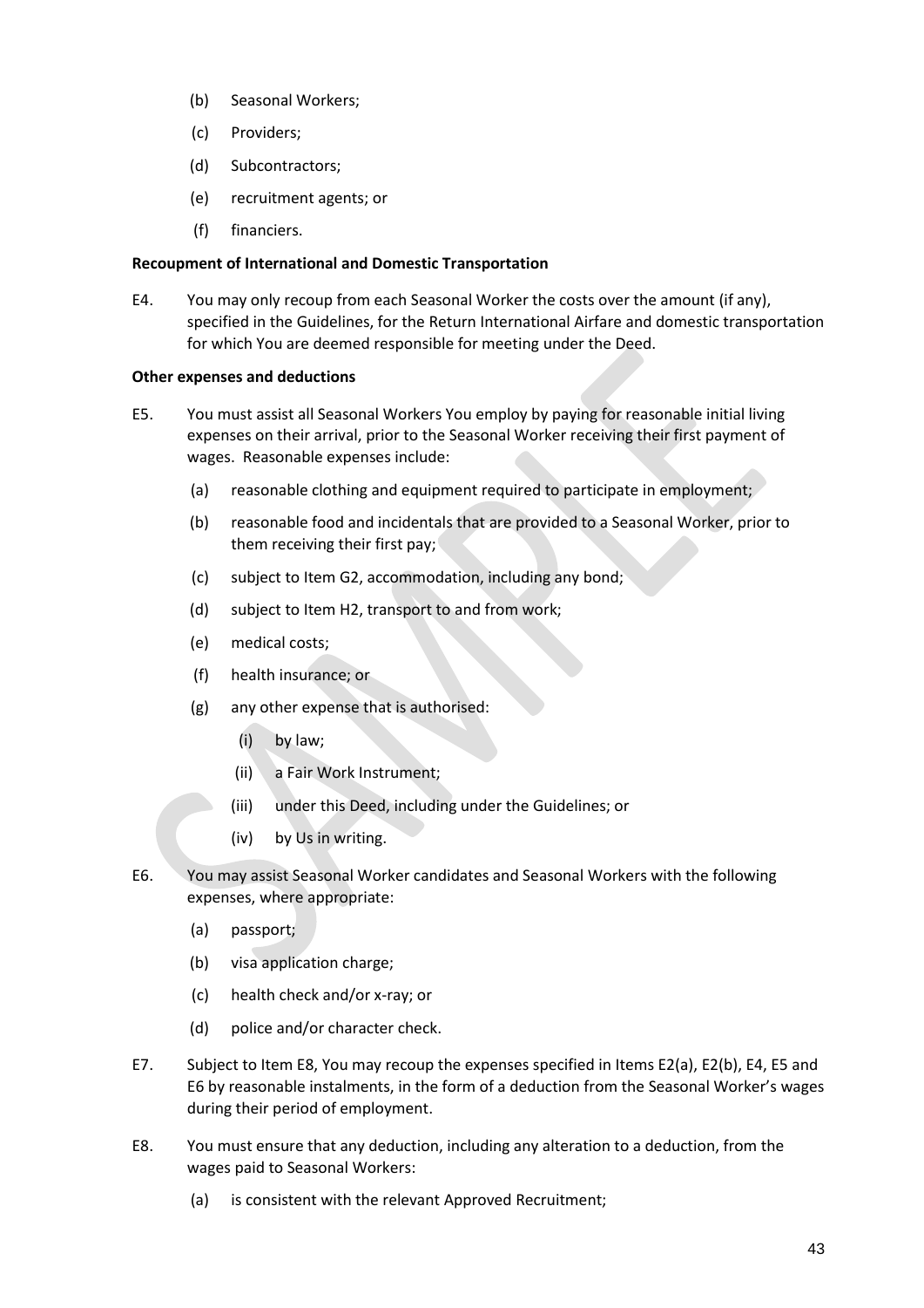(b) Seasonal Workers;

(c) Providers;

(d) Subcontractors;

(e) recruitment agents; or

(f) financiers.

**Recoupment of International and Domestic Transportation**

E4. You may only recoup from each Seasonal Worker the costs over the amount (if any), specified in the Guidelines, for the Return International Airfare and domestic transportation for which You are deemed responsible for meeting under the Deed.

**Other expenses and deductions**

E5. You must assist all Seasonal Workers You employ by paying for reasonable initial living expenses on their arrival, prior to the Seasonal Worker receiving their first payment of wages. Reasonable expenses include:

(a) reasonable clothing and equipment required to participate in employment;

(b) reasonable food and incidentals that are provided to a Seasonal Worker, prior to them receiving their first pay;

(c) subject to Item G2, accommodation, including any bond;

(d) subject to Item H2, transport to and from work;

(e) medical costs;

(f) health insurance; or

(g) any other expense that is authorised:

(i) by law;

(ii) a Fair Work Instrument;

(iii) under this Deed, including under the Guidelines; or

(iv) by Us in writing.

E6. You may assist Seasonal Worker candidates and Seasonal Workers with the following expenses, where appropriate:

(a) passport;

(b) visa application charge;

(c) health check and/or x-ray; or

(d) police and/or character check.

E7. Subject to Item E8, You may recoup the expenses specified in Items E2(a), E2(b), E4, E5 and E6 by reasonable instalments, in the form of a deduction from the Seasonal Worker's wages during their period of employment.

E8. You must ensure that any deduction, including any alteration to a deduction, from the wages paid to Seasonal Workers:

(a) is consistent with the relevant Approved Recruitment;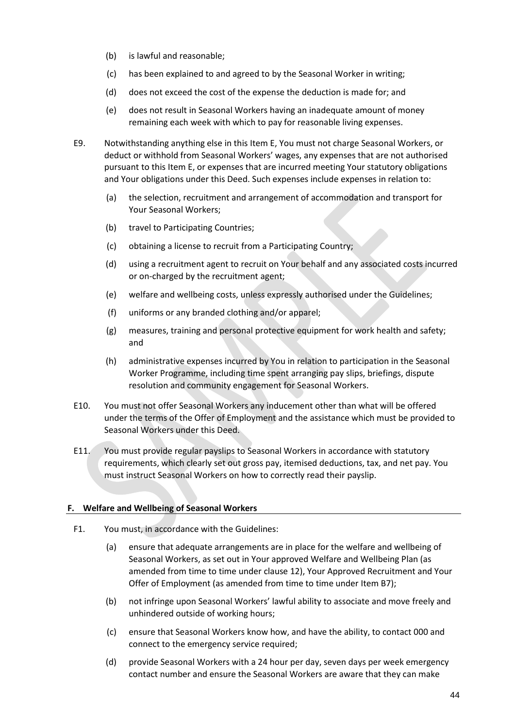(b) is lawful and reasonable;

(c) has been explained to and agreed to by the Seasonal Worker in writing;

(d) does not exceed the cost of the expense the deduction is made for; and

(e) does not result in Seasonal Workers having an inadequate amount of money remaining each week with which to pay for reasonable living expenses.

E9. Notwithstanding anything else in this Item E, You must not charge Seasonal Workers, or deduct or withhold from Seasonal Workers' wages, any expenses that are not authorised pursuant to this Item E, or expenses that are incurred meeting Your statutory obligations and Your obligations under this Deed. Such expenses include expenses in relation to:

(a) the selection, recruitment and arrangement of accommodation and transport for Your Seasonal Workers;

(b) travel to Participating Countries;

(c) obtaining a license to recruit from a Participating Country;

(d) using a recruitment agent to recruit on Your behalf and any associated costs incurred or on-charged by the recruitment agent;

(e) welfare and wellbeing costs, unless expressly authorised under the Guidelines;

(f) uniforms or any branded clothing and/or apparel;

(g) measures, training and personal protective equipment for work health and safety; and

(h) administrative expenses incurred by You in relation to participation in the Seasonal Worker Programme, including time spent arranging pay slips, briefings, dispute resolution and community engagement for Seasonal Workers.

E10. You must not offer Seasonal Workers any inducement other than what will be offered under the terms of the Offer of Employment and the assistance which must be provided to Seasonal Workers under this Deed.

E11. You must provide regular payslips to Seasonal Workers in accordance with statutory requirements, which clearly set out gross pay, itemised deductions, tax, and net pay. You must instruct Seasonal Workers on how to correctly read their payslip.

## F. Welfare and Wellbeing of Seasonal Workers

F1. You must, in accordance with the Guidelines:

(a) ensure that adequate arrangements are in place for the welfare and wellbeing of Seasonal Workers, as set out in Your approved Welfare and Wellbeing Plan (as amended from time to time under clause 12), Your Approved Recruitment and Your Offer of Employment (as amended from time to time under Item B7);

(b) not infringe upon Seasonal Workers' lawful ability to associate and move freely and unhindered outside of working hours;

(c) ensure that Seasonal Workers know how, and have the ability, to contact 000 and connect to the emergency service required;

(d) provide Seasonal Workers with a 24 hour per day, seven days per week emergency contact number and ensure the Seasonal Workers are aware that they can make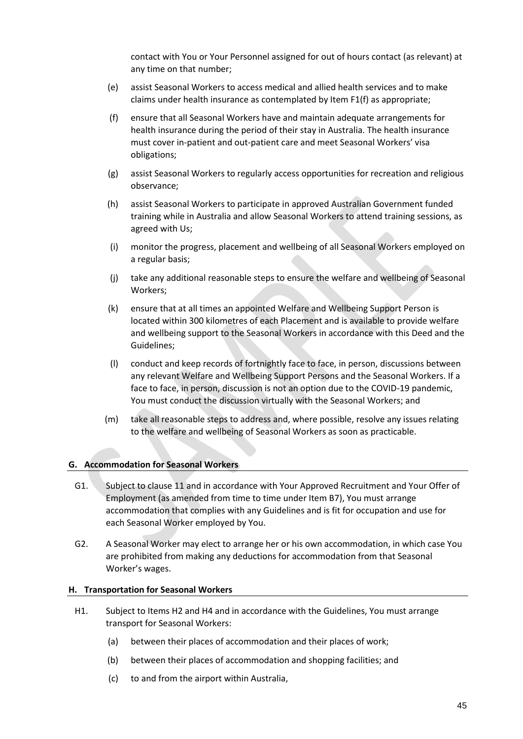contact with You or Your Personnel assigned for out of hours contact (as relevant) at any time on that number;

(e) assist Seasonal Workers to access medical and allied health services and to make claims under health insurance as contemplated by Item F1(f) as appropriate;

(f) ensure that all Seasonal Workers have and maintain adequate arrangements for health insurance during the period of their stay in Australia. The health insurance must cover in-patient and out-patient care and meet Seasonal Workers' visa obligations;

(g) assist Seasonal Workers to regularly access opportunities for recreation and religious observance;

(h) assist Seasonal Workers to participate in approved Australian Government funded training while in Australia and allow Seasonal Workers to attend training sessions, as agreed with Us;

(i) monitor the progress, placement and wellbeing of all Seasonal Workers employed on a regular basis;

(j) take any additional reasonable steps to ensure the welfare and wellbeing of Seasonal Workers;

(k) ensure that at all times an appointed Welfare and Wellbeing Support Person is located within 300 kilometres of each Placement and is available to provide welfare and wellbeing support to the Seasonal Workers in accordance with this Deed and the Guidelines;

(l) conduct and keep records of fortnightly face to face, in person, discussions between any relevant Welfare and Wellbeing Support Persons and the Seasonal Workers. If a face to face, in person, discussion is not an option due to the COVID-19 pandemic, You must conduct the discussion virtually with the Seasonal Workers; and

(m) take all reasonable steps to address and, where possible, resolve any issues relating to the welfare and wellbeing of Seasonal Workers as soon as practicable.

**G. Accommodation for Seasonal Workers**

G1. Subject to clause 11 and in accordance with Your Approved Recruitment and Your Offer of Employment (as amended from time to time under Item B7), You must arrange accommodation that complies with any Guidelines and is fit for occupation and use for each Seasonal Worker employed by You.

G2. A Seasonal Worker may elect to arrange her or his own accommodation, in which case You are prohibited from making any deductions for accommodation from that Seasonal Worker's wages.

**H. Transportation for Seasonal Workers**

H1. Subject to Items H2 and H4 and in accordance with the Guidelines, You must arrange transport for Seasonal Workers:

(a) between their places of accommodation and their places of work;

(b) between their places of accommodation and shopping facilities; and

(c) to and from the airport within Australia,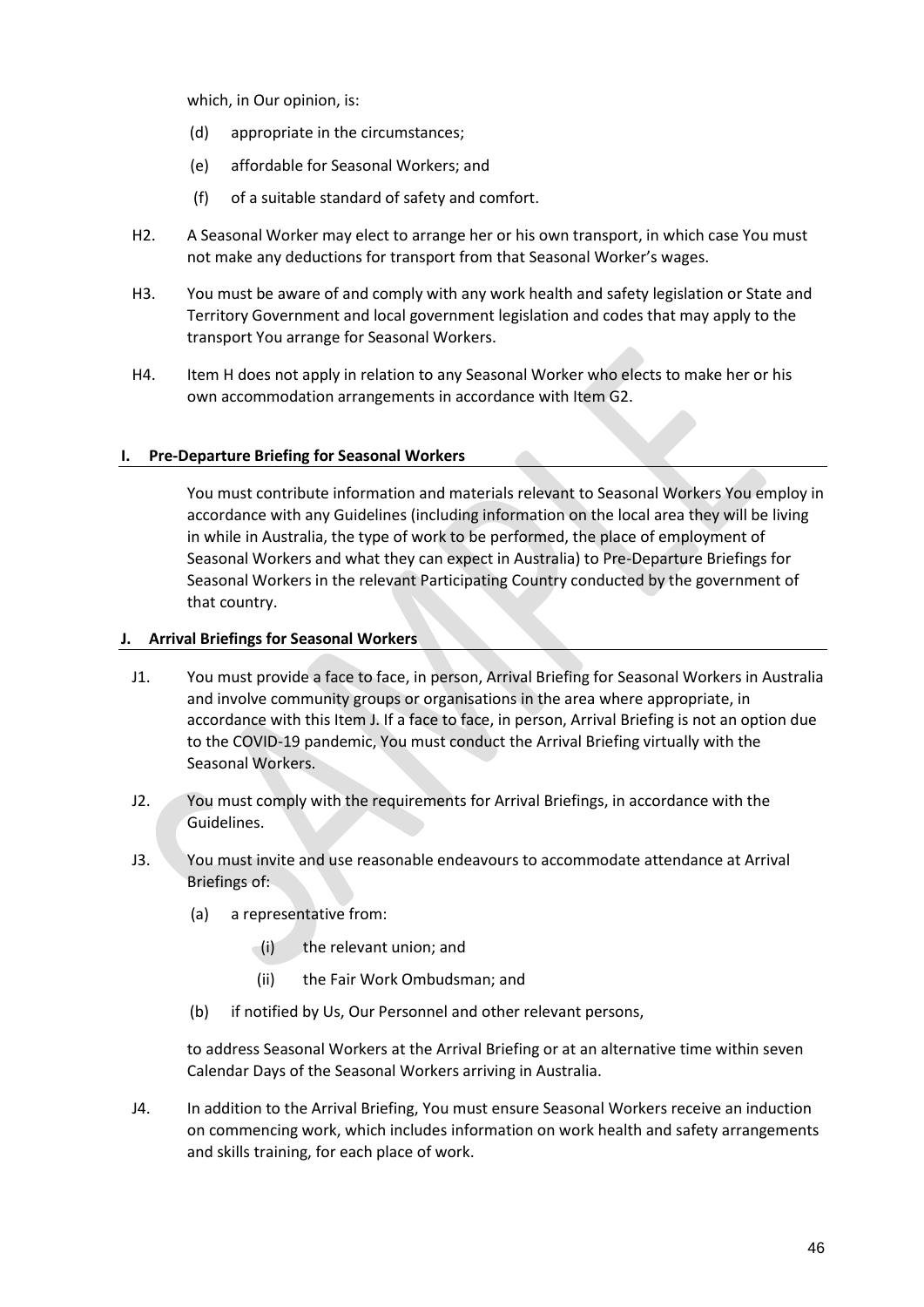which, in Our opinion, is:

(d) appropriate in the circumstances;

(e) affordable for Seasonal Workers; and

(f) of a suitable standard of safety and comfort.

H2. A Seasonal Worker may elect to arrange her or his own transport, in which case You must not make any deductions for transport from that Seasonal Worker's wages.

H3. You must be aware of and comply with any work health and safety legislation or State and Territory Government and local government legislation and codes that may apply to the transport You arrange for Seasonal Workers.

H4. Item H does not apply in relation to any Seasonal Worker who elects to make her or his own accommodation arrangements in accordance with Item G2.

### I. Pre-Departure Briefing for Seasonal Workers

You must contribute information and materials relevant to Seasonal Workers You employ in accordance with any Guidelines (including information on the local area they will be living in while in Australia, the type of work to be performed, the place of employment of Seasonal Workers and what they can expect in Australia) to Pre-Departure Briefings for Seasonal Workers in the relevant Participating Country conducted by the government of that country.

### J. Arrival Briefings for Seasonal Workers

J1. You must provide a face to face, in person, Arrival Briefing for Seasonal Workers in Australia and involve community groups or organisations in the area where appropriate, in accordance with this Item J. If a face to face, in person, Arrival Briefing is not an option due to the COVID-19 pandemic, You must conduct the Arrival Briefing virtually with the Seasonal Workers.

J2. You must comply with the requirements for Arrival Briefings, in accordance with the Guidelines.

J3. You must invite and use reasonable endeavours to accommodate attendance at Arrival Briefings of:

(a) a representative from:

(i) the relevant union; and

(ii) the Fair Work Ombudsman; and

(b) if notified by Us, Our Personnel and other relevant persons,

to address Seasonal Workers at the Arrival Briefing or at an alternative time within seven Calendar Days of the Seasonal Workers arriving in Australia.

J4. In addition to the Arrival Briefing, You must ensure Seasonal Workers receive an induction on commencing work, which includes information on work health and safety arrangements and skills training, for each place of work.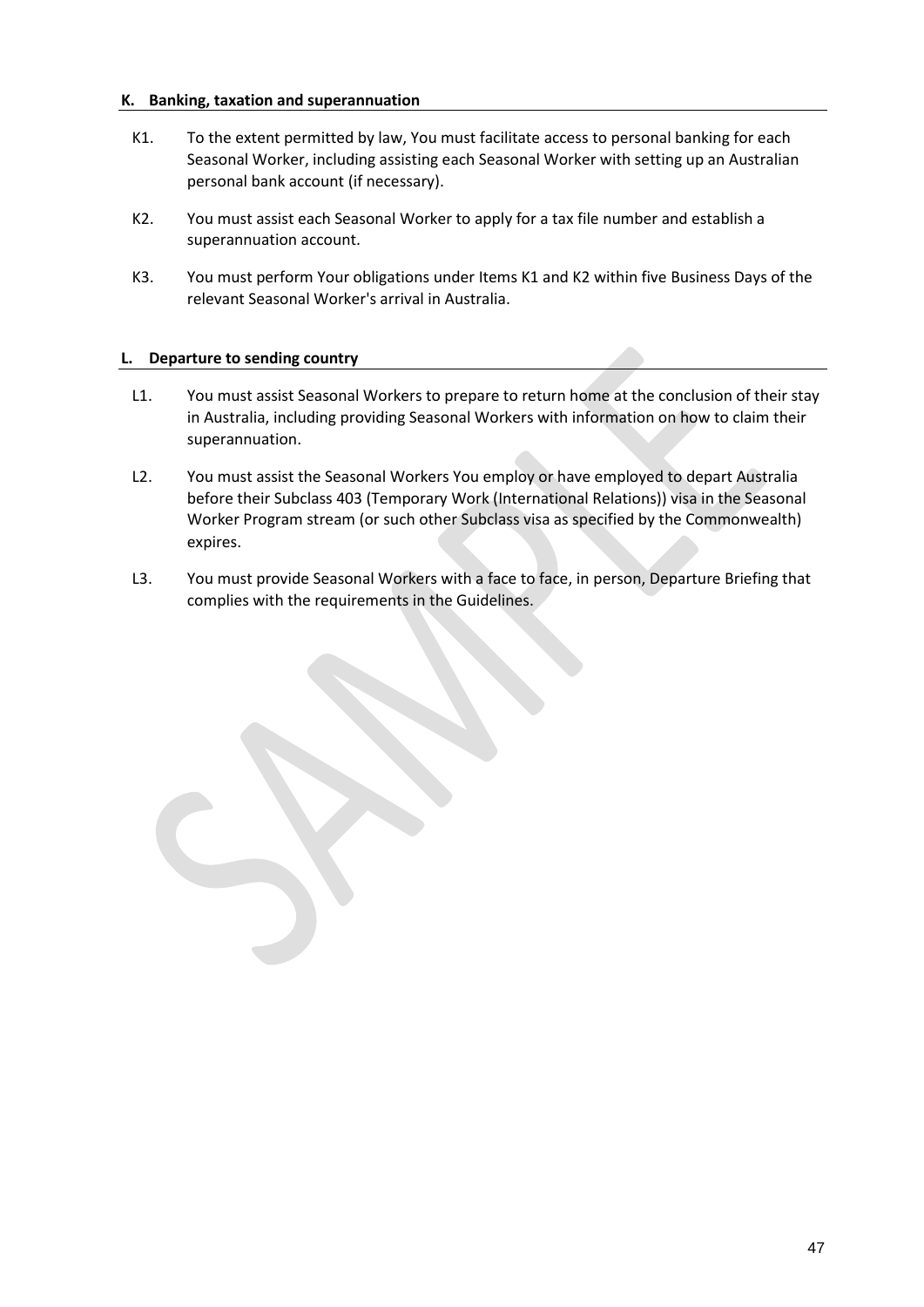### K. Banking, taxation and superannuation

K1. To the extent permitted by law, You must facilitate access to personal banking for each Seasonal Worker, including assisting each Seasonal Worker with setting up an Australian personal bank account (if necessary).

K2. You must assist each Seasonal Worker to apply for a tax file number and establish a superannuation account.

K3. You must perform Your obligations under Items K1 and K2 within five Business Days of the relevant Seasonal Worker's arrival in Australia.

### L. Departure to sending country

L1. You must assist Seasonal Workers to prepare to return home at the conclusion of their stay in Australia, including providing Seasonal Workers with information on how to claim their superannuation.

L2. You must assist the Seasonal Workers You employ or have employed to depart Australia before their Subclass 403 (Temporary Work (International Relations)) visa in the Seasonal Worker Program stream (or such other Subclass visa as specified by the Commonwealth) expires.

L3. You must provide Seasonal Workers with a face to face, in person, Departure Briefing that complies with the requirements in the Guidelines.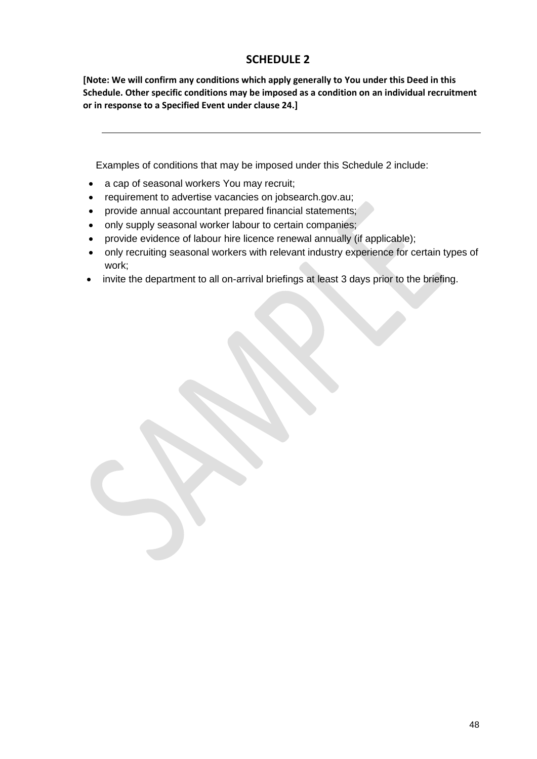# SCHEDULE 2

**[Note: We will confirm any conditions which apply generally to You under this Deed in this Schedule. Other specific conditions may be imposed as a condition on an individual recruitment or in response to a Specified Event under clause 24.]**

---

Examples of conditions that may be imposed under this Schedule 2 include:

- a cap of seasonal workers You may recruit;
- requirement to advertise vacancies on jobsearch.gov.au;
- provide annual accountant prepared financial statements;
- only supply seasonal worker labour to certain companies;
- provide evidence of labour hire licence renewal annually (if applicable);
- only recruiting seasonal workers with relevant industry experience for certain types of work;
- invite the department to all on-arrival briefings at least 3 days prior to the briefing.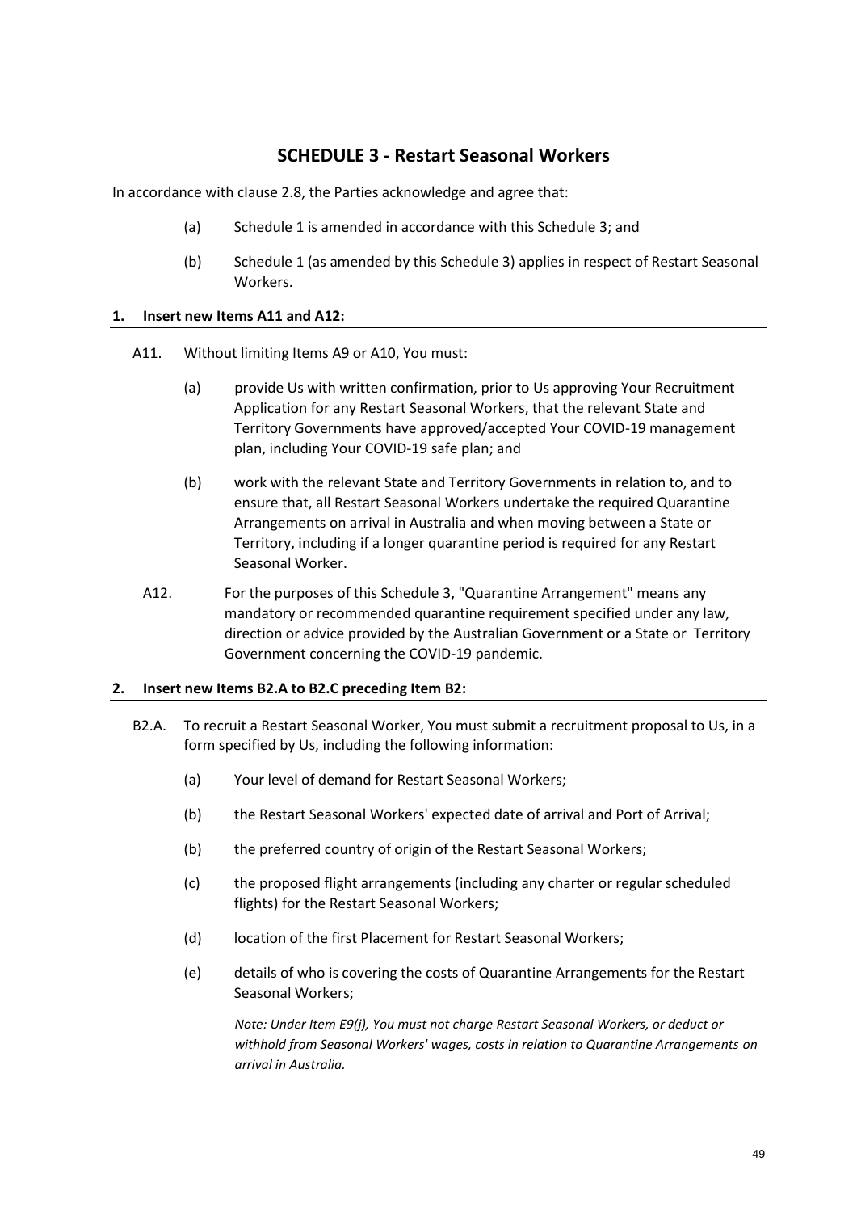# SCHEDULE 3 - Restart Seasonal Workers

In accordance with clause 2.8, the Parties acknowledge and agree that:

(a) Schedule 1 is amended in accordance with this Schedule 3; and

(b) Schedule 1 (as amended by this Schedule 3) applies in respect of Restart Seasonal Workers.

## 1. Insert new Items A11 and A12:

A11. Without limiting Items A9 or A10, You must:

(a) provide Us with written confirmation, prior to Us approving Your Recruitment Application for any Restart Seasonal Workers, that the relevant State and Territory Governments have approved/accepted Your COVID-19 management plan, including Your COVID-19 safe plan; and

(b) work with the relevant State and Territory Governments in relation to, and to ensure that, all Restart Seasonal Workers undertake the required Quarantine Arrangements on arrival in Australia and when moving between a State or Territory, including if a longer quarantine period is required for any Restart Seasonal Worker.

A12. For the purposes of this Schedule 3, "Quarantine Arrangement" means any mandatory or recommended quarantine requirement specified under any law, direction or advice provided by the Australian Government or a State or Territory Government concerning the COVID-19 pandemic.

## 2. Insert new Items B2.A to B2.C preceding Item B2:

B2.A. To recruit a Restart Seasonal Worker, You must submit a recruitment proposal to Us, in a form specified by Us, including the following information:

(a) Your level of demand for Restart Seasonal Workers;

(b) the Restart Seasonal Workers' expected date of arrival and Port of Arrival;

(b) the preferred country of origin of the Restart Seasonal Workers;

(c) the proposed flight arrangements (including any charter or regular scheduled flights) for the Restart Seasonal Workers;

(d) location of the first Placement for Restart Seasonal Workers;

(e) details of who is covering the costs of Quarantine Arrangements for the Restart Seasonal Workers;

*Note: Under Item E9(j), You must not charge Restart Seasonal Workers, or deduct or withhold from Seasonal Workers' wages, costs in relation to Quarantine Arrangements on arrival in Australia.*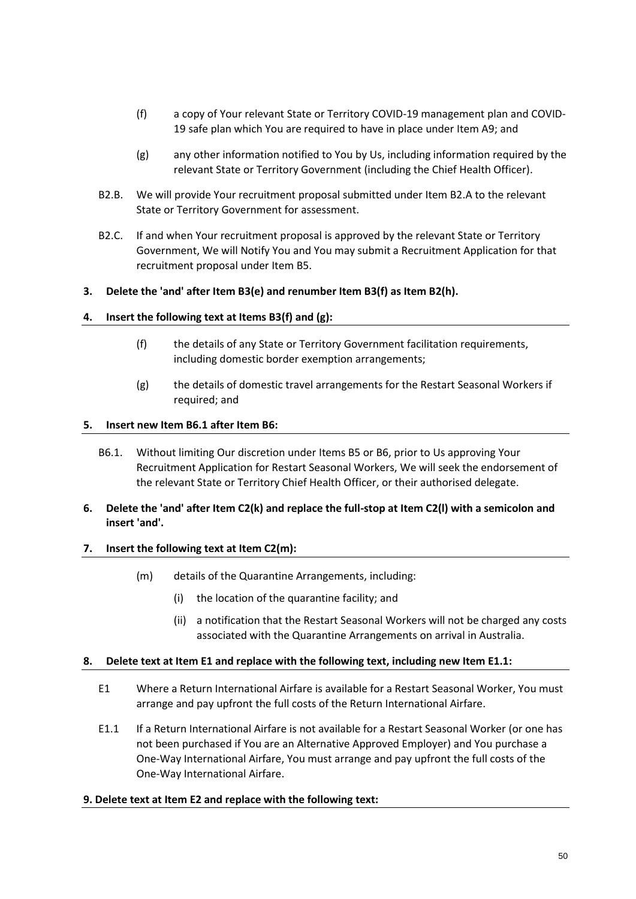(f) a copy of Your relevant State or Territory COVID-19 management plan and COVID-19 safe plan which You are required to have in place under Item A9; and

(g) any other information notified to You by Us, including information required by the relevant State or Territory Government (including the Chief Health Officer).

B2.B. We will provide Your recruitment proposal submitted under Item B2.A to the relevant State or Territory Government for assessment.

B2.C. If and when Your recruitment proposal is approved by the relevant State or Territory Government, We will Notify You and You may submit a Recruitment Application for that recruitment proposal under Item B5.

**3. Delete the 'and' after Item B3(e) and renumber Item B3(f) as Item B2(h).**

**4. Insert the following text at Items B3(f) and (g):**

(f) the details of any State or Territory Government facilitation requirements, including domestic border exemption arrangements;

(g) the details of domestic travel arrangements for the Restart Seasonal Workers if required; and

**5. Insert new Item B6.1 after Item B6:**

B6.1. Without limiting Our discretion under Items B5 or B6, prior to Us approving Your Recruitment Application for Restart Seasonal Workers, We will seek the endorsement of the relevant State or Territory Chief Health Officer, or their authorised delegate.

**6. Delete the 'and' after Item C2(k) and replace the full-stop at Item C2(l) with a semicolon and insert 'and'.**

**7. Insert the following text at Item C2(m):**

(m) details of the Quarantine Arrangements, including:

(i) the location of the quarantine facility; and

(ii) a notification that the Restart Seasonal Workers will not be charged any costs associated with the Quarantine Arrangements on arrival in Australia.

**8. Delete text at Item E1 and replace with the following text, including new Item E1.1:**

E1 Where a Return International Airfare is available for a Restart Seasonal Worker, You must arrange and pay upfront the full costs of the Return International Airfare.

E1.1 If a Return International Airfare is not available for a Restart Seasonal Worker (or one has not been purchased if You are an Alternative Approved Employer) and You purchase a One-Way International Airfare, You must arrange and pay upfront the full costs of the One-Way International Airfare.

**9. Delete text at Item E2 and replace with the following text:**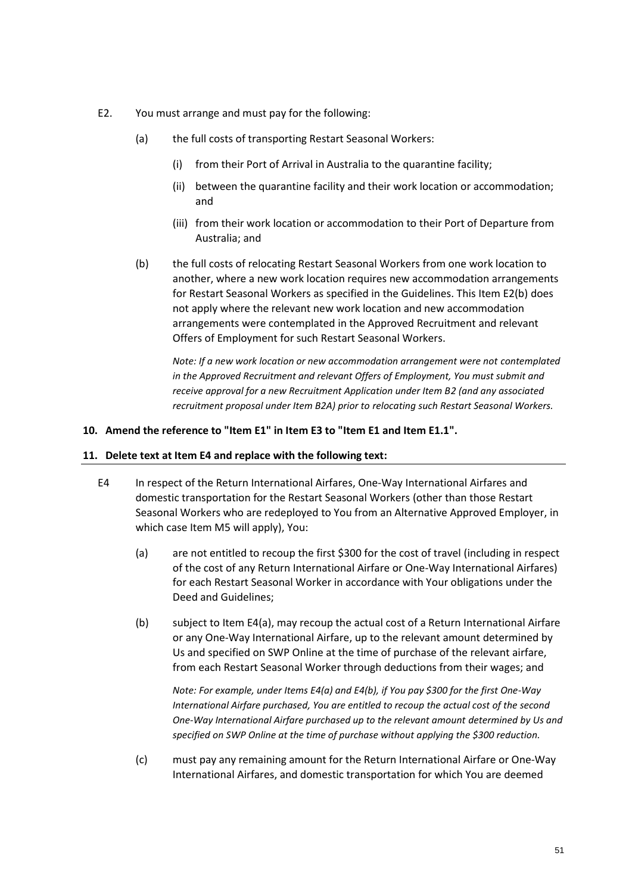E2. You must arrange and must pay for the following:

(a) the full costs of transporting Restart Seasonal Workers:

(i) from their Port of Arrival in Australia to the quarantine facility;

(ii) between the quarantine facility and their work location or accommodation; and

(iii) from their work location or accommodation to their Port of Departure from Australia; and

(b) the full costs of relocating Restart Seasonal Workers from one work location to another, where a new work location requires new accommodation arrangements for Restart Seasonal Workers as specified in the Guidelines. This Item E2(b) does not apply where the relevant new work location and new accommodation arrangements were contemplated in the Approved Recruitment and relevant Offers of Employment for such Restart Seasonal Workers.

*Note: If a new work location or new accommodation arrangement were not contemplated in the Approved Recruitment and relevant Offers of Employment, You must submit and receive approval for a new Recruitment Application under Item B2 (and any associated recruitment proposal under Item B2A) prior to relocating such Restart Seasonal Workers.*

**10. Amend the reference to "Item E1" in Item E3 to "Item E1 and Item E1.1".**

**11. Delete text at Item E4 and replace with the following text:**

E4 In respect of the Return International Airfares, One-Way International Airfares and domestic transportation for the Restart Seasonal Workers (other than those Restart Seasonal Workers who are redeployed to You from an Alternative Approved Employer, in which case Item M5 will apply), You:

(a) are not entitled to recoup the first $300 for the cost of travel (including in respect of the cost of any Return International Airfare or One-Way International Airfares) for each Restart Seasonal Worker in accordance with Your obligations under the Deed and Guidelines;

(b) subject to Item E4(a), may recoup the actual cost of a Return International Airfare or any One-Way International Airfare, up to the relevant amount determined by Us and specified on SWP Online at the time of purchase of the relevant airfare, from each Restart Seasonal Worker through deductions from their wages; and

*Note: For example, under Items E4(a) and E4(b), if You pay $300 for the first One-Way International Airfare purchased, You are entitled to recoup the actual cost of the second One-Way International Airfare purchased up to the relevant amount determined by Us and specified on SWP Online at the time of purchase without applying the $300 reduction.*

(c) must pay any remaining amount for the Return International Airfare or One-Way International Airfares, and domestic transportation for which You are deemed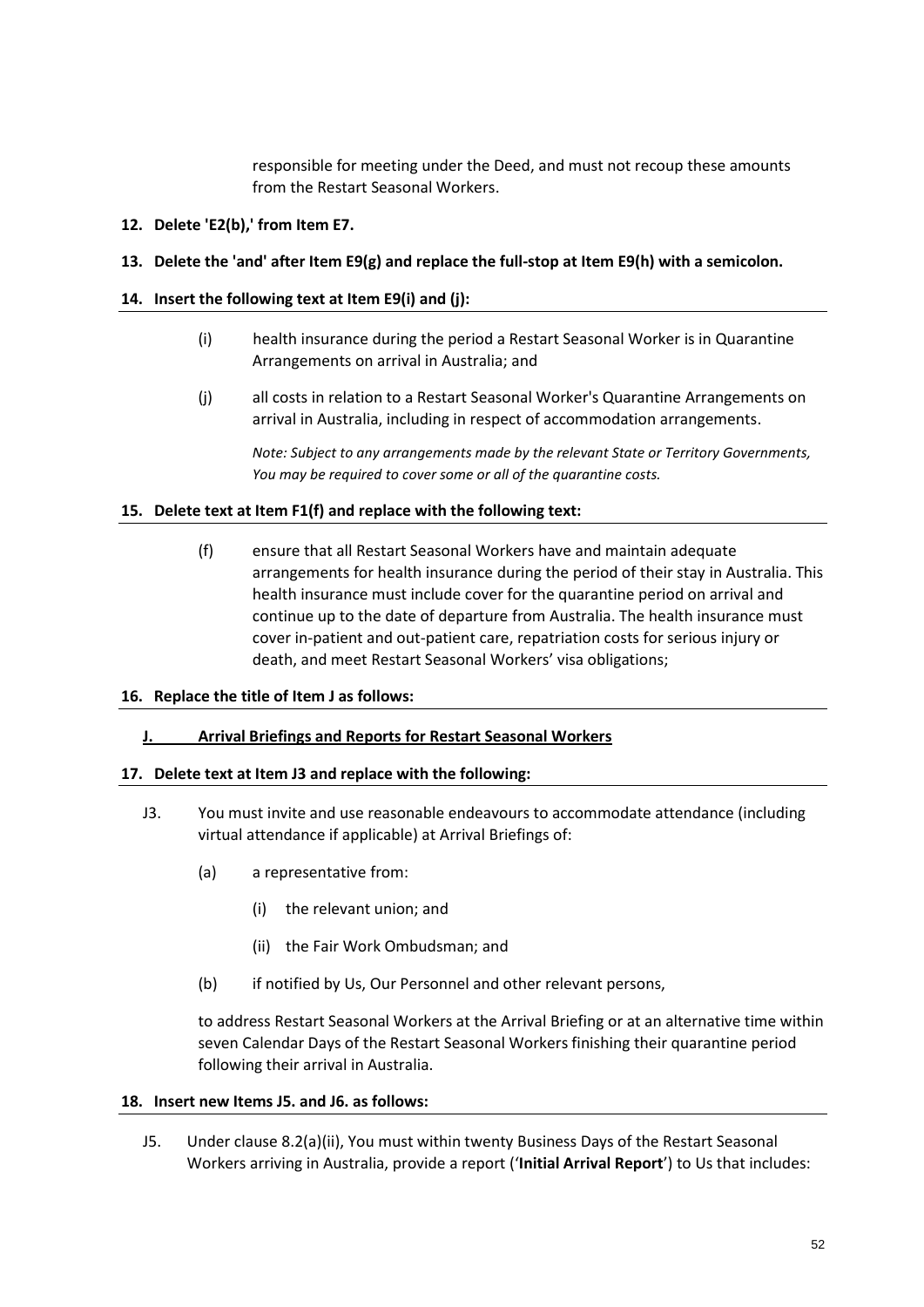responsible for meeting under the Deed, and must not recoup these amounts from the Restart Seasonal Workers.

**12. Delete 'E2(b),' from Item E7.**

**13. Delete the 'and' after Item E9(g) and replace the full-stop at Item E9(h) with a semicolon.**

**14. Insert the following text at Item E9(i) and (j):**

(i) health insurance during the period a Restart Seasonal Worker is in Quarantine Arrangements on arrival in Australia; and

(j) all costs in relation to a Restart Seasonal Worker's Quarantine Arrangements on arrival in Australia, including in respect of accommodation arrangements.

*Note: Subject to any arrangements made by the relevant State or Territory Governments, You may be required to cover some or all of the quarantine costs.*

**15. Delete text at Item F1(f) and replace with the following text:**

(f) ensure that all Restart Seasonal Workers have and maintain adequate arrangements for health insurance during the period of their stay in Australia. This health insurance must include cover for the quarantine period on arrival and continue up to the date of departure from Australia. The health insurance must cover in-patient and out-patient care, repatriation costs for serious injury or death, and meet Restart Seasonal Workers' visa obligations;

**16. Replace the title of Item J as follows:**

**J. Arrival Briefings and Reports for Restart Seasonal Workers**

**17. Delete text at Item J3 and replace with the following:**

J3. You must invite and use reasonable endeavours to accommodate attendance (including virtual attendance if applicable) at Arrival Briefings of:

- (a) a representative from:
  - (i) the relevant union; and
  - (ii) the Fair Work Ombudsman; and
- (b) if notified by Us, Our Personnel and other relevant persons,

to address Restart Seasonal Workers at the Arrival Briefing or at an alternative time within seven Calendar Days of the Restart Seasonal Workers finishing their quarantine period following their arrival in Australia.

**18. Insert new Items J5. and J6. as follows:**

J5. Under clause 8.2(a)(ii), You must within twenty Business Days of the Restart Seasonal Workers arriving in Australia, provide a report ('**Initial Arrival Report**') to Us that includes: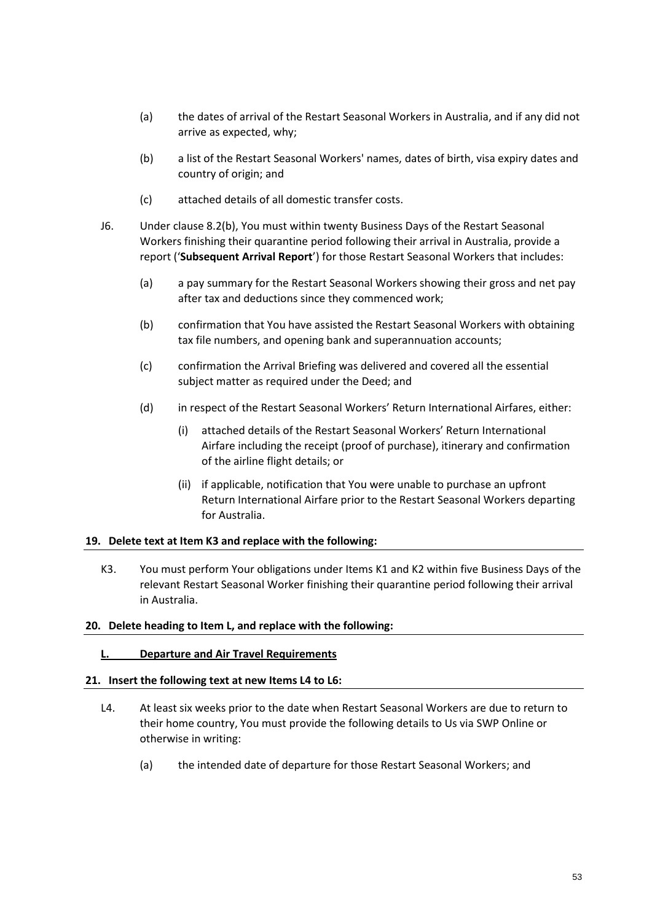(a) the dates of arrival of the Restart Seasonal Workers in Australia, and if any did not arrive as expected, why;

(b) a list of the Restart Seasonal Workers' names, dates of birth, visa expiry dates and country of origin; and

(c) attached details of all domestic transfer costs.

J6. Under clause 8.2(b), You must within twenty Business Days of the Restart Seasonal Workers finishing their quarantine period following their arrival in Australia, provide a report ('**Subsequent Arrival Report**') for those Restart Seasonal Workers that includes:

(a) a pay summary for the Restart Seasonal Workers showing their gross and net pay after tax and deductions since they commenced work;

(b) confirmation that You have assisted the Restart Seasonal Workers with obtaining tax file numbers, and opening bank and superannuation accounts;

(c) confirmation the Arrival Briefing was delivered and covered all the essential subject matter as required under the Deed; and

(d) in respect of the Restart Seasonal Workers' Return International Airfares, either:

(i) attached details of the Restart Seasonal Workers' Return International Airfare including the receipt (proof of purchase), itinerary and confirmation of the airline flight details; or

(ii) if applicable, notification that You were unable to purchase an upfront Return International Airfare prior to the Restart Seasonal Workers departing for Australia.

**19. Delete text at Item K3 and replace with the following:**

K3. You must perform Your obligations under Items K1 and K2 within five Business Days of the relevant Restart Seasonal Worker finishing their quarantine period following their arrival in Australia.

**20. Delete heading to Item L, and replace with the following:**

**L. Departure and Air Travel Requirements**

**21. Insert the following text at new Items L4 to L6:**

L4. At least six weeks prior to the date when Restart Seasonal Workers are due to return to their home country, You must provide the following details to Us via SWP Online or otherwise in writing:

(a) the intended date of departure for those Restart Seasonal Workers; and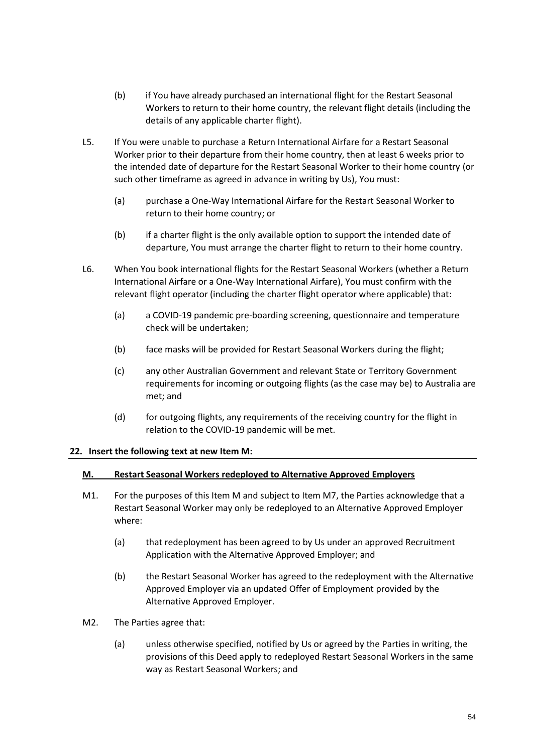(b) if You have already purchased an international flight for the Restart Seasonal Workers to return to their home country, the relevant flight details (including the details of any applicable charter flight).

L5. If You were unable to purchase a Return International Airfare for a Restart Seasonal Worker prior to their departure from their home country, then at least 6 weeks prior to the intended date of departure for the Restart Seasonal Worker to their home country (or such other timeframe as agreed in advance in writing by Us), You must:

(a) purchase a One-Way International Airfare for the Restart Seasonal Worker to return to their home country; or

(b) if a charter flight is the only available option to support the intended date of departure, You must arrange the charter flight to return to their home country.

L6. When You book international flights for the Restart Seasonal Workers (whether a Return International Airfare or a One-Way International Airfare), You must confirm with the relevant flight operator (including the charter flight operator where applicable) that:

(a) a COVID-19 pandemic pre-boarding screening, questionnaire and temperature check will be undertaken;

(b) face masks will be provided for Restart Seasonal Workers during the flight;

(c) any other Australian Government and relevant State or Territory Government requirements for incoming or outgoing flights (as the case may be) to Australia are met; and

(d) for outgoing flights, any requirements of the receiving country for the flight in relation to the COVID-19 pandemic will be met.

**22. Insert the following text at new Item M:**

**<u>M. Restart Seasonal Workers redeployed to Alternative Approved Employers</u>**

M1. For the purposes of this Item M and subject to Item M7, the Parties acknowledge that a Restart Seasonal Worker may only be redeployed to an Alternative Approved Employer where:

(a) that redeployment has been agreed to by Us under an approved Recruitment Application with the Alternative Approved Employer; and

(b) the Restart Seasonal Worker has agreed to the redeployment with the Alternative Approved Employer via an updated Offer of Employment provided by the Alternative Approved Employer.

M2. The Parties agree that:

(a) unless otherwise specified, notified by Us or agreed by the Parties in writing, the provisions of this Deed apply to redeployed Restart Seasonal Workers in the same way as Restart Seasonal Workers; and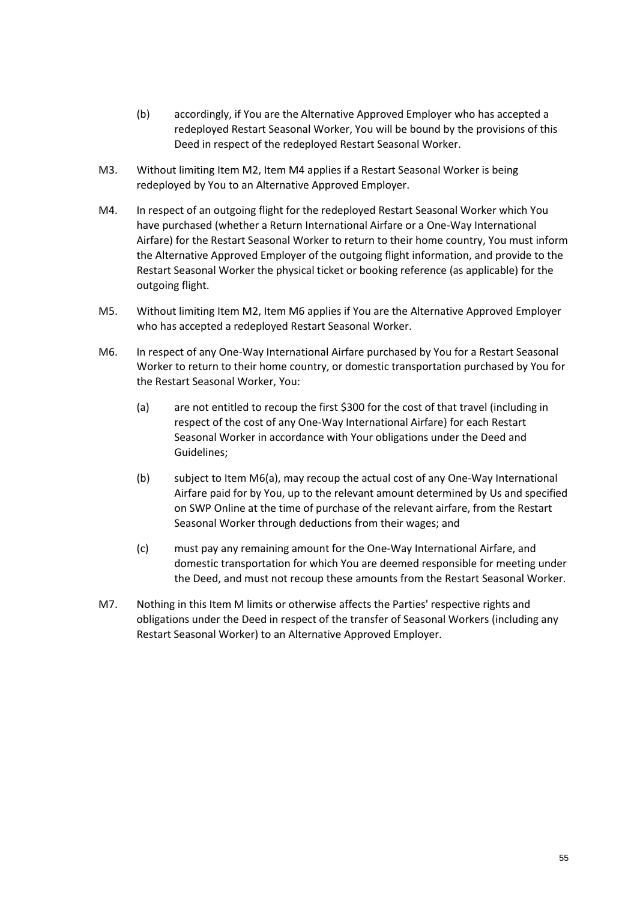(b) accordingly, if You are the Alternative Approved Employer who has accepted a redeployed Restart Seasonal Worker, You will be bound by the provisions of this Deed in respect of the redeployed Restart Seasonal Worker.

M3. Without limiting Item M2, Item M4 applies if a Restart Seasonal Worker is being redeployed by You to an Alternative Approved Employer.

M4. In respect of an outgoing flight for the redeployed Restart Seasonal Worker which You have purchased (whether a Return International Airfare or a One-Way International Airfare) for the Restart Seasonal Worker to return to their home country, You must inform the Alternative Approved Employer of the outgoing flight information, and provide to the Restart Seasonal Worker the physical ticket or booking reference (as applicable) for the outgoing flight.

M5. Without limiting Item M2, Item M6 applies if You are the Alternative Approved Employer who has accepted a redeployed Restart Seasonal Worker.

M6. In respect of any One-Way International Airfare purchased by You for a Restart Seasonal Worker to return to their home country, or domestic transportation purchased by You for the Restart Seasonal Worker, You:

(a) are not entitled to recoup the first $300 for the cost of that travel (including in respect of the cost of any One-Way International Airfare) for each Restart Seasonal Worker in accordance with Your obligations under the Deed and Guidelines;

(b) subject to Item M6(a), may recoup the actual cost of any One-Way International Airfare paid for by You, up to the relevant amount determined by Us and specified on SWP Online at the time of purchase of the relevant airfare, from the Restart Seasonal Worker through deductions from their wages; and

(c) must pay any remaining amount for the One-Way International Airfare, and domestic transportation for which You are deemed responsible for meeting under the Deed, and must not recoup these amounts from the Restart Seasonal Worker.

M7. Nothing in this Item M limits or otherwise affects the Parties' respective rights and obligations under the Deed in respect of the transfer of Seasonal Workers (including any Restart Seasonal Worker) to an Alternative Approved Employer.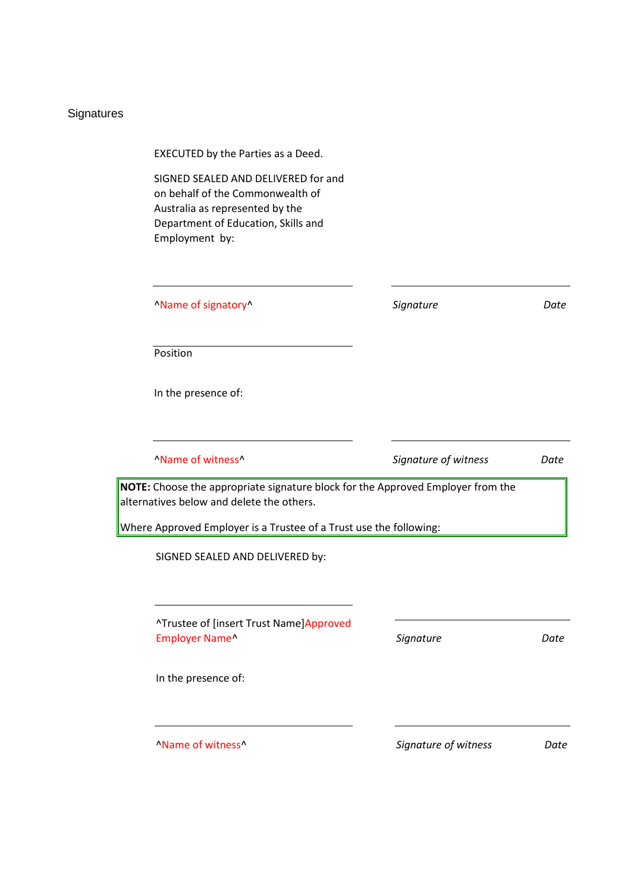## Signatures

EXECUTED by the Parties as a Deed.

SIGNED SEALED AND DELIVERED for and on behalf of the Commonwealth of Australia as represented by the Department of Education, Skills and Employment by:

| | | |
|---|---|---|
| ^Name of signatory^ | *Signature* | *Date* |
| Position | | |

In the presence of:

| | | |
|---|---|---|
| ^Name of witness^ | *Signature of witness* | *Date* |

**NOTE:** Choose the appropriate signature block for the Approved Employer from the alternatives below and delete the others.

Where Approved Employer is a Trustee of a Trust use the following:

SIGNED SEALED AND DELIVERED by:

| | | |
|---|---|---|
| ^Trustee of [insert Trust Name]Approved Employer Name^ | *Signature* | *Date* |

In the presence of:

| | | |
|---|---|---|
| ^Name of witness^ | *Signature of witness* | *Date* |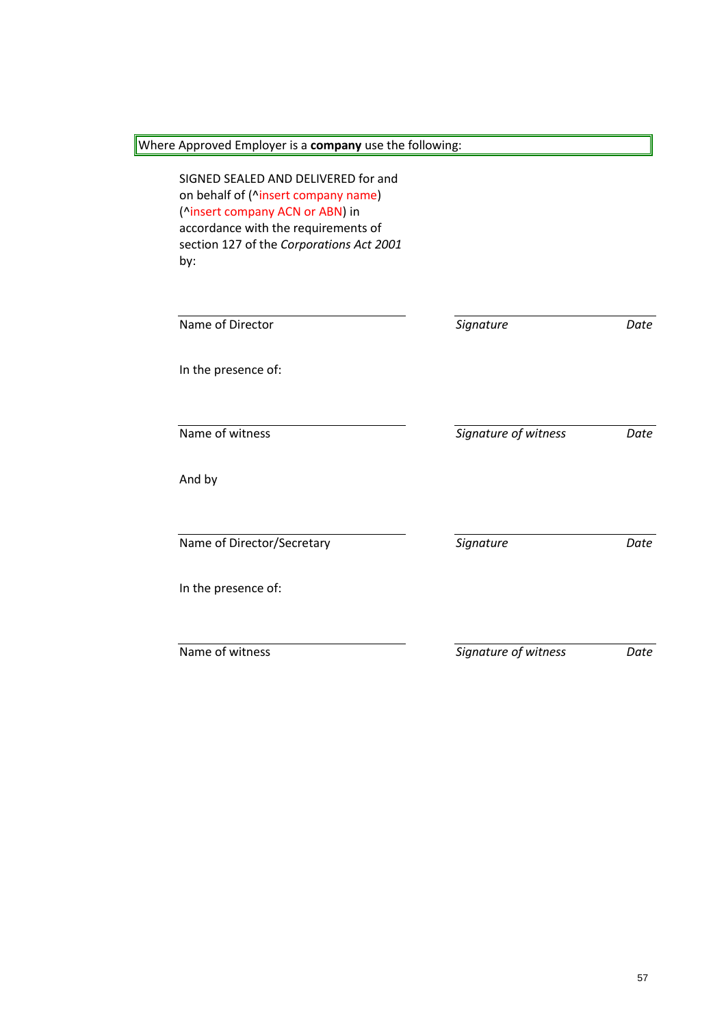Where Approved Employer is a **company** use the following:

SIGNED SEALED AND DELIVERED for and on behalf of (^insert company name) (^insert company ACN or ABN) in accordance with the requirements of section 127 of the *Corporations Act 2001* by:

| | | |
|---|---|---|
| Name of Director | *Signature* | *Date* |

In the presence of:

| | | |
|---|---|---|
| Name of witness | *Signature of witness* | *Date* |

And by

| | | |
|---|---|---|
| Name of Director/Secretary | *Signature* | *Date* |

In the presence of:

| | | |
|---|---|---|
| Name of witness | *Signature of witness* | *Date* |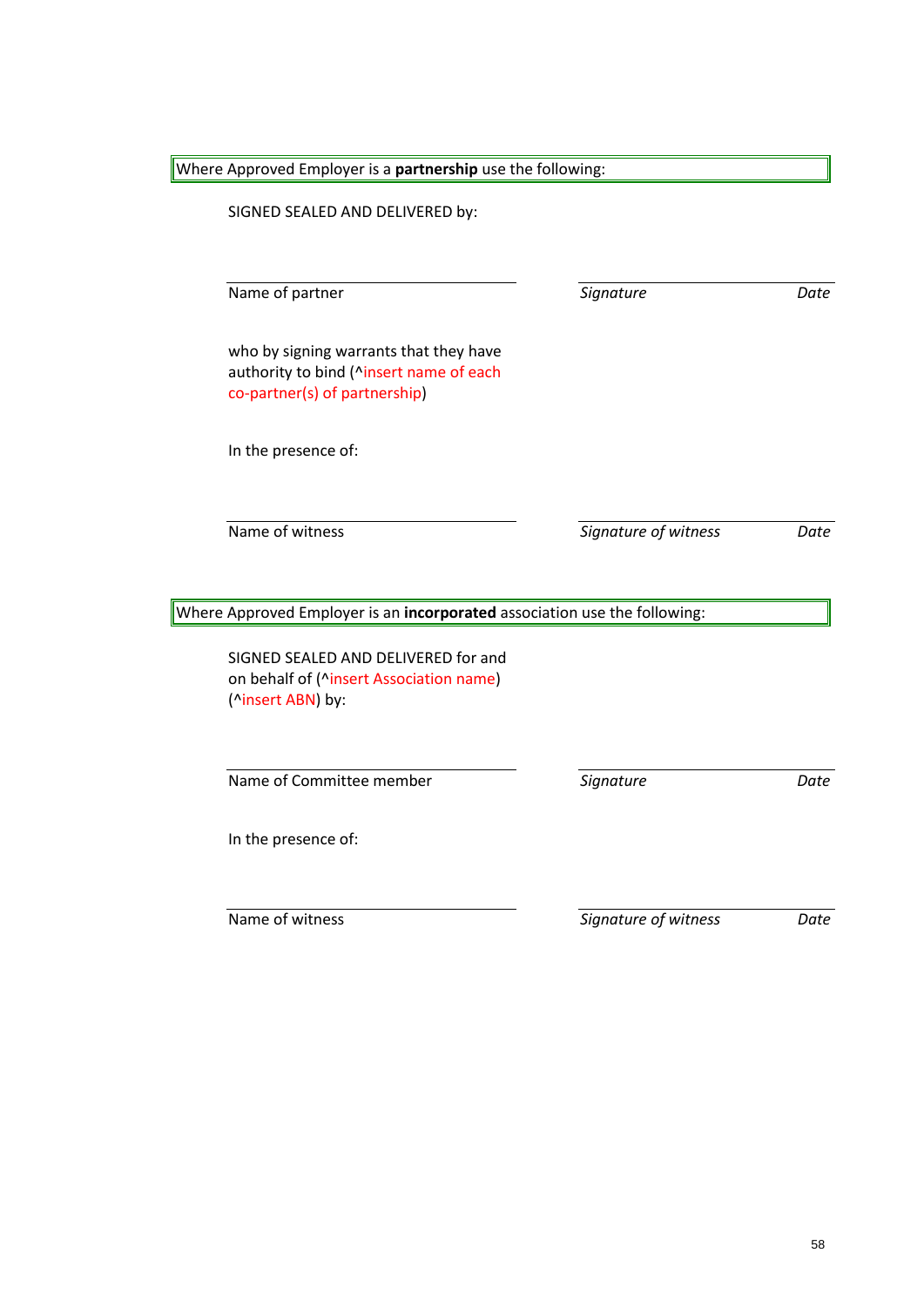Where Approved Employer is a **partnership** use the following:

SIGNED SEALED AND DELIVERED by:

| | | |
|---|---|---|
| Name of partner | *Signature* | *Date* |

who by signing warrants that they have authority to bind (^insert name of each co-partner(s) of partnership)

In the presence of:

| | | |
|---|---|---|
| Name of witness | *Signature of witness* | *Date* |

Where Approved Employer is an **incorporated** association use the following:

SIGNED SEALED AND DELIVERED for and on behalf of (^insert Association name) (^insert ABN) by:

| | | |
|---|---|---|
| Name of Committee member | *Signature* | *Date* |

In the presence of:

| | | |
|---|---|---|
| Name of witness | *Signature of witness* | *Date* |